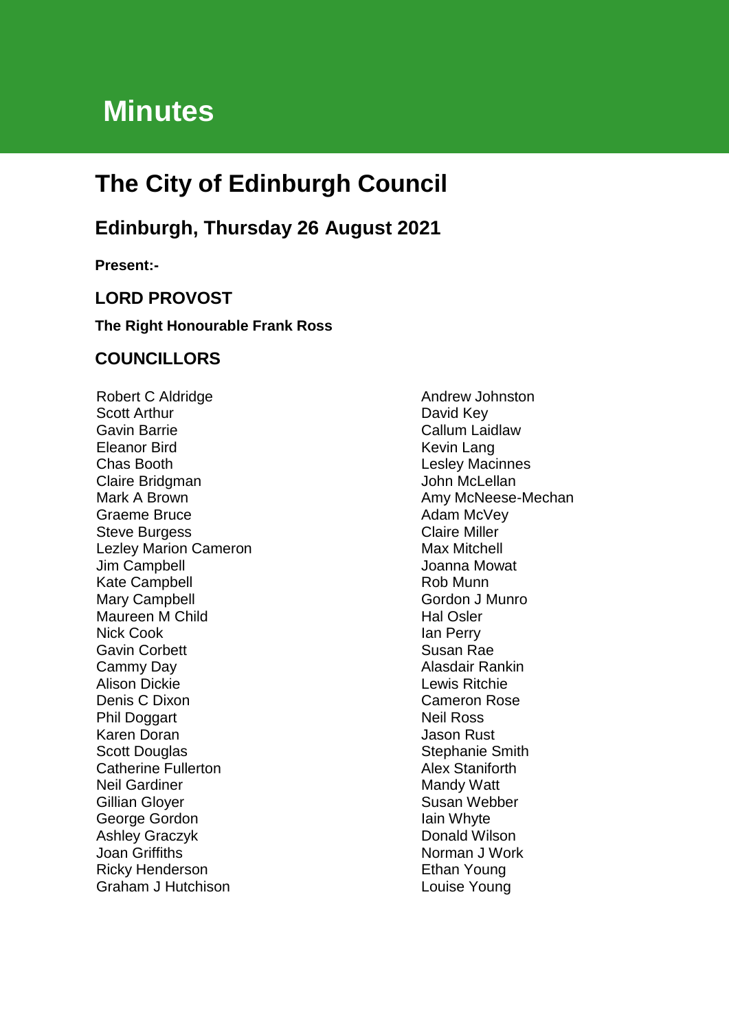# Minutes

## The City of Edinburgh Council

### Edinburgh, Thursday 26 August 2021

**Present:-**

### LORD PROVOST

**The Right Honourable Frank Ross**

### COUNCILLORS

Robert C Aldridge
Scott Arthur
Gavin Barrie
Eleanor Bird
Chas Booth
Claire Bridgman
Mark A Brown
Graeme Bruce
Steve Burgess
Lezley Marion Cameron
Jim Campbell
Kate Campbell
Mary Campbell
Maureen M Child
Nick Cook
Gavin Corbett
Cammy Day
Alison Dickie
Denis C Dixon
Phil Doggart
Karen Doran
Scott Douglas
Catherine Fullerton
Neil Gardiner
Gillian Gloyer
George Gordon
Ashley Graczyk
Joan Griffiths
Ricky Henderson
Graham J Hutchison
Andrew Johnston
David Key
Callum Laidlaw
Kevin Lang
Lesley Macinnes
John McLellan
Amy McNeese-Mechan
Adam McVey
Claire Miller
Max Mitchell
Joanna Mowat
Rob Munn
Gordon J Munro
Hal Osler
Ian Perry
Susan Rae
Alasdair Rankin
Lewis Ritchie
Cameron Rose
Neil Ross
Jason Rust
Stephanie Smith
Alex Staniforth
Mandy Watt
Susan Webber
Iain Whyte
Donald Wilson
Norman J Work
Ethan Young
Louise Young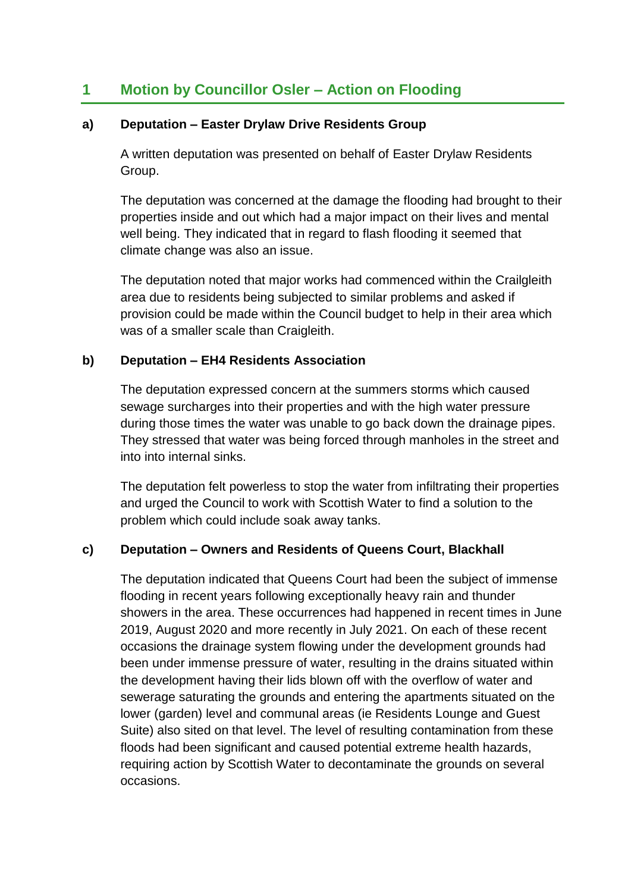# 1 Motion by Councillor Osler – Action on Flooding

### a) Deputation – Easter Drylaw Drive Residents Group

A written deputation was presented on behalf of Easter Drylaw Residents Group.

The deputation was concerned at the damage the flooding had brought to their properties inside and out which had a major impact on their lives and mental well being. They indicated that in regard to flash flooding it seemed that climate change was also an issue.

The deputation noted that major works had commenced within the Crailgleith area due to residents being subjected to similar problems and asked if provision could be made within the Council budget to help in their area which was of a smaller scale than Craigleith.

### b) Deputation – EH4 Residents Association

The deputation expressed concern at the summers storms which caused sewage surcharges into their properties and with the high water pressure during those times the water was unable to go back down the drainage pipes. They stressed that water was being forced through manholes in the street and into into internal sinks.

The deputation felt powerless to stop the water from infiltrating their properties and urged the Council to work with Scottish Water to find a solution to the problem which could include soak away tanks.

### c) Deputation – Owners and Residents of Queens Court, Blackhall

The deputation indicated that Queens Court had been the subject of immense flooding in recent years following exceptionally heavy rain and thunder showers in the area. These occurrences had happened in recent times in June 2019, August 2020 and more recently in July 2021. On each of these recent occasions the drainage system flowing under the development grounds had been under immense pressure of water, resulting in the drains situated within the development having their lids blown off with the overflow of water and sewerage saturating the grounds and entering the apartments situated on the lower (garden) level and communal areas (ie Residents Lounge and Guest Suite) also sited on that level. The level of resulting contamination from these floods had been significant and caused potential extreme health hazards, requiring action by Scottish Water to decontaminate the grounds on several occasions.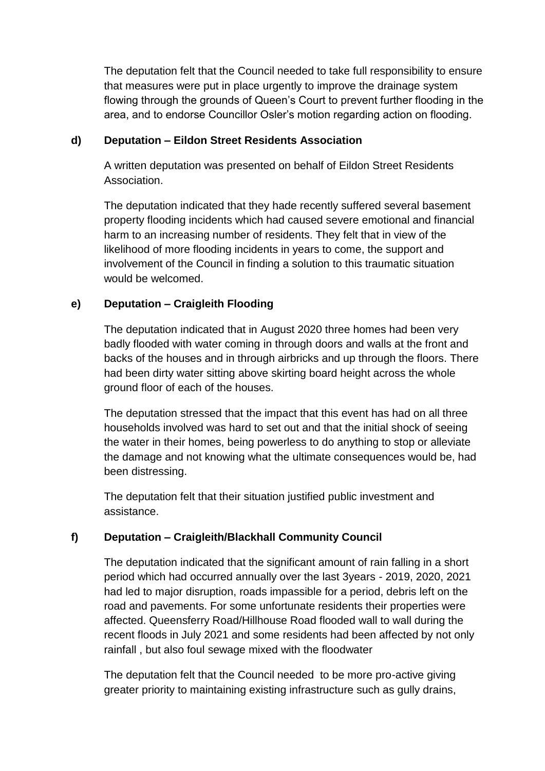The deputation felt that the Council needed to take full responsibility to ensure that measures were put in place urgently to improve the drainage system flowing through the grounds of Queen's Court to prevent further flooding in the area, and to endorse Councillor Osler's motion regarding action on flooding.

**d) Deputation – Eildon Street Residents Association**

A written deputation was presented on behalf of Eildon Street Residents Association.

The deputation indicated that they hade recently suffered several basement property flooding incidents which had caused severe emotional and financial harm to an increasing number of residents. They felt that in view of the likelihood of more flooding incidents in years to come, the support and involvement of the Council in finding a solution to this traumatic situation would be welcomed.

**e) Deputation – Craigleith Flooding**

The deputation indicated that in August 2020 three homes had been very badly flooded with water coming in through doors and walls at the front and backs of the houses and in through airbricks and up through the floors. There had been dirty water sitting above skirting board height across the whole ground floor of each of the houses.

The deputation stressed that the impact that this event has had on all three households involved was hard to set out and that the initial shock of seeing the water in their homes, being powerless to do anything to stop or alleviate the damage and not knowing what the ultimate consequences would be, had been distressing.

The deputation felt that their situation justified public investment and assistance.

**f) Deputation – Craigleith/Blackhall Community Council**

The deputation indicated that the significant amount of rain falling in a short period which had occurred annually over the last 3years - 2019, 2020, 2021 had led to major disruption, roads impassible for a period, debris left on the road and pavements. For some unfortunate residents their properties were affected. Queensferry Road/Hillhouse Road flooded wall to wall during the recent floods in July 2021 and some residents had been affected by not only rainfall , but also foul sewage mixed with the floodwater

The deputation felt that the Council needed to be more pro-active giving greater priority to maintaining existing infrastructure such as gully drains,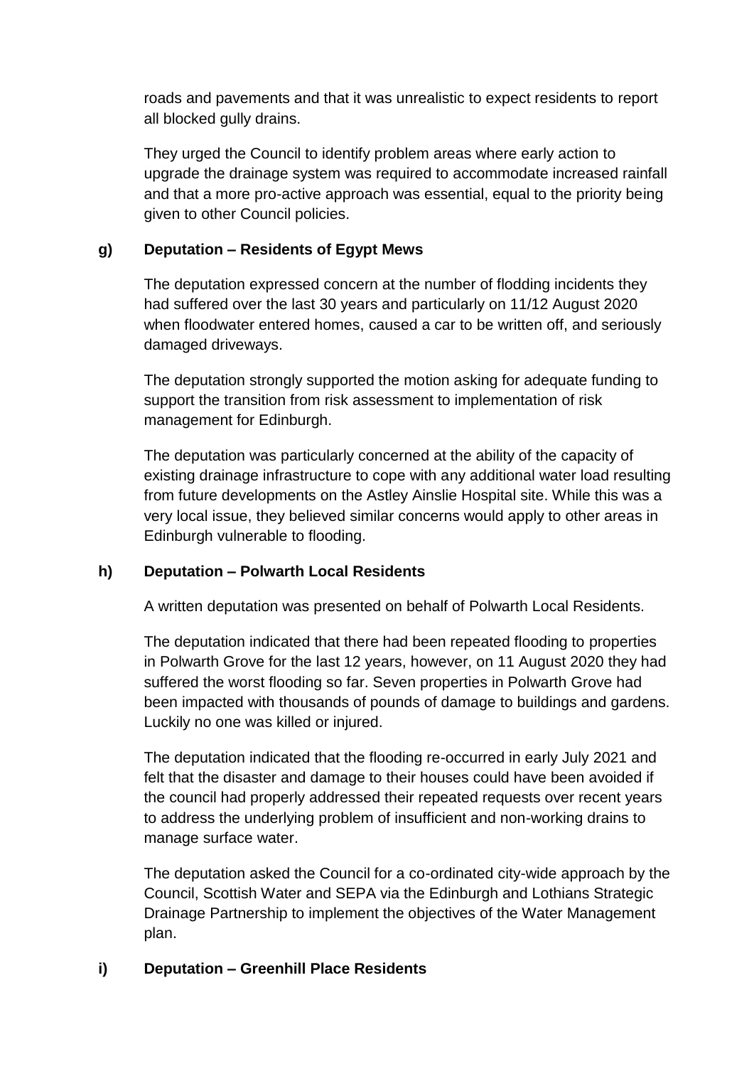roads and pavements and that it was unrealistic to expect residents to report all blocked gully drains.

They urged the Council to identify problem areas where early action to upgrade the drainage system was required to accommodate increased rainfall and that a more pro-active approach was essential, equal to the priority being given to other Council policies.

**g) Deputation – Residents of Egypt Mews**

The deputation expressed concern at the number of flodding incidents they had suffered over the last 30 years and particularly on 11/12 August 2020 when floodwater entered homes, caused a car to be written off, and seriously damaged driveways.

The deputation strongly supported the motion asking for adequate funding to support the transition from risk assessment to implementation of risk management for Edinburgh.

The deputation was particularly concerned at the ability of the capacity of existing drainage infrastructure to cope with any additional water load resulting from future developments on the Astley Ainslie Hospital site. While this was a very local issue, they believed similar concerns would apply to other areas in Edinburgh vulnerable to flooding.

**h) Deputation – Polwarth Local Residents**

A written deputation was presented on behalf of Polwarth Local Residents.

The deputation indicated that there had been repeated flooding to properties in Polwarth Grove for the last 12 years, however, on 11 August 2020 they had suffered the worst flooding so far. Seven properties in Polwarth Grove had been impacted with thousands of pounds of damage to buildings and gardens. Luckily no one was killed or injured.

The deputation indicated that the flooding re-occurred in early July 2021 and felt that the disaster and damage to their houses could have been avoided if the council had properly addressed their repeated requests over recent years to address the underlying problem of insufficient and non-working drains to manage surface water.

The deputation asked the Council for a co-ordinated city-wide approach by the Council, Scottish Water and SEPA via the Edinburgh and Lothians Strategic Drainage Partnership to implement the objectives of the Water Management plan.

**i) Deputation – Greenhill Place Residents**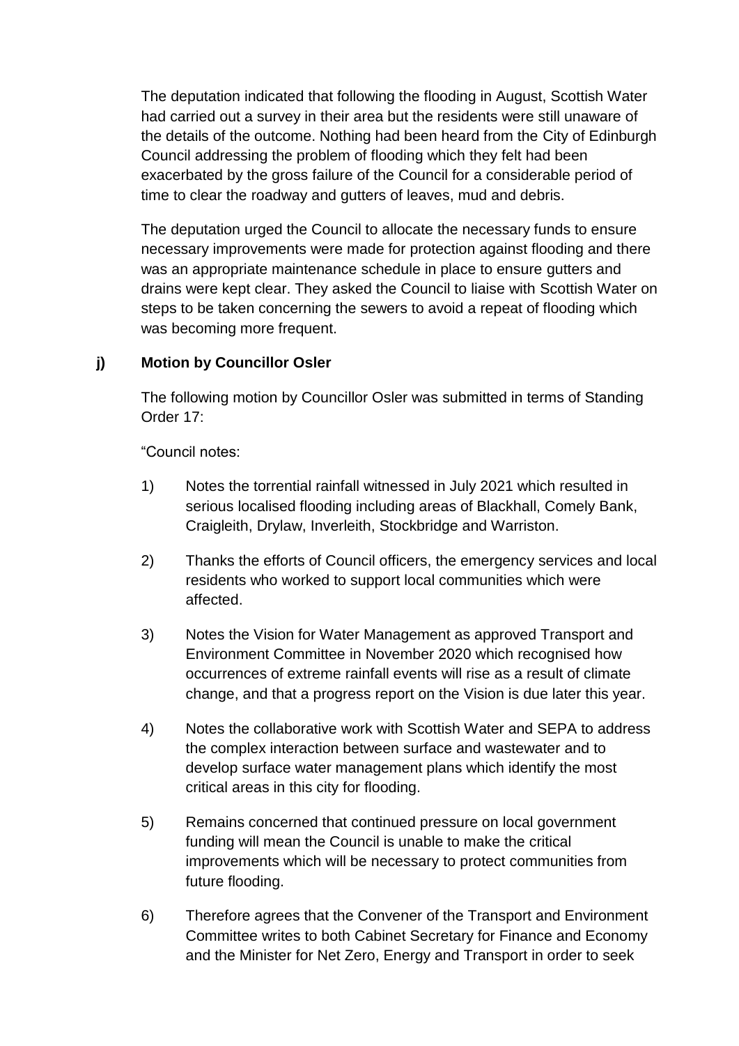The deputation indicated that following the flooding in August, Scottish Water had carried out a survey in their area but the residents were still unaware of the details of the outcome. Nothing had been heard from the City of Edinburgh Council addressing the problem of flooding which they felt had been exacerbated by the gross failure of the Council for a considerable period of time to clear the roadway and gutters of leaves, mud and debris.

The deputation urged the Council to allocate the necessary funds to ensure necessary improvements were made for protection against flooding and there was an appropriate maintenance schedule in place to ensure gutters and drains were kept clear. They asked the Council to liaise with Scottish Water on steps to be taken concerning the sewers to avoid a repeat of flooding which was becoming more frequent.

**j) Motion by Councillor Osler**

The following motion by Councillor Osler was submitted in terms of Standing Order 17:

"Council notes:

1) Notes the torrential rainfall witnessed in July 2021 which resulted in serious localised flooding including areas of Blackhall, Comely Bank, Craigleith, Drylaw, Inverleith, Stockbridge and Warriston.

2) Thanks the efforts of Council officers, the emergency services and local residents who worked to support local communities which were affected.

3) Notes the Vision for Water Management as approved Transport and Environment Committee in November 2020 which recognised how occurrences of extreme rainfall events will rise as a result of climate change, and that a progress report on the Vision is due later this year.

4) Notes the collaborative work with Scottish Water and SEPA to address the complex interaction between surface and wastewater and to develop surface water management plans which identify the most critical areas in this city for flooding.

5) Remains concerned that continued pressure on local government funding will mean the Council is unable to make the critical improvements which will be necessary to protect communities from future flooding.

6) Therefore agrees that the Convener of the Transport and Environment Committee writes to both Cabinet Secretary for Finance and Economy and the Minister for Net Zero, Energy and Transport in order to seek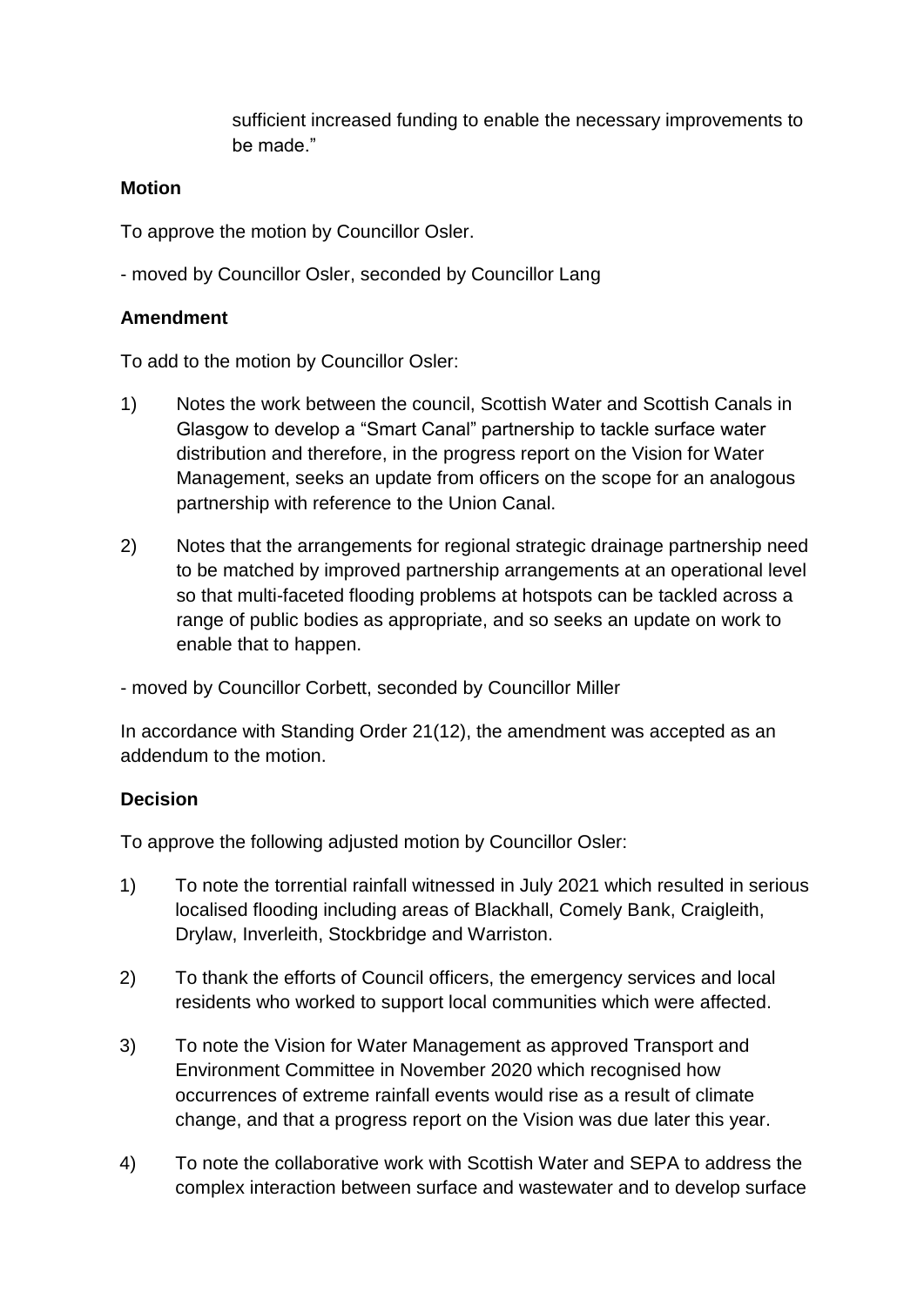sufficient increased funding to enable the necessary improvements to be made."

**Motion**

To approve the motion by Councillor Osler.

- moved by Councillor Osler, seconded by Councillor Lang

**Amendment**

To add to the motion by Councillor Osler:

1) Notes the work between the council, Scottish Water and Scottish Canals in Glasgow to develop a "Smart Canal" partnership to tackle surface water distribution and therefore, in the progress report on the Vision for Water Management, seeks an update from officers on the scope for an analogous partnership with reference to the Union Canal.

2) Notes that the arrangements for regional strategic drainage partnership need to be matched by improved partnership arrangements at an operational level so that multi-faceted flooding problems at hotspots can be tackled across a range of public bodies as appropriate, and so seeks an update on work to enable that to happen.

- moved by Councillor Corbett, seconded by Councillor Miller

In accordance with Standing Order 21(12), the amendment was accepted as an addendum to the motion.

**Decision**

To approve the following adjusted motion by Councillor Osler:

1) To note the torrential rainfall witnessed in July 2021 which resulted in serious localised flooding including areas of Blackhall, Comely Bank, Craigleith, Drylaw, Inverleith, Stockbridge and Warriston.

2) To thank the efforts of Council officers, the emergency services and local residents who worked to support local communities which were affected.

3) To note the Vision for Water Management as approved Transport and Environment Committee in November 2020 which recognised how occurrences of extreme rainfall events would rise as a result of climate change, and that a progress report on the Vision was due later this year.

4) To note the collaborative work with Scottish Water and SEPA to address the complex interaction between surface and wastewater and to develop surface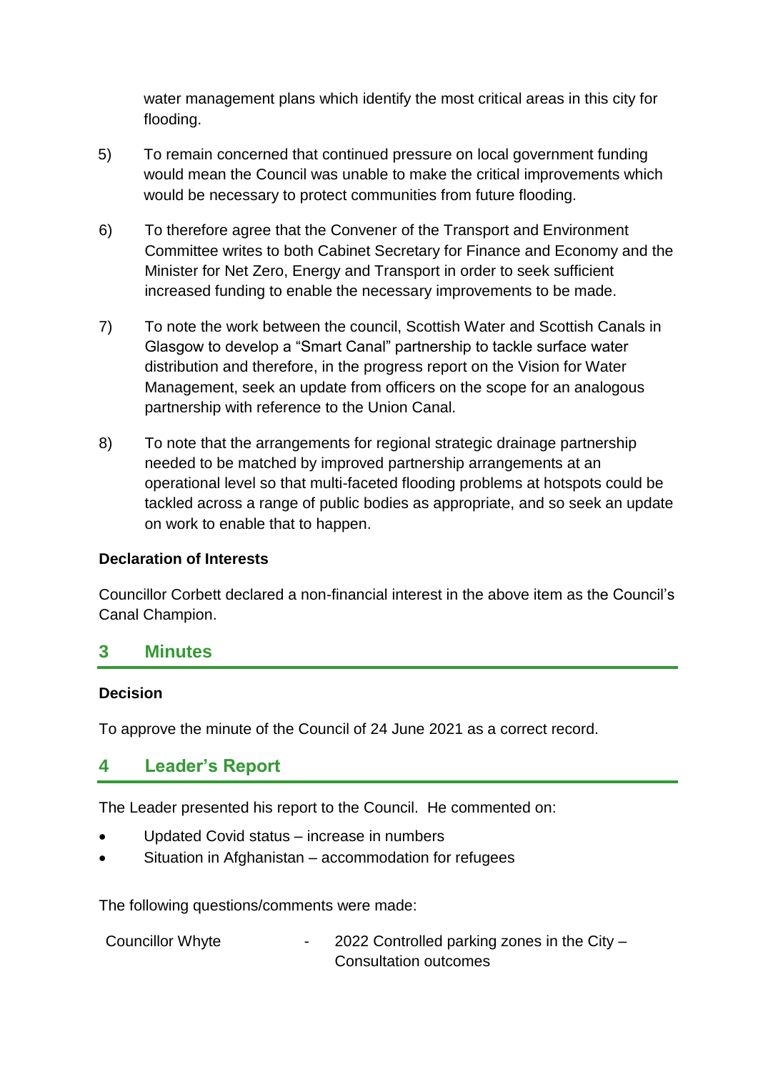water management plans which identify the most critical areas in this city for flooding.

5) To remain concerned that continued pressure on local government funding would mean the Council was unable to make the critical improvements which would be necessary to protect communities from future flooding.

6) To therefore agree that the Convener of the Transport and Environment Committee writes to both Cabinet Secretary for Finance and Economy and the Minister for Net Zero, Energy and Transport in order to seek sufficient increased funding to enable the necessary improvements to be made.

7) To note the work between the council, Scottish Water and Scottish Canals in Glasgow to develop a "Smart Canal" partnership to tackle surface water distribution and therefore, in the progress report on the Vision for Water Management, seek an update from officers on the scope for an analogous partnership with reference to the Union Canal.

8) To note that the arrangements for regional strategic drainage partnership needed to be matched by improved partnership arrangements at an operational level so that multi-faceted flooding problems at hotspots could be tackled across a range of public bodies as appropriate, and so seek an update on work to enable that to happen.

**Declaration of Interests**

Councillor Corbett declared a non-financial interest in the above item as the Council's Canal Champion.

## 3 Minutes

**Decision**

To approve the minute of the Council of 24 June 2021 as a correct record.

## 4 Leader's Report

The Leader presented his report to the Council. He commented on:

- Updated Covid status – increase in numbers
- Situation in Afghanistan – accommodation for refugees

The following questions/comments were made:

Councillor Whyte - 2022 Controlled parking zones in the City – Consultation outcomes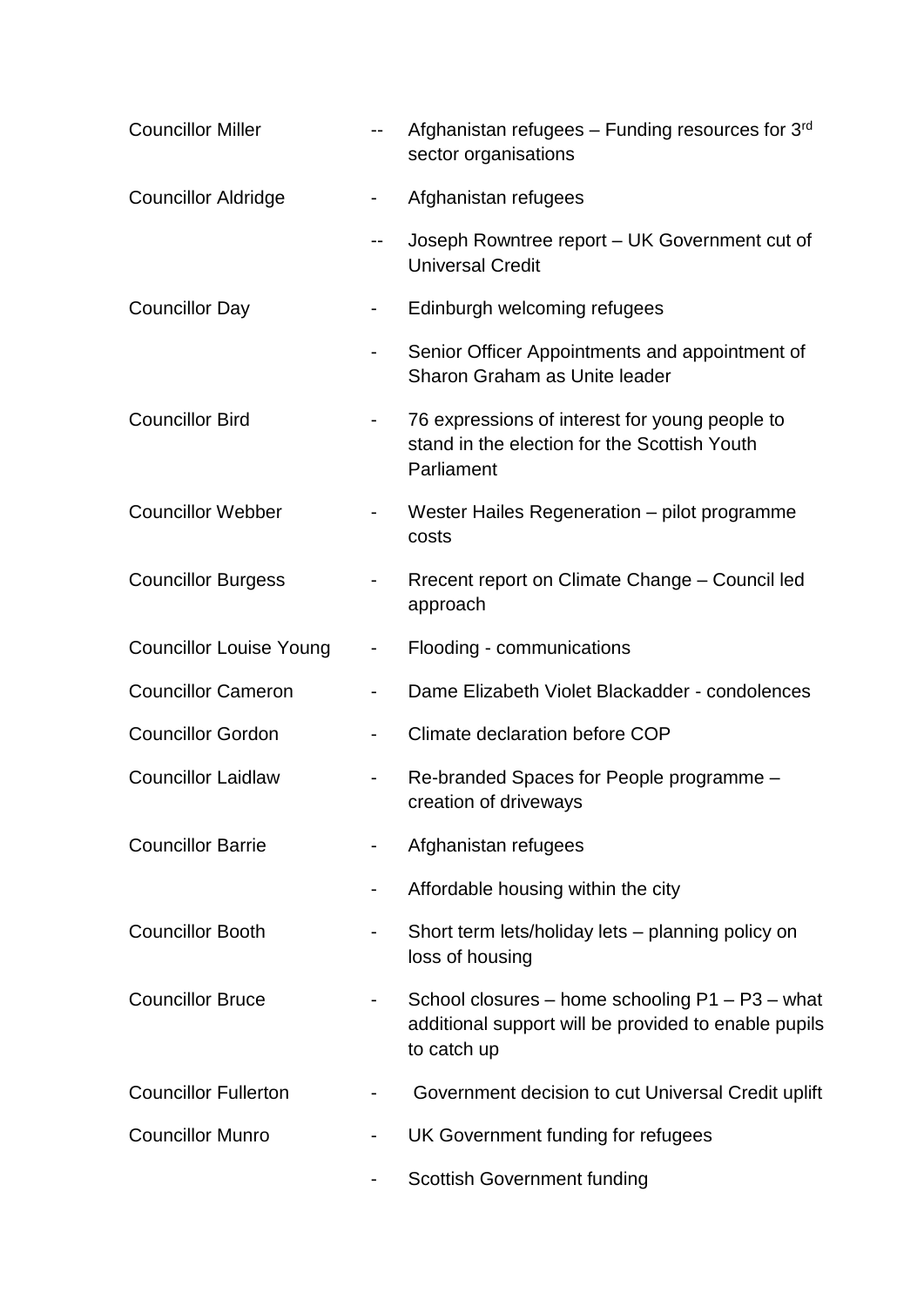| | | |
|---|---|---|
| Councillor Miller | -- | Afghanistan refugees – Funding resources for 3rd sector organisations |
| Councillor Aldridge | - | Afghanistan refugees |
| | -- | Joseph Rowntree report – UK Government cut of Universal Credit |
| Councillor Day | - | Edinburgh welcoming refugees |
| | - | Senior Officer Appointments and appointment of Sharon Graham as Unite leader |
| Councillor Bird | - | 76 expressions of interest for young people to stand in the election for the Scottish Youth Parliament |
| Councillor Webber | - | Wester Hailes Regeneration – pilot programme costs |
| Councillor Burgess | - | Rrecent report on Climate Change – Council led approach |
| Councillor Louise Young | - | Flooding - communications |
| Councillor Cameron | - | Dame Elizabeth Violet Blackadder - condolences |
| Councillor Gordon | - | Climate declaration before COP |
| Councillor Laidlaw | - | Re-branded Spaces for People programme – creation of driveways |
| Councillor Barrie | - | Afghanistan refugees |
| | - | Affordable housing within the city |
| Councillor Booth | - | Short term lets/holiday lets – planning policy on loss of housing |
| Councillor Bruce | - | School closures – home schooling P1 – P3 – what additional support will be provided to enable pupils to catch up |
| Councillor Fullerton | - | Government decision to cut Universal Credit uplift |
| Councillor Munro | - | UK Government funding for refugees |
| | - | Scottish Government funding |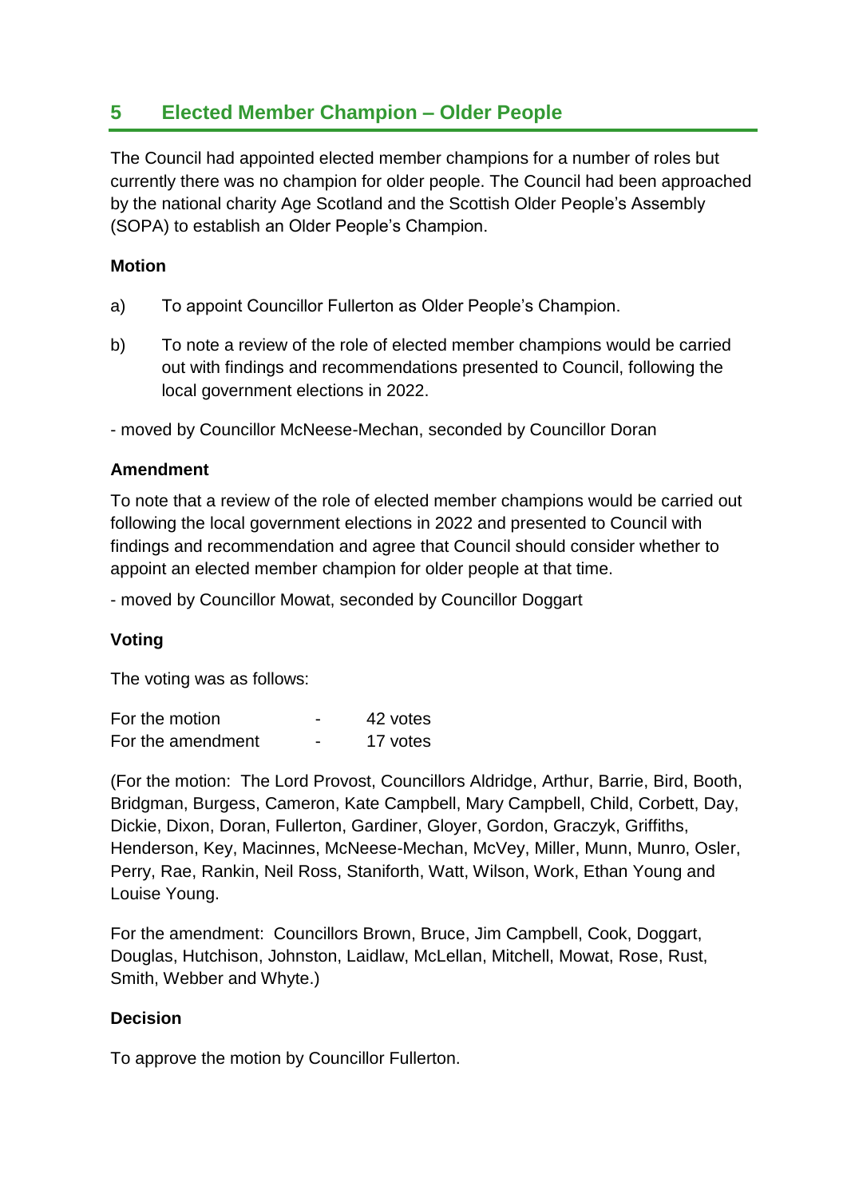## 5 Elected Member Champion – Older People

The Council had appointed elected member champions for a number of roles but currently there was no champion for older people. The Council had been approached by the national charity Age Scotland and the Scottish Older People's Assembly (SOPA) to establish an Older People's Champion.

**Motion**

a) To appoint Councillor Fullerton as Older People's Champion.

b) To note a review of the role of elected member champions would be carried out with findings and recommendations presented to Council, following the local government elections in 2022.

- moved by Councillor McNeese-Mechan, seconded by Councillor Doran

**Amendment**

To note that a review of the role of elected member champions would be carried out following the local government elections in 2022 and presented to Council with findings and recommendation and agree that Council should consider whether to appoint an elected member champion for older people at that time.

- moved by Councillor Mowat, seconded by Councillor Doggart

**Voting**

The voting was as follows:

| | | |
|---|---|---|
| For the motion | - | 42 votes |
| For the amendment | - | 17 votes |

(For the motion: The Lord Provost, Councillors Aldridge, Arthur, Barrie, Bird, Booth, Bridgman, Burgess, Cameron, Kate Campbell, Mary Campbell, Child, Corbett, Day, Dickie, Dixon, Doran, Fullerton, Gardiner, Gloyer, Gordon, Graczyk, Griffiths, Henderson, Key, Macinnes, McNeese-Mechan, McVey, Miller, Munn, Munro, Osler, Perry, Rae, Rankin, Neil Ross, Staniforth, Watt, Wilson, Work, Ethan Young and Louise Young.

For the amendment: Councillors Brown, Bruce, Jim Campbell, Cook, Doggart, Douglas, Hutchison, Johnston, Laidlaw, McLellan, Mitchell, Mowat, Rose, Rust, Smith, Webber and Whyte.)

**Decision**

To approve the motion by Councillor Fullerton.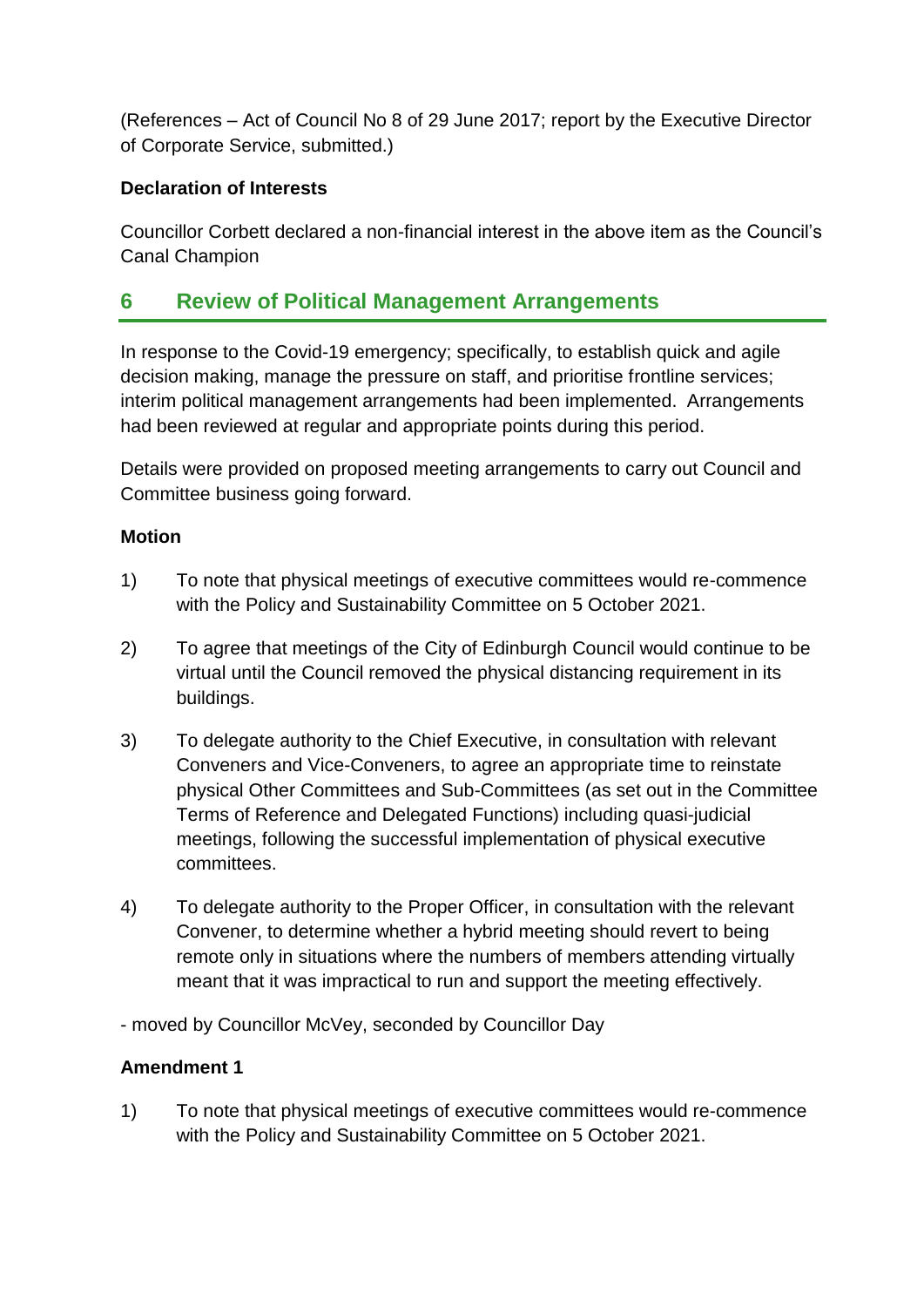(References – Act of Council No 8 of 29 June 2017; report by the Executive Director of Corporate Service, submitted.)

**Declaration of Interests**

Councillor Corbett declared a non-financial interest in the above item as the Council's Canal Champion

## 6 Review of Political Management Arrangements

In response to the Covid-19 emergency; specifically, to establish quick and agile decision making, manage the pressure on staff, and prioritise frontline services; interim political management arrangements had been implemented. Arrangements had been reviewed at regular and appropriate points during this period.

Details were provided on proposed meeting arrangements to carry out Council and Committee business going forward.

**Motion**

1) To note that physical meetings of executive committees would re-commence with the Policy and Sustainability Committee on 5 October 2021.

2) To agree that meetings of the City of Edinburgh Council would continue to be virtual until the Council removed the physical distancing requirement in its buildings.

3) To delegate authority to the Chief Executive, in consultation with relevant Conveners and Vice-Conveners, to agree an appropriate time to reinstate physical Other Committees and Sub-Committees (as set out in the Committee Terms of Reference and Delegated Functions) including quasi-judicial meetings, following the successful implementation of physical executive committees.

4) To delegate authority to the Proper Officer, in consultation with the relevant Convener, to determine whether a hybrid meeting should revert to being remote only in situations where the numbers of members attending virtually meant that it was impractical to run and support the meeting effectively.

- moved by Councillor McVey, seconded by Councillor Day

**Amendment 1**

1) To note that physical meetings of executive committees would re-commence with the Policy and Sustainability Committee on 5 October 2021.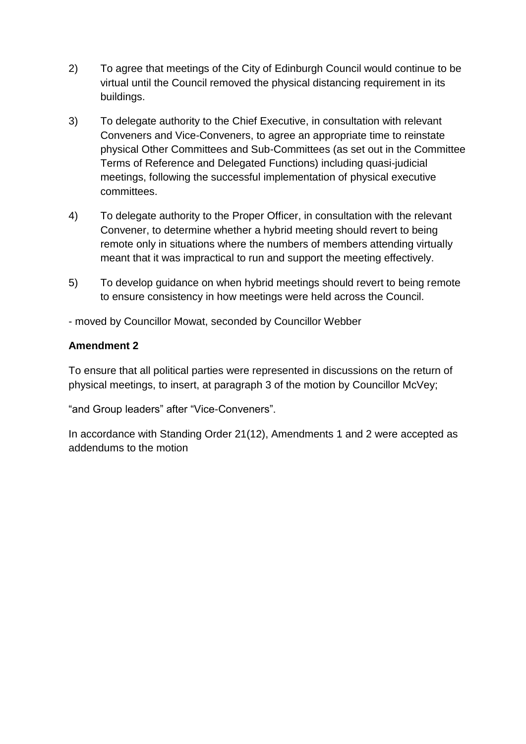2) To agree that meetings of the City of Edinburgh Council would continue to be virtual until the Council removed the physical distancing requirement in its buildings.

3) To delegate authority to the Chief Executive, in consultation with relevant Conveners and Vice-Conveners, to agree an appropriate time to reinstate physical Other Committees and Sub-Committees (as set out in the Committee Terms of Reference and Delegated Functions) including quasi-judicial meetings, following the successful implementation of physical executive committees.

4) To delegate authority to the Proper Officer, in consultation with the relevant Convener, to determine whether a hybrid meeting should revert to being remote only in situations where the numbers of members attending virtually meant that it was impractical to run and support the meeting effectively.

5) To develop guidance on when hybrid meetings should revert to being remote to ensure consistency in how meetings were held across the Council.

- moved by Councillor Mowat, seconded by Councillor Webber

**Amendment 2**

To ensure that all political parties were represented in discussions on the return of physical meetings, to insert, at paragraph 3 of the motion by Councillor McVey;

"and Group leaders" after "Vice-Conveners".

In accordance with Standing Order 21(12), Amendments 1 and 2 were accepted as addendums to the motion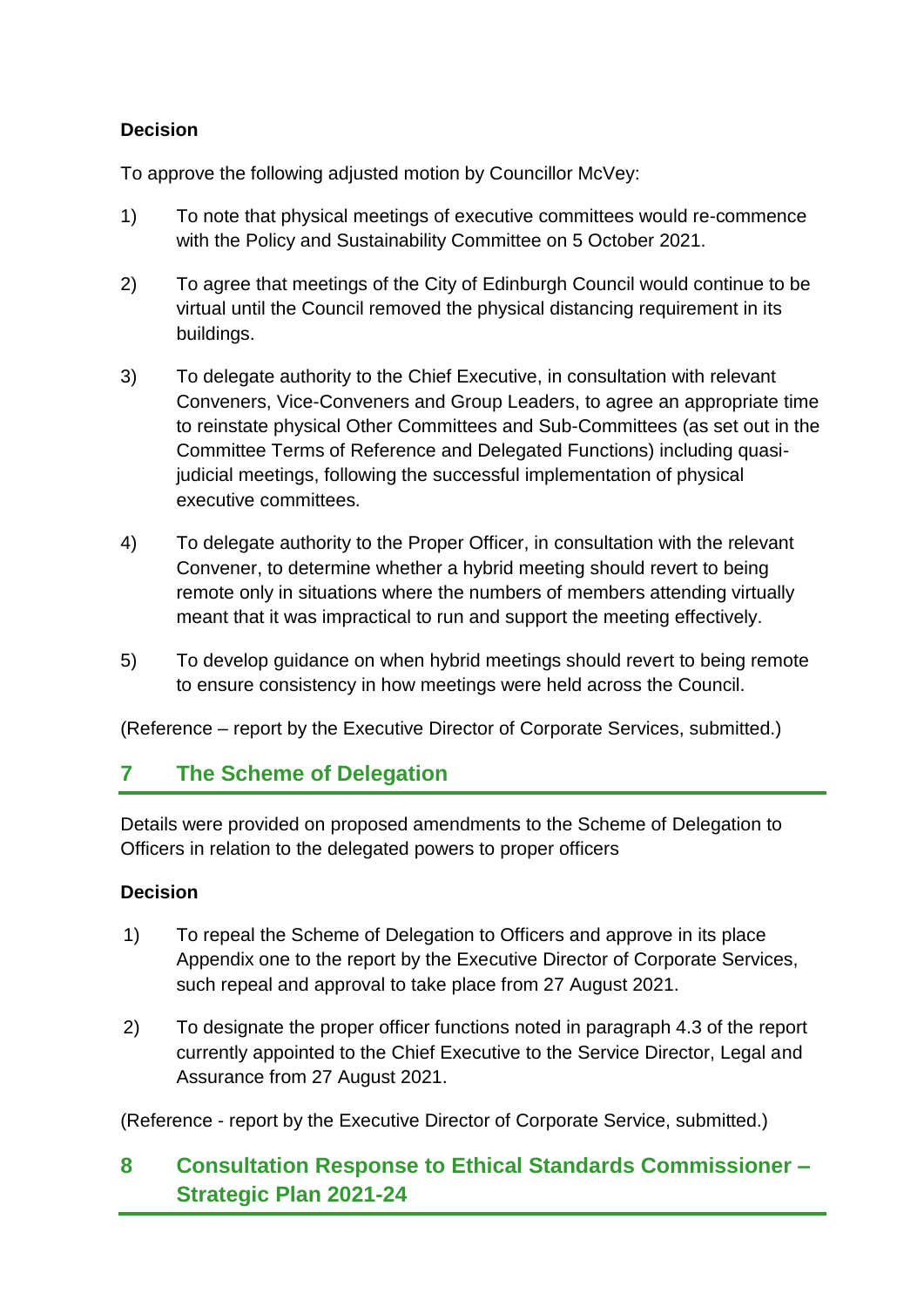**Decision**

To approve the following adjusted motion by Councillor McVey:

1) To note that physical meetings of executive committees would re-commence with the Policy and Sustainability Committee on 5 October 2021.

2) To agree that meetings of the City of Edinburgh Council would continue to be virtual until the Council removed the physical distancing requirement in its buildings.

3) To delegate authority to the Chief Executive, in consultation with relevant Conveners, Vice-Conveners and Group Leaders, to agree an appropriate time to reinstate physical Other Committees and Sub-Committees (as set out in the Committee Terms of Reference and Delegated Functions) including quasi-judicial meetings, following the successful implementation of physical executive committees.

4) To delegate authority to the Proper Officer, in consultation with the relevant Convener, to determine whether a hybrid meeting should revert to being remote only in situations where the numbers of members attending virtually meant that it was impractical to run and support the meeting effectively.

5) To develop guidance on when hybrid meetings should revert to being remote to ensure consistency in how meetings were held across the Council.

(Reference – report by the Executive Director of Corporate Services, submitted.)

## 7 The Scheme of Delegation

Details were provided on proposed amendments to the Scheme of Delegation to Officers in relation to the delegated powers to proper officers

**Decision**

1) To repeal the Scheme of Delegation to Officers and approve in its place Appendix one to the report by the Executive Director of Corporate Services, such repeal and approval to take place from 27 August 2021.

2) To designate the proper officer functions noted in paragraph 4.3 of the report currently appointed to the Chief Executive to the Service Director, Legal and Assurance from 27 August 2021.

(Reference - report by the Executive Director of Corporate Service, submitted.)

## 8 Consultation Response to Ethical Standards Commissioner – Strategic Plan 2021-24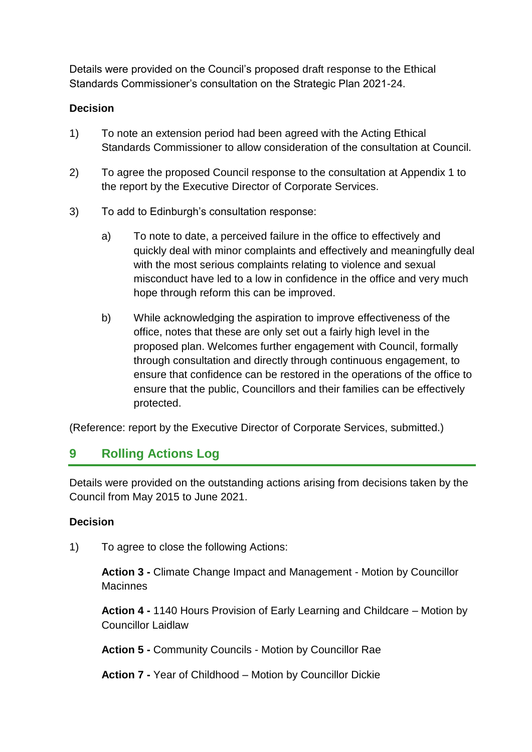Details were provided on the Council's proposed draft response to the Ethical Standards Commissioner's consultation on the Strategic Plan 2021-24.

**Decision**

1) To note an extension period had been agreed with the Acting Ethical Standards Commissioner to allow consideration of the consultation at Council.

2) To agree the proposed Council response to the consultation at Appendix 1 to the report by the Executive Director of Corporate Services.

3) To add to Edinburgh's consultation response:

   a) To note to date, a perceived failure in the office to effectively and quickly deal with minor complaints and effectively and meaningfully deal with the most serious complaints relating to violence and sexual misconduct have led to a low in confidence in the office and very much hope through reform this can be improved.

   b) While acknowledging the aspiration to improve effectiveness of the office, notes that these are only set out a fairly high level in the proposed plan. Welcomes further engagement with Council, formally through consultation and directly through continuous engagement, to ensure that confidence can be restored in the operations of the office to ensure that the public, Councillors and their families can be effectively protected.

(Reference: report by the Executive Director of Corporate Services, submitted.)

## 9 Rolling Actions Log

Details were provided on the outstanding actions arising from decisions taken by the Council from May 2015 to June 2021.

**Decision**

1) To agree to close the following Actions:

   **Action 3 -** Climate Change Impact and Management - Motion by Councillor Macinnes

   **Action 4 -** 1140 Hours Provision of Early Learning and Childcare – Motion by Councillor Laidlaw

   **Action 5 -** Community Councils - Motion by Councillor Rae

   **Action 7 -** Year of Childhood – Motion by Councillor Dickie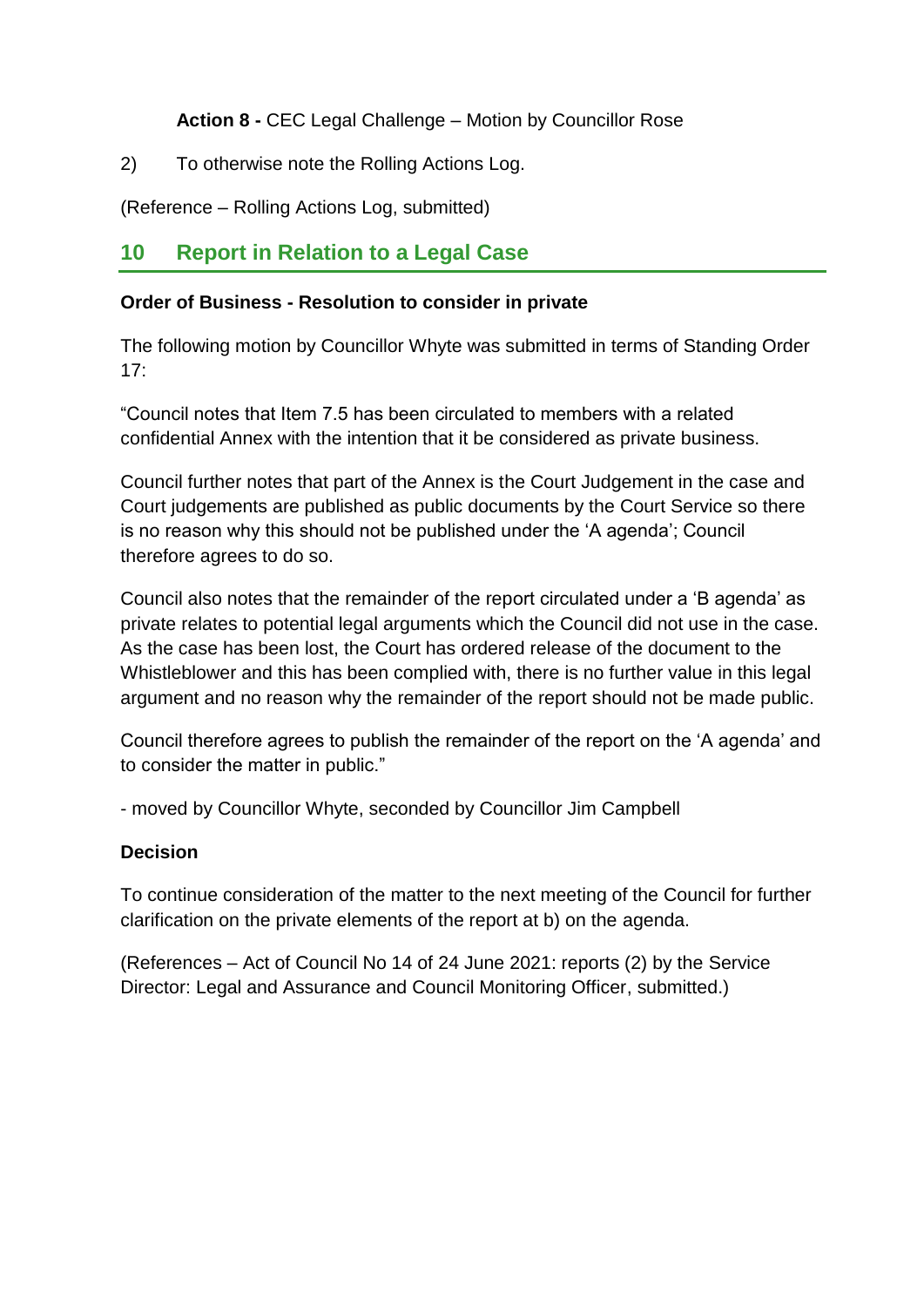**Action 8 -** CEC Legal Challenge – Motion by Councillor Rose

2) To otherwise note the Rolling Actions Log.

(Reference – Rolling Actions Log, submitted)

## 10 Report in Relation to a Legal Case

**Order of Business - Resolution to consider in private**

The following motion by Councillor Whyte was submitted in terms of Standing Order 17:

"Council notes that Item 7.5 has been circulated to members with a related confidential Annex with the intention that it be considered as private business.

Council further notes that part of the Annex is the Court Judgement in the case and Court judgements are published as public documents by the Court Service so there is no reason why this should not be published under the 'A agenda'; Council therefore agrees to do so.

Council also notes that the remainder of the report circulated under a 'B agenda' as private relates to potential legal arguments which the Council did not use in the case. As the case has been lost, the Court has ordered release of the document to the Whistleblower and this has been complied with, there is no further value in this legal argument and no reason why the remainder of the report should not be made public.

Council therefore agrees to publish the remainder of the report on the 'A agenda' and to consider the matter in public."

- moved by Councillor Whyte, seconded by Councillor Jim Campbell

**Decision**

To continue consideration of the matter to the next meeting of the Council for further clarification on the private elements of the report at b) on the agenda.

(References – Act of Council No 14 of 24 June 2021: reports (2) by the Service Director: Legal and Assurance and Council Monitoring Officer, submitted.)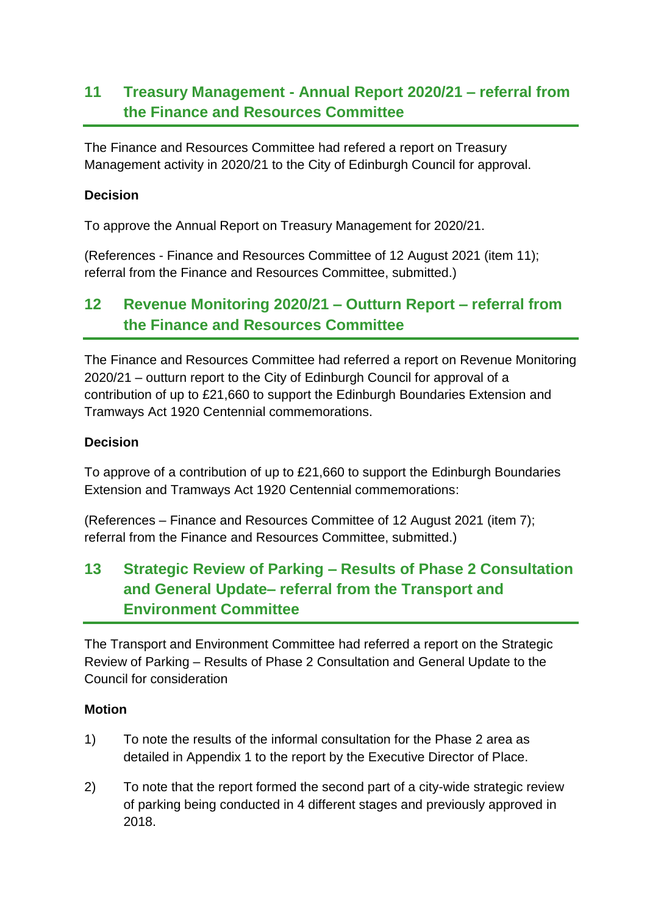## 11 Treasury Management - Annual Report 2020/21 – referral from the Finance and Resources Committee

The Finance and Resources Committee had refered a report on Treasury Management activity in 2020/21 to the City of Edinburgh Council for approval.

**Decision**

To approve the Annual Report on Treasury Management for 2020/21.

(References - Finance and Resources Committee of 12 August 2021 (item 11); referral from the Finance and Resources Committee, submitted.)

## 12 Revenue Monitoring 2020/21 – Outturn Report – referral from the Finance and Resources Committee

The Finance and Resources Committee had referred a report on Revenue Monitoring 2020/21 – outturn report to the City of Edinburgh Council for approval of a contribution of up to £21,660 to support the Edinburgh Boundaries Extension and Tramways Act 1920 Centennial commemorations.

**Decision**

To approve of a contribution of up to £21,660 to support the Edinburgh Boundaries Extension and Tramways Act 1920 Centennial commemorations:

(References – Finance and Resources Committee of 12 August 2021 (item 7); referral from the Finance and Resources Committee, submitted.)

## 13 Strategic Review of Parking – Results of Phase 2 Consultation and General Update– referral from the Transport and Environment Committee

The Transport and Environment Committee had referred a report on the Strategic Review of Parking – Results of Phase 2 Consultation and General Update to the Council for consideration

**Motion**

1) To note the results of the informal consultation for the Phase 2 area as detailed in Appendix 1 to the report by the Executive Director of Place.

2) To note that the report formed the second part of a city-wide strategic review of parking being conducted in 4 different stages and previously approved in 2018.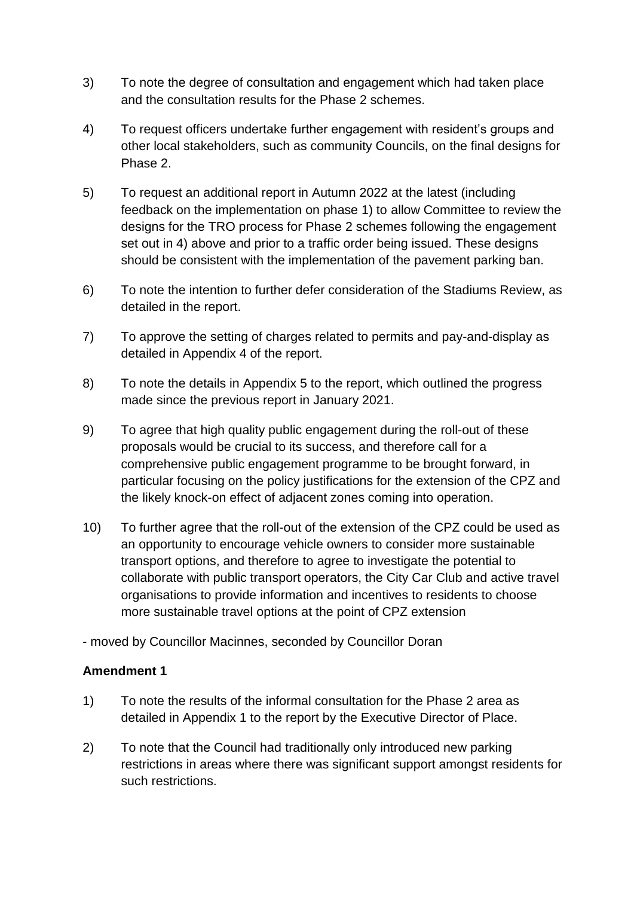3) To note the degree of consultation and engagement which had taken place and the consultation results for the Phase 2 schemes.

4) To request officers undertake further engagement with resident's groups and other local stakeholders, such as community Councils, on the final designs for Phase 2.

5) To request an additional report in Autumn 2022 at the latest (including feedback on the implementation on phase 1) to allow Committee to review the designs for the TRO process for Phase 2 schemes following the engagement set out in 4) above and prior to a traffic order being issued. These designs should be consistent with the implementation of the pavement parking ban.

6) To note the intention to further defer consideration of the Stadiums Review, as detailed in the report.

7) To approve the setting of charges related to permits and pay-and-display as detailed in Appendix 4 of the report.

8) To note the details in Appendix 5 to the report, which outlined the progress made since the previous report in January 2021.

9) To agree that high quality public engagement during the roll-out of these proposals would be crucial to its success, and therefore call for a comprehensive public engagement programme to be brought forward, in particular focusing on the policy justifications for the extension of the CPZ and the likely knock-on effect of adjacent zones coming into operation.

10) To further agree that the roll-out of the extension of the CPZ could be used as an opportunity to encourage vehicle owners to consider more sustainable transport options, and therefore to agree to investigate the potential to collaborate with public transport operators, the City Car Club and active travel organisations to provide information and incentives to residents to choose more sustainable travel options at the point of CPZ extension

- moved by Councillor Macinnes, seconded by Councillor Doran

**Amendment 1**

1) To note the results of the informal consultation for the Phase 2 area as detailed in Appendix 1 to the report by the Executive Director of Place.

2) To note that the Council had traditionally only introduced new parking restrictions in areas where there was significant support amongst residents for such restrictions.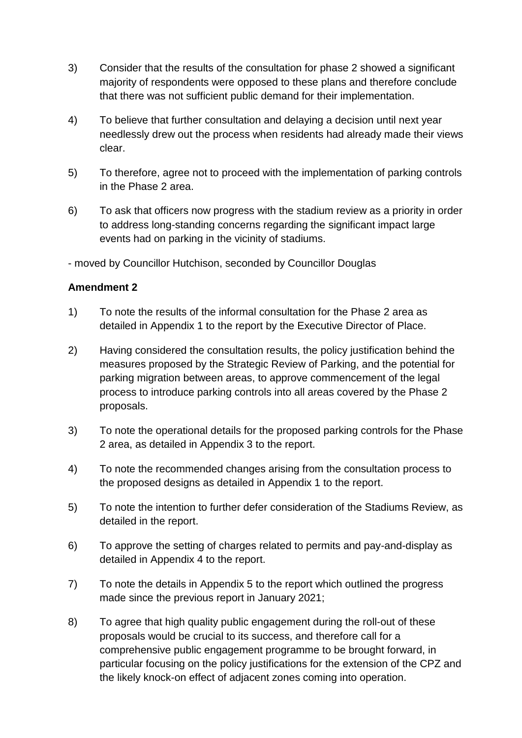3) Consider that the results of the consultation for phase 2 showed a significant majority of respondents were opposed to these plans and therefore conclude that there was not sufficient public demand for their implementation.

4) To believe that further consultation and delaying a decision until next year needlessly drew out the process when residents had already made their views clear.

5) To therefore, agree not to proceed with the implementation of parking controls in the Phase 2 area.

6) To ask that officers now progress with the stadium review as a priority in order to address long-standing concerns regarding the significant impact large events had on parking in the vicinity of stadiums.

- moved by Councillor Hutchison, seconded by Councillor Douglas

**Amendment 2**

1) To note the results of the informal consultation for the Phase 2 area as detailed in Appendix 1 to the report by the Executive Director of Place.

2) Having considered the consultation results, the policy justification behind the measures proposed by the Strategic Review of Parking, and the potential for parking migration between areas, to approve commencement of the legal process to introduce parking controls into all areas covered by the Phase 2 proposals.

3) To note the operational details for the proposed parking controls for the Phase 2 area, as detailed in Appendix 3 to the report.

4) To note the recommended changes arising from the consultation process to the proposed designs as detailed in Appendix 1 to the report.

5) To note the intention to further defer consideration of the Stadiums Review, as detailed in the report.

6) To approve the setting of charges related to permits and pay-and-display as detailed in Appendix 4 to the report.

7) To note the details in Appendix 5 to the report which outlined the progress made since the previous report in January 2021;

8) To agree that high quality public engagement during the roll-out of these proposals would be crucial to its success, and therefore call for a comprehensive public engagement programme to be brought forward, in particular focusing on the policy justifications for the extension of the CPZ and the likely knock-on effect of adjacent zones coming into operation.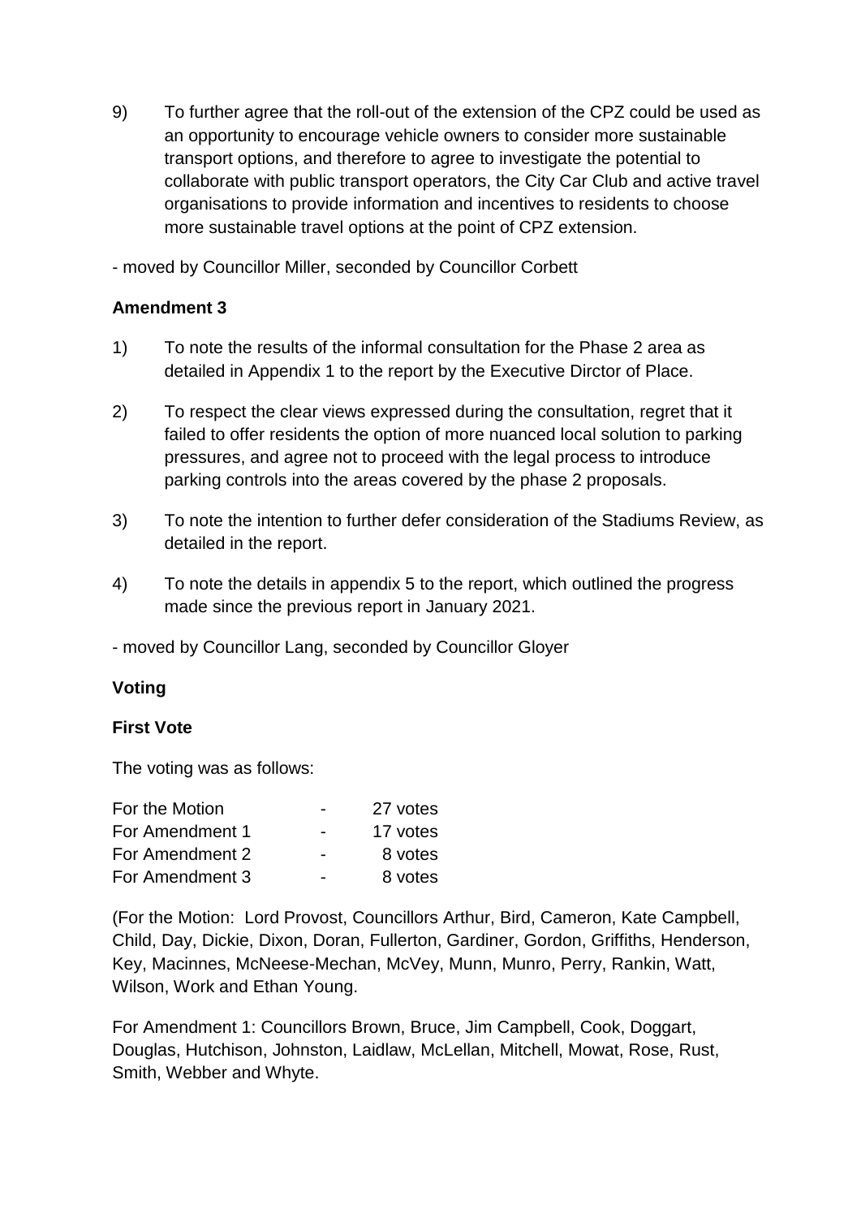9) To further agree that the roll-out of the extension of the CPZ could be used as an opportunity to encourage vehicle owners to consider more sustainable transport options, and therefore to agree to investigate the potential to collaborate with public transport operators, the City Car Club and active travel organisations to provide information and incentives to residents to choose more sustainable travel options at the point of CPZ extension.

- moved by Councillor Miller, seconded by Councillor Corbett

**Amendment 3**

1) To note the results of the informal consultation for the Phase 2 area as detailed in Appendix 1 to the report by the Executive Dirctor of Place.

2) To respect the clear views expressed during the consultation, regret that it failed to offer residents the option of more nuanced local solution to parking pressures, and agree not to proceed with the legal process to introduce parking controls into the areas covered by the phase 2 proposals.

3) To note the intention to further defer consideration of the Stadiums Review, as detailed in the report.

4) To note the details in appendix 5 to the report, which outlined the progress made since the previous report in January 2021.

- moved by Councillor Lang, seconded by Councillor Gloyer

**Voting**

**First Vote**

The voting was as follows:

| | | |
|---|---|---|
| For the Motion | - | 27 votes |
| For Amendment 1 | - | 17 votes |
| For Amendment 2 | - | 8 votes |
| For Amendment 3 | - | 8 votes |

(For the Motion: Lord Provost, Councillors Arthur, Bird, Cameron, Kate Campbell, Child, Day, Dickie, Dixon, Doran, Fullerton, Gardiner, Gordon, Griffiths, Henderson, Key, Macinnes, McNeese-Mechan, McVey, Munn, Munro, Perry, Rankin, Watt, Wilson, Work and Ethan Young.

For Amendment 1: Councillors Brown, Bruce, Jim Campbell, Cook, Doggart, Douglas, Hutchison, Johnston, Laidlaw, McLellan, Mitchell, Mowat, Rose, Rust, Smith, Webber and Whyte.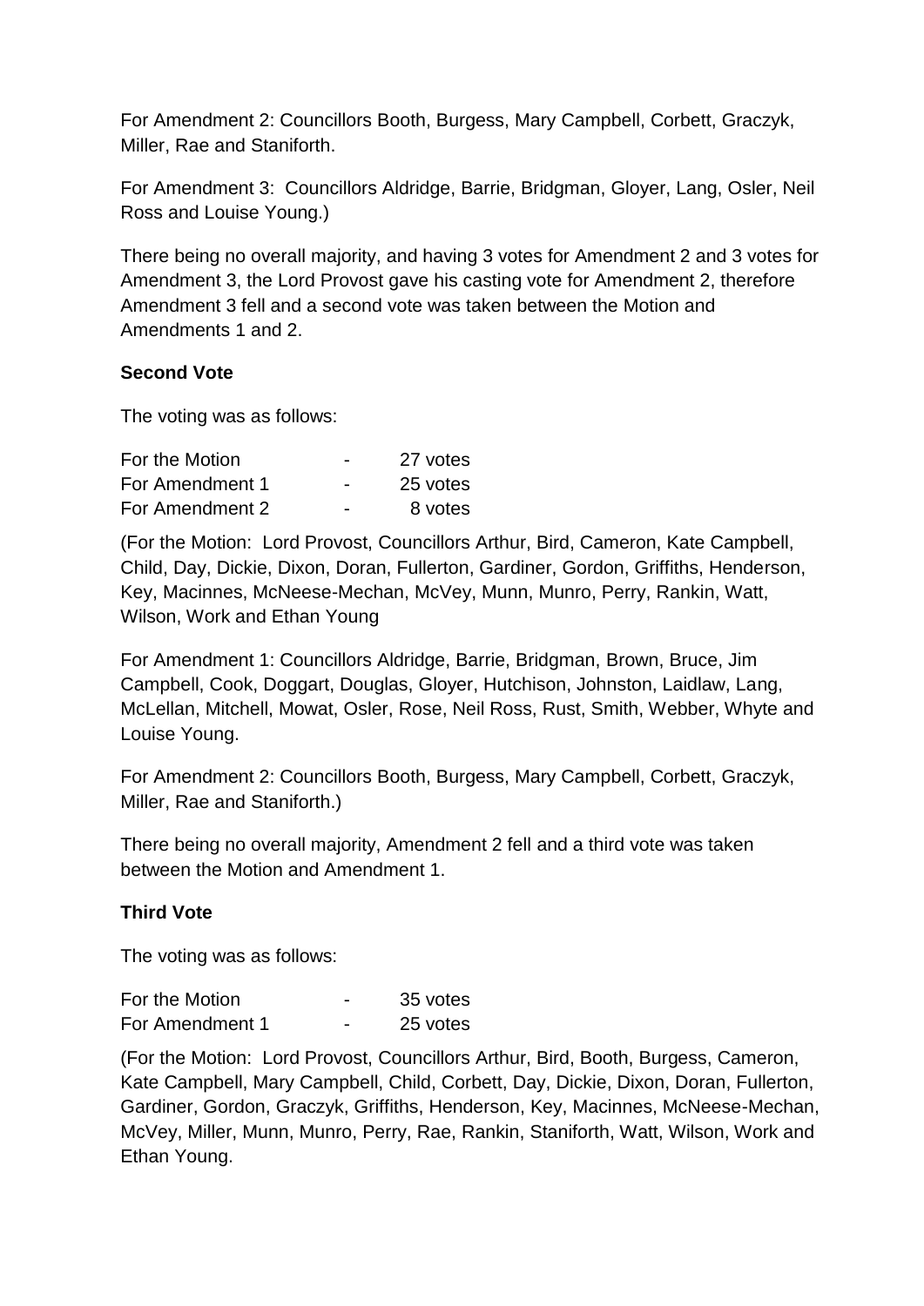For Amendment 2: Councillors Booth, Burgess, Mary Campbell, Corbett, Graczyk, Miller, Rae and Staniforth.

For Amendment 3: Councillors Aldridge, Barrie, Bridgman, Gloyer, Lang, Osler, Neil Ross and Louise Young.)

There being no overall majority, and having 3 votes for Amendment 2 and 3 votes for Amendment 3, the Lord Provost gave his casting vote for Amendment 2, therefore Amendment 3 fell and a second vote was taken between the Motion and Amendments 1 and 2.

**Second Vote**

The voting was as follows:

| | | |
|---|---|---|
| For the Motion | - | 27 votes |
| For Amendment 1 | - | 25 votes |
| For Amendment 2 | - | 8 votes |

(For the Motion: Lord Provost, Councillors Arthur, Bird, Cameron, Kate Campbell, Child, Day, Dickie, Dixon, Doran, Fullerton, Gardiner, Gordon, Griffiths, Henderson, Key, Macinnes, McNeese-Mechan, McVey, Munn, Munro, Perry, Rankin, Watt, Wilson, Work and Ethan Young

For Amendment 1: Councillors Aldridge, Barrie, Bridgman, Brown, Bruce, Jim Campbell, Cook, Doggart, Douglas, Gloyer, Hutchison, Johnston, Laidlaw, Lang, McLellan, Mitchell, Mowat, Osler, Rose, Neil Ross, Rust, Smith, Webber, Whyte and Louise Young.

For Amendment 2: Councillors Booth, Burgess, Mary Campbell, Corbett, Graczyk, Miller, Rae and Staniforth.)

There being no overall majority, Amendment 2 fell and a third vote was taken between the Motion and Amendment 1.

**Third Vote**

The voting was as follows:

| | | |
|---|---|---|
| For the Motion | - | 35 votes |
| For Amendment 1 | - | 25 votes |

(For the Motion: Lord Provost, Councillors Arthur, Bird, Booth, Burgess, Cameron, Kate Campbell, Mary Campbell, Child, Corbett, Day, Dickie, Dixon, Doran, Fullerton, Gardiner, Gordon, Graczyk, Griffiths, Henderson, Key, Macinnes, McNeese-Mechan, McVey, Miller, Munn, Munro, Perry, Rae, Rankin, Staniforth, Watt, Wilson, Work and Ethan Young.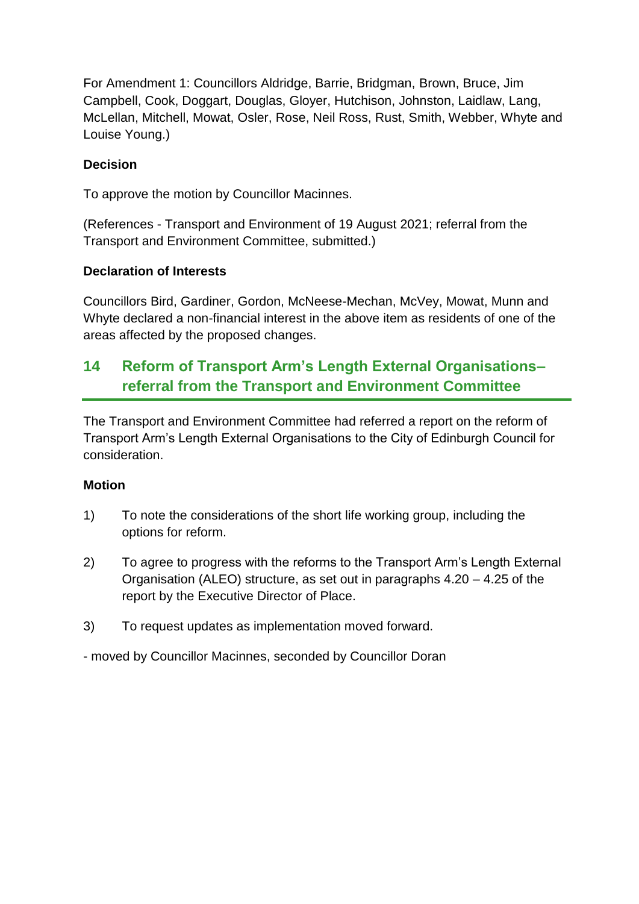For Amendment 1: Councillors Aldridge, Barrie, Bridgman, Brown, Bruce, Jim Campbell, Cook, Doggart, Douglas, Gloyer, Hutchison, Johnston, Laidlaw, Lang, McLellan, Mitchell, Mowat, Osler, Rose, Neil Ross, Rust, Smith, Webber, Whyte and Louise Young.)

**Decision**

To approve the motion by Councillor Macinnes.

(References - Transport and Environment of 19 August 2021; referral from the Transport and Environment Committee, submitted.)

**Declaration of Interests**

Councillors Bird, Gardiner, Gordon, McNeese-Mechan, McVey, Mowat, Munn and Whyte declared a non-financial interest in the above item as residents of one of the areas affected by the proposed changes.

## 14 Reform of Transport Arm's Length External Organisations– referral from the Transport and Environment Committee

The Transport and Environment Committee had referred a report on the reform of Transport Arm's Length External Organisations to the City of Edinburgh Council for consideration.

**Motion**

1) To note the considerations of the short life working group, including the options for reform.

2) To agree to progress with the reforms to the Transport Arm's Length External Organisation (ALEO) structure, as set out in paragraphs 4.20 – 4.25 of the report by the Executive Director of Place.

3) To request updates as implementation moved forward.

- moved by Councillor Macinnes, seconded by Councillor Doran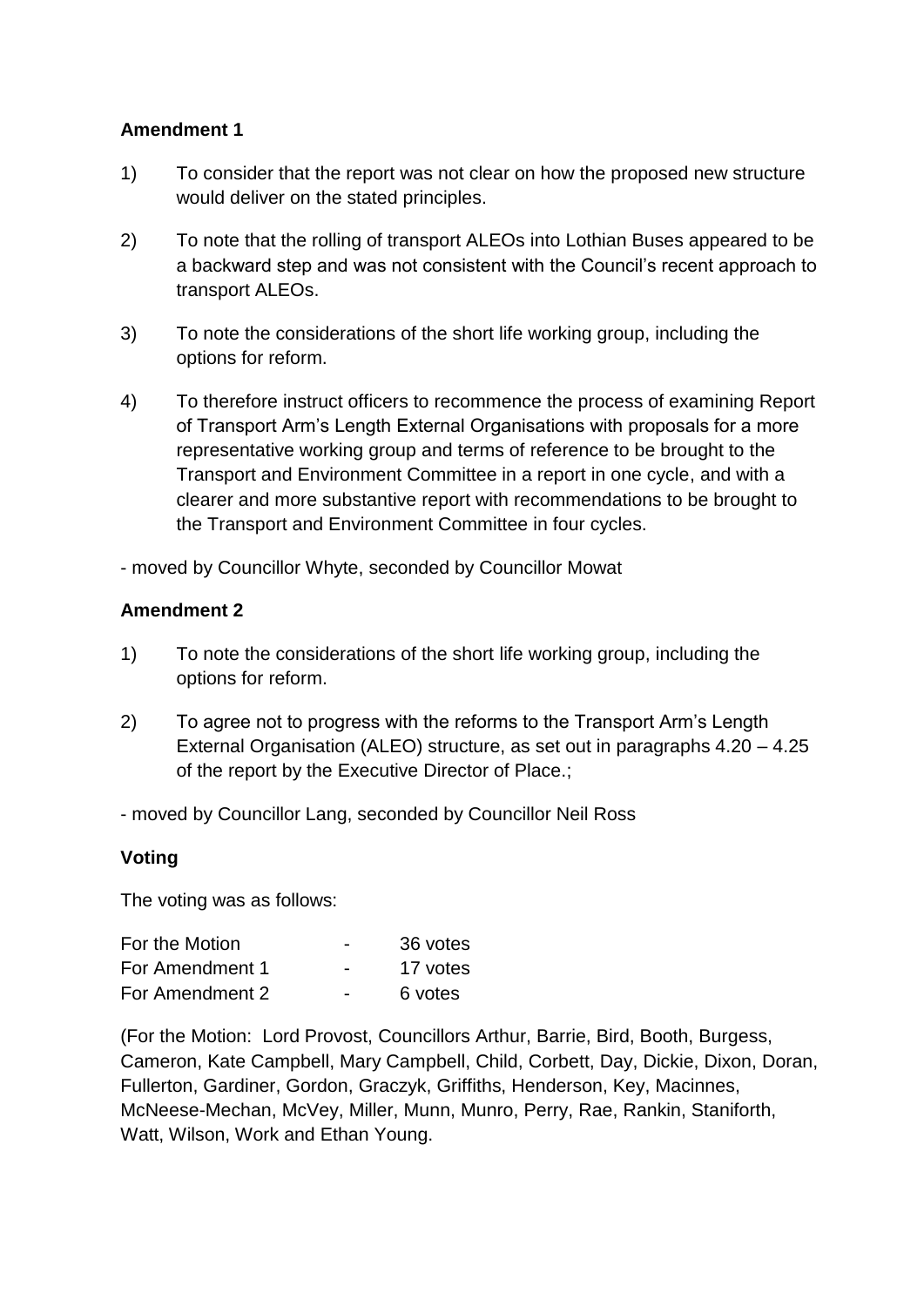**Amendment 1**

1) To consider that the report was not clear on how the proposed new structure would deliver on the stated principles.

2) To note that the rolling of transport ALEOs into Lothian Buses appeared to be a backward step and was not consistent with the Council's recent approach to transport ALEOs.

3) To note the considerations of the short life working group, including the options for reform.

4) To therefore instruct officers to recommence the process of examining Report of Transport Arm's Length External Organisations with proposals for a more representative working group and terms of reference to be brought to the Transport and Environment Committee in a report in one cycle, and with a clearer and more substantive report with recommendations to be brought to the Transport and Environment Committee in four cycles.

- moved by Councillor Whyte, seconded by Councillor Mowat

**Amendment 2**

1) To note the considerations of the short life working group, including the options for reform.

2) To agree not to progress with the reforms to the Transport Arm's Length External Organisation (ALEO) structure, as set out in paragraphs 4.20 – 4.25 of the report by the Executive Director of Place.;

- moved by Councillor Lang, seconded by Councillor Neil Ross

**Voting**

The voting was as follows:

| | | |
|---|---|---|
| For the Motion | - | 36 votes |
| For Amendment 1 | - | 17 votes |
| For Amendment 2 | - | 6 votes |

(For the Motion: Lord Provost, Councillors Arthur, Barrie, Bird, Booth, Burgess, Cameron, Kate Campbell, Mary Campbell, Child, Corbett, Day, Dickie, Dixon, Doran, Fullerton, Gardiner, Gordon, Graczyk, Griffiths, Henderson, Key, Macinnes, McNeese-Mechan, McVey, Miller, Munn, Munro, Perry, Rae, Rankin, Staniforth, Watt, Wilson, Work and Ethan Young.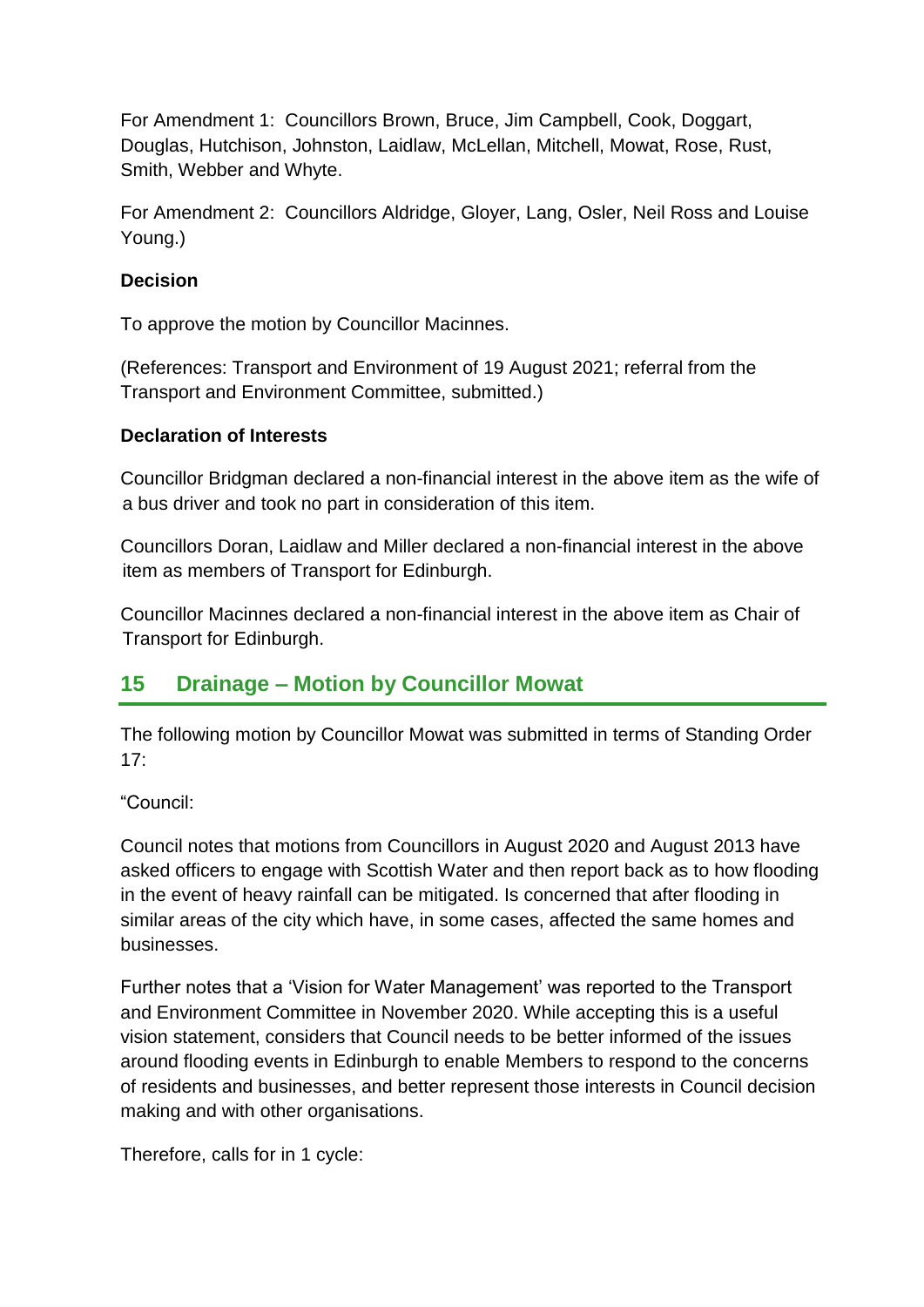For Amendment 1: Councillors Brown, Bruce, Jim Campbell, Cook, Doggart, Douglas, Hutchison, Johnston, Laidlaw, McLellan, Mitchell, Mowat, Rose, Rust, Smith, Webber and Whyte.

For Amendment 2: Councillors Aldridge, Gloyer, Lang, Osler, Neil Ross and Louise Young.)

**Decision**

To approve the motion by Councillor Macinnes.

(References: Transport and Environment of 19 August 2021; referral from the Transport and Environment Committee, submitted.)

**Declaration of Interests**

Councillor Bridgman declared a non-financial interest in the above item as the wife of a bus driver and took no part in consideration of this item.

Councillors Doran, Laidlaw and Miller declared a non-financial interest in the above item as members of Transport for Edinburgh.

Councillor Macinnes declared a non-financial interest in the above item as Chair of Transport for Edinburgh.

## 15 Drainage – Motion by Councillor Mowat

The following motion by Councillor Mowat was submitted in terms of Standing Order 17:

"Council:

Council notes that motions from Councillors in August 2020 and August 2013 have asked officers to engage with Scottish Water and then report back as to how flooding in the event of heavy rainfall can be mitigated. Is concerned that after flooding in similar areas of the city which have, in some cases, affected the same homes and businesses.

Further notes that a 'Vision for Water Management' was reported to the Transport and Environment Committee in November 2020. While accepting this is a useful vision statement, considers that Council needs to be better informed of the issues around flooding events in Edinburgh to enable Members to respond to the concerns of residents and businesses, and better represent those interests in Council decision making and with other organisations.

Therefore, calls for in 1 cycle: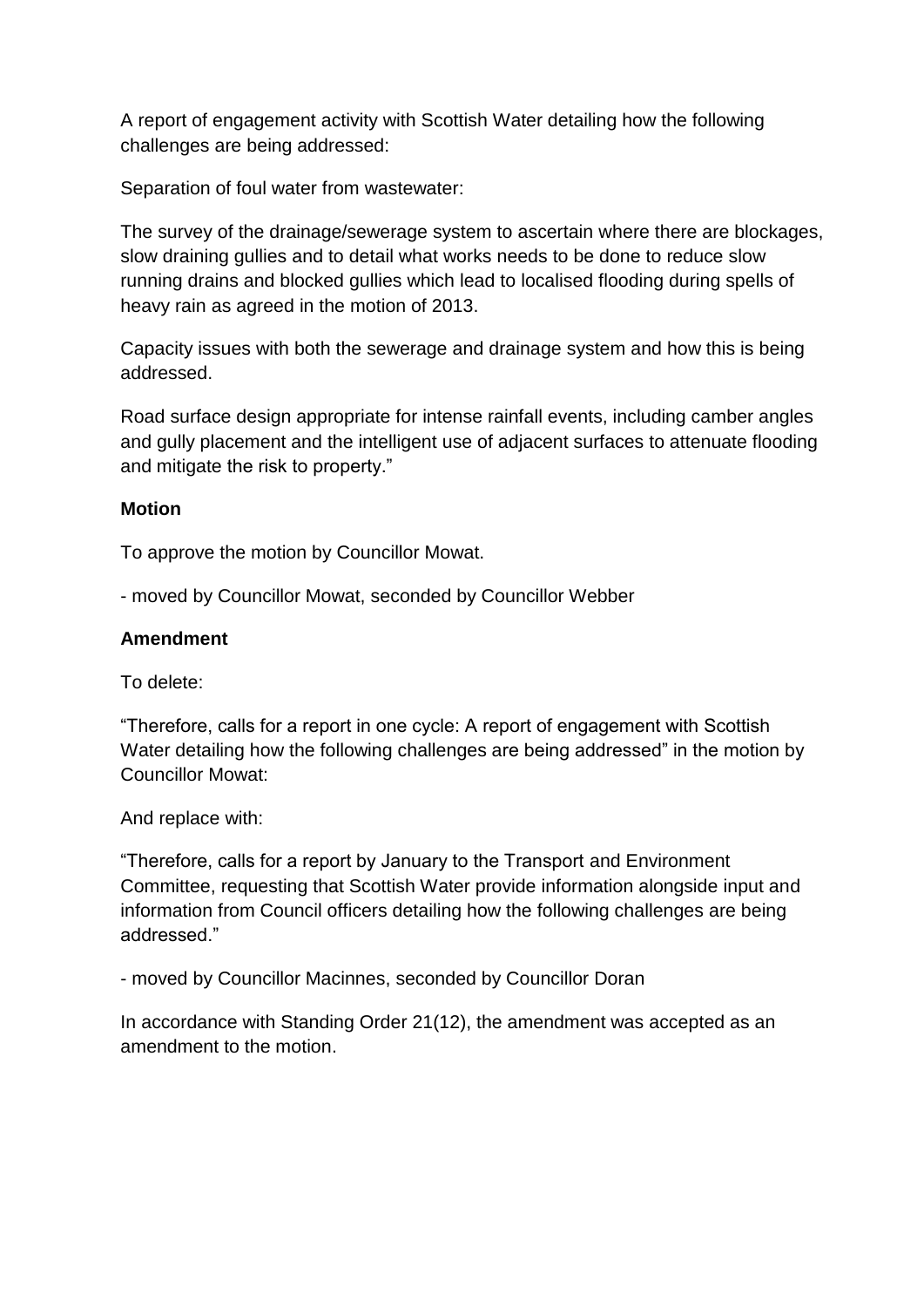A report of engagement activity with Scottish Water detailing how the following challenges are being addressed:

Separation of foul water from wastewater:

The survey of the drainage/sewerage system to ascertain where there are blockages, slow draining gullies and to detail what works needs to be done to reduce slow running drains and blocked gullies which lead to localised flooding during spells of heavy rain as agreed in the motion of 2013.

Capacity issues with both the sewerage and drainage system and how this is being addressed.

Road surface design appropriate for intense rainfall events, including camber angles and gully placement and the intelligent use of adjacent surfaces to attenuate flooding and mitigate the risk to property."

**Motion**

To approve the motion by Councillor Mowat.

- moved by Councillor Mowat, seconded by Councillor Webber

**Amendment**

To delete:

"Therefore, calls for a report in one cycle: A report of engagement with Scottish Water detailing how the following challenges are being addressed" in the motion by Councillor Mowat:

And replace with:

"Therefore, calls for a report by January to the Transport and Environment Committee, requesting that Scottish Water provide information alongside input and information from Council officers detailing how the following challenges are being addressed."

- moved by Councillor Macinnes, seconded by Councillor Doran

In accordance with Standing Order 21(12), the amendment was accepted as an amendment to the motion.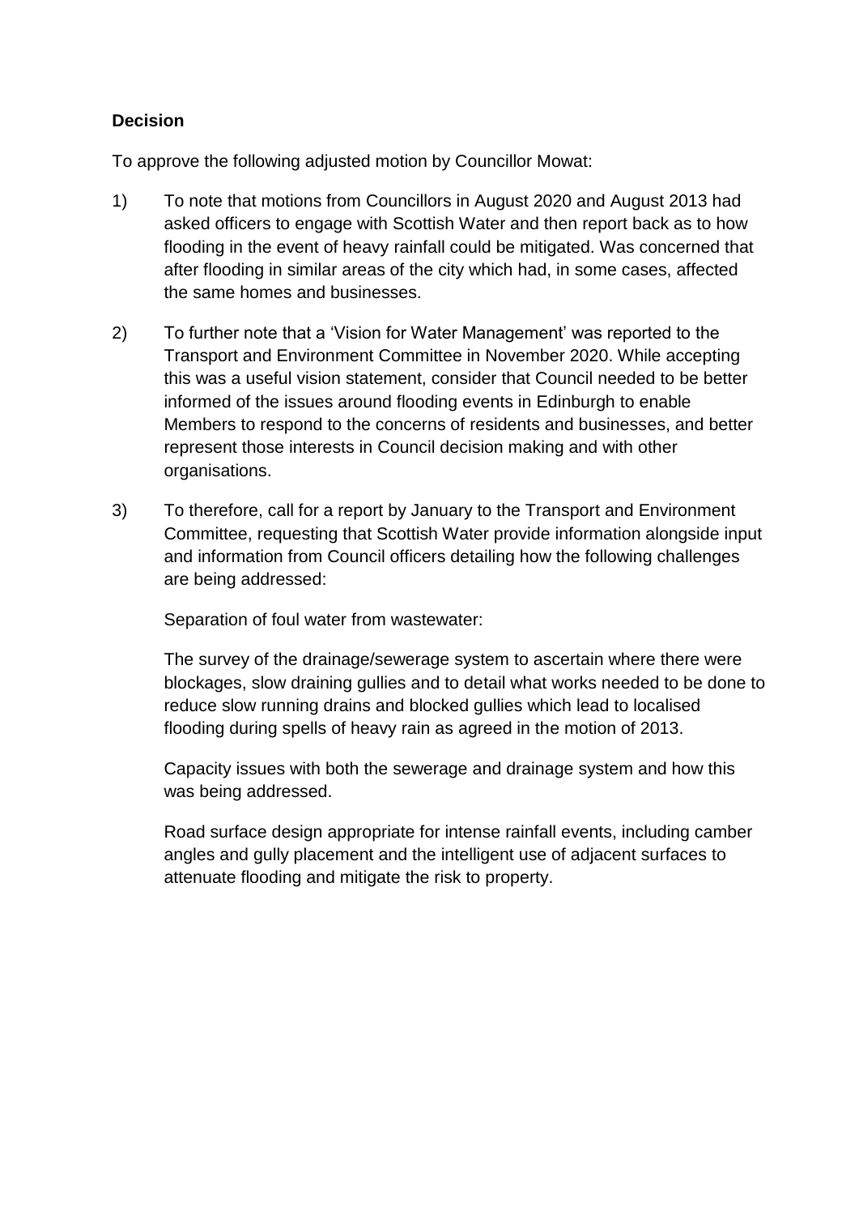**Decision**

To approve the following adjusted motion by Councillor Mowat:

1) To note that motions from Councillors in August 2020 and August 2013 had asked officers to engage with Scottish Water and then report back as to how flooding in the event of heavy rainfall could be mitigated. Was concerned that after flooding in similar areas of the city which had, in some cases, affected the same homes and businesses.

2) To further note that a 'Vision for Water Management' was reported to the Transport and Environment Committee in November 2020. While accepting this was a useful vision statement, consider that Council needed to be better informed of the issues around flooding events in Edinburgh to enable Members to respond to the concerns of residents and businesses, and better represent those interests in Council decision making and with other organisations.

3) To therefore, call for a report by January to the Transport and Environment Committee, requesting that Scottish Water provide information alongside input and information from Council officers detailing how the following challenges are being addressed:

   Separation of foul water from wastewater:

   The survey of the drainage/sewerage system to ascertain where there were blockages, slow draining gullies and to detail what works needed to be done to reduce slow running drains and blocked gullies which lead to localised flooding during spells of heavy rain as agreed in the motion of 2013.

   Capacity issues with both the sewerage and drainage system and how this was being addressed.

   Road surface design appropriate for intense rainfall events, including camber angles and gully placement and the intelligent use of adjacent surfaces to attenuate flooding and mitigate the risk to property.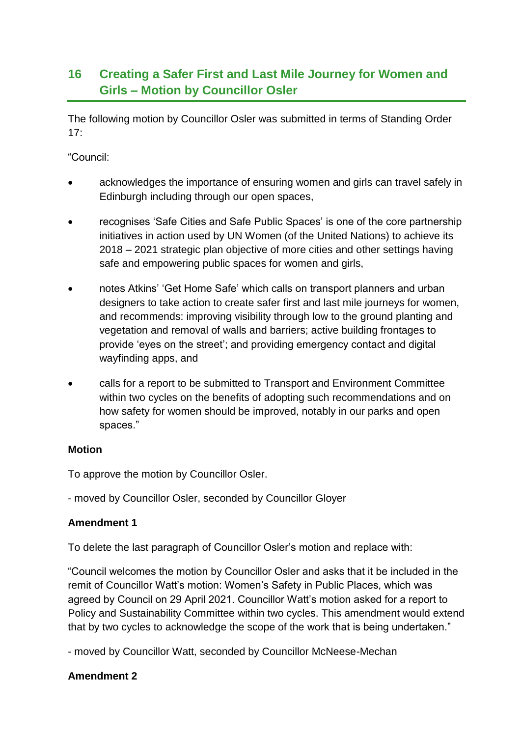## 16 Creating a Safer First and Last Mile Journey for Women and Girls – Motion by Councillor Osler

The following motion by Councillor Osler was submitted in terms of Standing Order 17:

"Council:

- acknowledges the importance of ensuring women and girls can travel safely in Edinburgh including through our open spaces,
- recognises 'Safe Cities and Safe Public Spaces' is one of the core partnership initiatives in action used by UN Women (of the United Nations) to achieve its 2018 – 2021 strategic plan objective of more cities and other settings having safe and empowering public spaces for women and girls,
- notes Atkins' 'Get Home Safe' which calls on transport planners and urban designers to take action to create safer first and last mile journeys for women, and recommends: improving visibility through low to the ground planting and vegetation and removal of walls and barriers; active building frontages to provide 'eyes on the street'; and providing emergency contact and digital wayfinding apps, and
- calls for a report to be submitted to Transport and Environment Committee within two cycles on the benefits of adopting such recommendations and on how safety for women should be improved, notably in our parks and open spaces."

**Motion**

To approve the motion by Councillor Osler.

- moved by Councillor Osler, seconded by Councillor Gloyer

**Amendment 1**

To delete the last paragraph of Councillor Osler's motion and replace with:

"Council welcomes the motion by Councillor Osler and asks that it be included in the remit of Councillor Watt's motion: Women's Safety in Public Places, which was agreed by Council on 29 April 2021. Councillor Watt's motion asked for a report to Policy and Sustainability Committee within two cycles. This amendment would extend that by two cycles to acknowledge the scope of the work that is being undertaken."

- moved by Councillor Watt, seconded by Councillor McNeese-Mechan

**Amendment 2**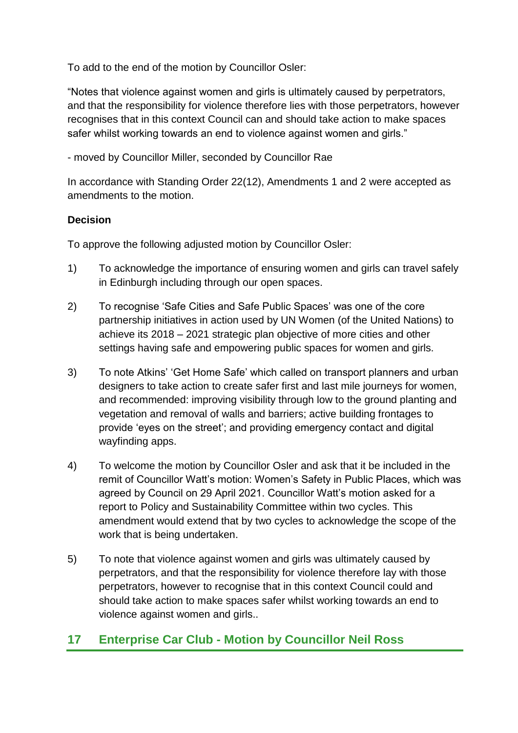To add to the end of the motion by Councillor Osler:

"Notes that violence against women and girls is ultimately caused by perpetrators, and that the responsibility for violence therefore lies with those perpetrators, however recognises that in this context Council can and should take action to make spaces safer whilst working towards an end to violence against women and girls."

- moved by Councillor Miller, seconded by Councillor Rae

In accordance with Standing Order 22(12), Amendments 1 and 2 were accepted as amendments to the motion.

**Decision**

To approve the following adjusted motion by Councillor Osler:

1) To acknowledge the importance of ensuring women and girls can travel safely in Edinburgh including through our open spaces.

2) To recognise 'Safe Cities and Safe Public Spaces' was one of the core partnership initiatives in action used by UN Women (of the United Nations) to achieve its 2018 – 2021 strategic plan objective of more cities and other settings having safe and empowering public spaces for women and girls.

3) To note Atkins' 'Get Home Safe' which called on transport planners and urban designers to take action to create safer first and last mile journeys for women, and recommended: improving visibility through low to the ground planting and vegetation and removal of walls and barriers; active building frontages to provide 'eyes on the street'; and providing emergency contact and digital wayfinding apps.

4) To welcome the motion by Councillor Osler and ask that it be included in the remit of Councillor Watt's motion: Women's Safety in Public Places, which was agreed by Council on 29 April 2021. Councillor Watt's motion asked for a report to Policy and Sustainability Committee within two cycles. This amendment would extend that by two cycles to acknowledge the scope of the work that is being undertaken.

5) To note that violence against women and girls was ultimately caused by perpetrators, and that the responsibility for violence therefore lay with those perpetrators, however to recognise that in this context Council could and should take action to make spaces safer whilst working towards an end to violence against women and girls..

## 17 Enterprise Car Club - Motion by Councillor Neil Ross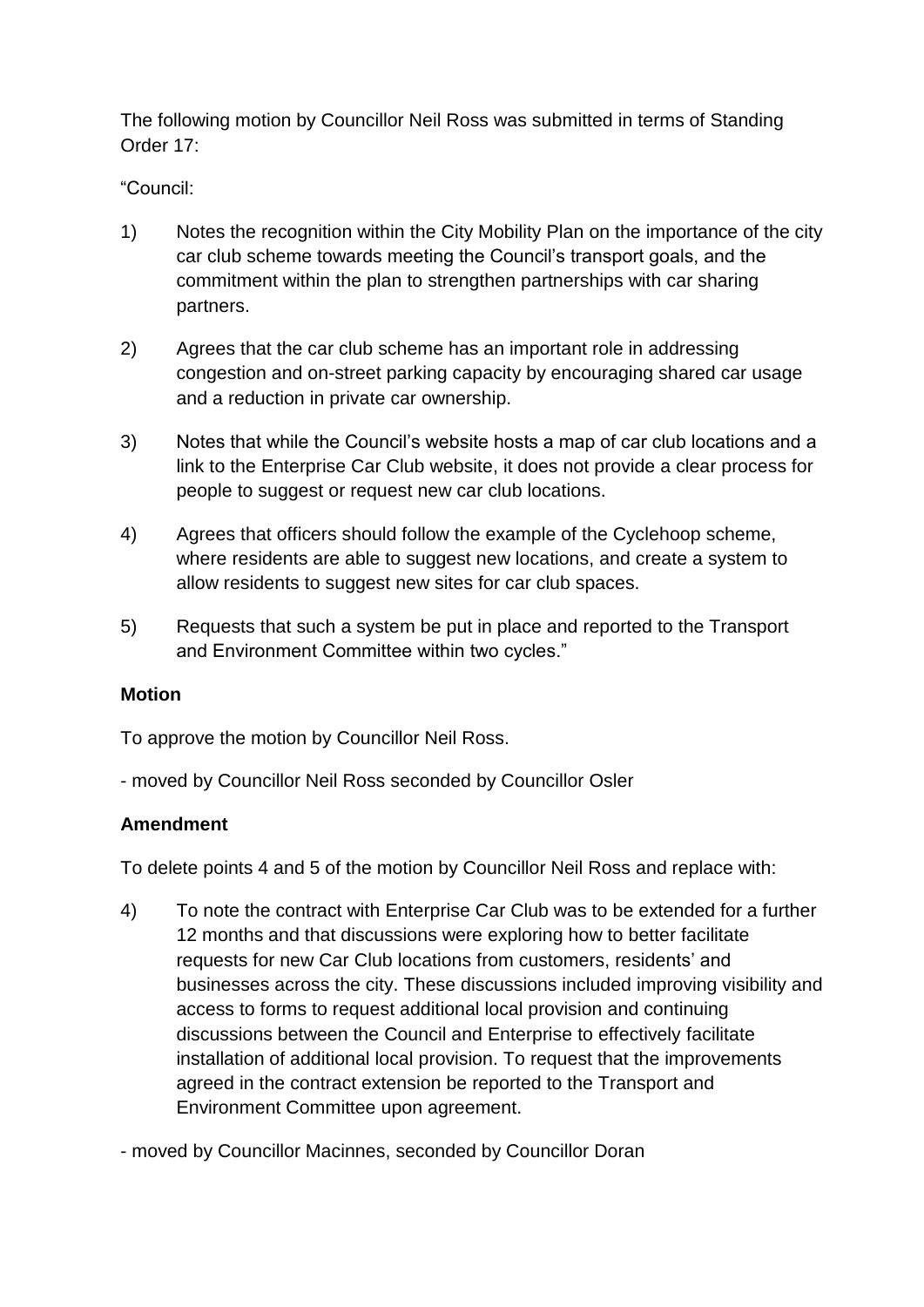The following motion by Councillor Neil Ross was submitted in terms of Standing Order 17:

"Council:

1) Notes the recognition within the City Mobility Plan on the importance of the city car club scheme towards meeting the Council's transport goals, and the commitment within the plan to strengthen partnerships with car sharing partners.

2) Agrees that the car club scheme has an important role in addressing congestion and on-street parking capacity by encouraging shared car usage and a reduction in private car ownership.

3) Notes that while the Council's website hosts a map of car club locations and a link to the Enterprise Car Club website, it does not provide a clear process for people to suggest or request new car club locations.

4) Agrees that officers should follow the example of the Cyclehoop scheme, where residents are able to suggest new locations, and create a system to allow residents to suggest new sites for car club spaces.

5) Requests that such a system be put in place and reported to the Transport and Environment Committee within two cycles."

**Motion**

To approve the motion by Councillor Neil Ross.

- moved by Councillor Neil Ross seconded by Councillor Osler

**Amendment**

To delete points 4 and 5 of the motion by Councillor Neil Ross and replace with:

4) To note the contract with Enterprise Car Club was to be extended for a further 12 months and that discussions were exploring how to better facilitate requests for new Car Club locations from customers, residents' and businesses across the city. These discussions included improving visibility and access to forms to request additional local provision and continuing discussions between the Council and Enterprise to effectively facilitate installation of additional local provision. To request that the improvements agreed in the contract extension be reported to the Transport and Environment Committee upon agreement.

- moved by Councillor Macinnes, seconded by Councillor Doran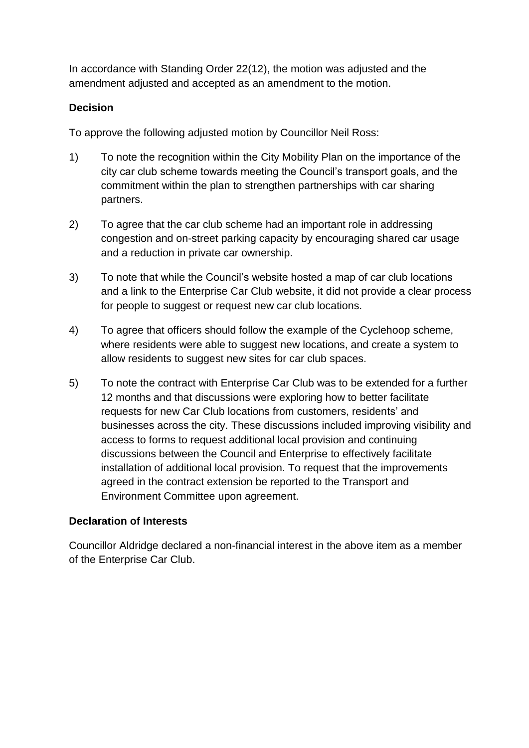In accordance with Standing Order 22(12), the motion was adjusted and the amendment adjusted and accepted as an amendment to the motion.

**Decision**

To approve the following adjusted motion by Councillor Neil Ross:

1) To note the recognition within the City Mobility Plan on the importance of the city car club scheme towards meeting the Council's transport goals, and the commitment within the plan to strengthen partnerships with car sharing partners.

2) To agree that the car club scheme had an important role in addressing congestion and on-street parking capacity by encouraging shared car usage and a reduction in private car ownership.

3) To note that while the Council's website hosted a map of car club locations and a link to the Enterprise Car Club website, it did not provide a clear process for people to suggest or request new car club locations.

4) To agree that officers should follow the example of the Cyclehoop scheme, where residents were able to suggest new locations, and create a system to allow residents to suggest new sites for car club spaces.

5) To note the contract with Enterprise Car Club was to be extended for a further 12 months and that discussions were exploring how to better facilitate requests for new Car Club locations from customers, residents' and businesses across the city. These discussions included improving visibility and access to forms to request additional local provision and continuing discussions between the Council and Enterprise to effectively facilitate installation of additional local provision. To request that the improvements agreed in the contract extension be reported to the Transport and Environment Committee upon agreement.

**Declaration of Interests**

Councillor Aldridge declared a non-financial interest in the above item as a member of the Enterprise Car Club.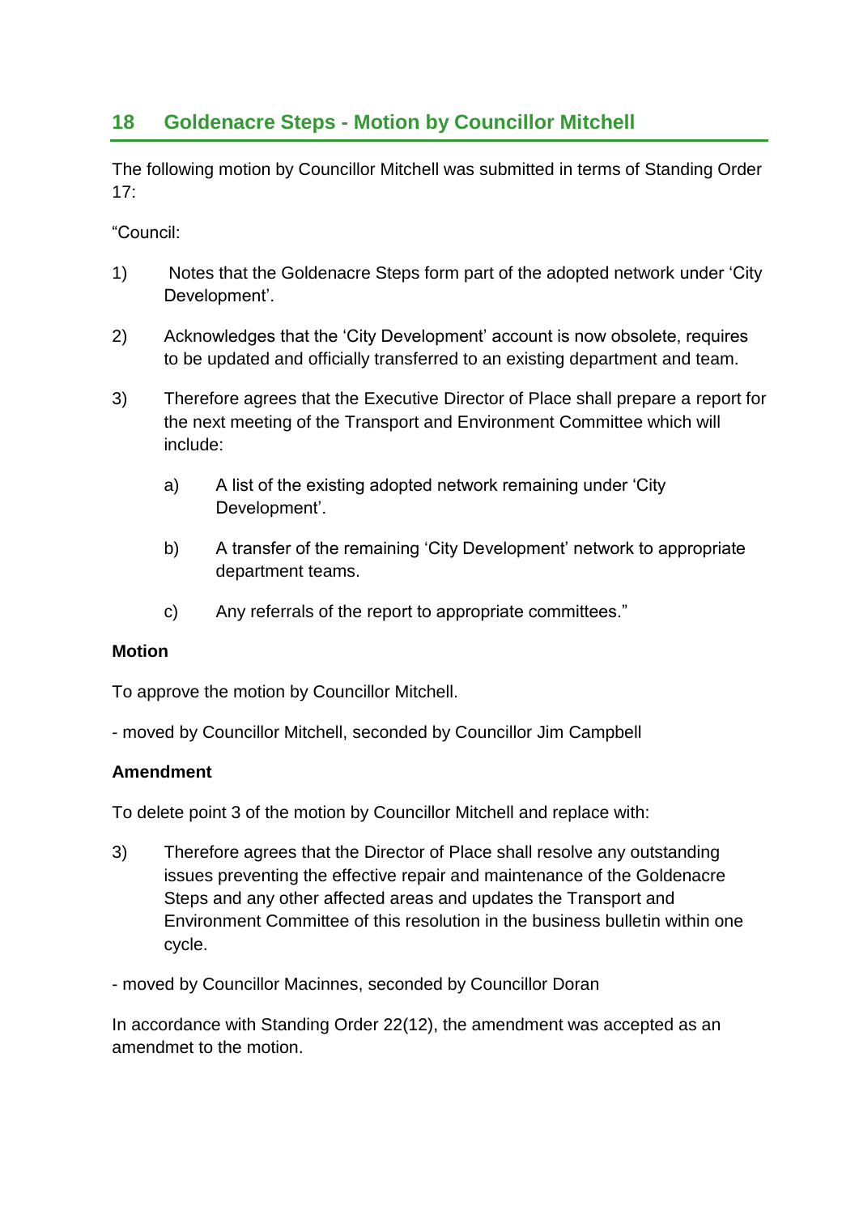## 18 Goldenacre Steps - Motion by Councillor Mitchell

The following motion by Councillor Mitchell was submitted in terms of Standing Order 17:

"Council:

1) Notes that the Goldenacre Steps form part of the adopted network under 'City Development'.

2) Acknowledges that the 'City Development' account is now obsolete, requires to be updated and officially transferred to an existing department and team.

3) Therefore agrees that the Executive Director of Place shall prepare a report for the next meeting of the Transport and Environment Committee which will include:

   a) A list of the existing adopted network remaining under 'City Development'.

   b) A transfer of the remaining 'City Development' network to appropriate department teams.

   c) Any referrals of the report to appropriate committees."

**Motion**

To approve the motion by Councillor Mitchell.

- moved by Councillor Mitchell, seconded by Councillor Jim Campbell

**Amendment**

To delete point 3 of the motion by Councillor Mitchell and replace with:

3) Therefore agrees that the Director of Place shall resolve any outstanding issues preventing the effective repair and maintenance of the Goldenacre Steps and any other affected areas and updates the Transport and Environment Committee of this resolution in the business bulletin within one cycle.

- moved by Councillor Macinnes, seconded by Councillor Doran

In accordance with Standing Order 22(12), the amendment was accepted as an amendmet to the motion.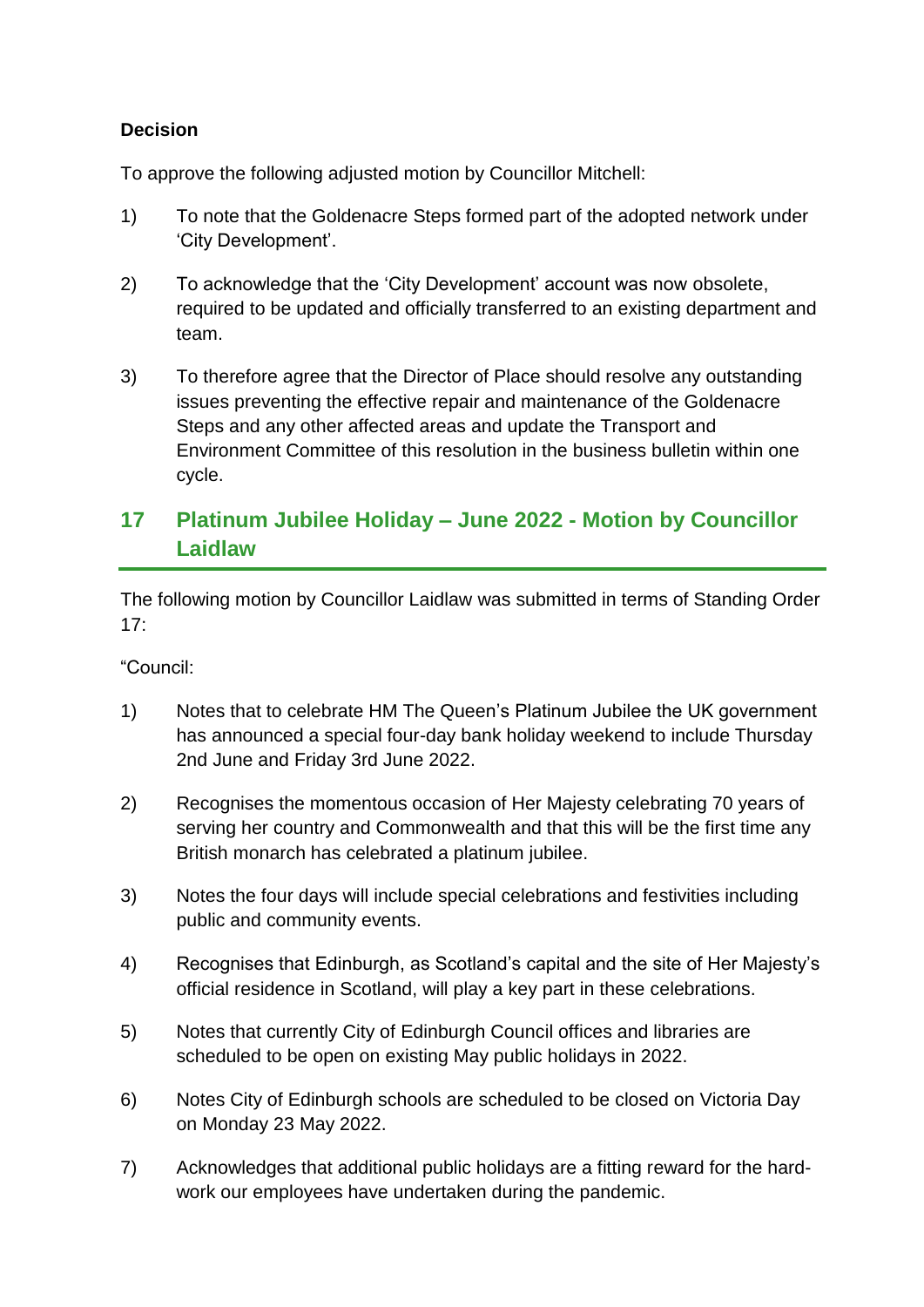**Decision**

To approve the following adjusted motion by Councillor Mitchell:

1) To note that the Goldenacre Steps formed part of the adopted network under 'City Development'.

2) To acknowledge that the 'City Development' account was now obsolete, required to be updated and officially transferred to an existing department and team.

3) To therefore agree that the Director of Place should resolve any outstanding issues preventing the effective repair and maintenance of the Goldenacre Steps and any other affected areas and update the Transport and Environment Committee of this resolution in the business bulletin within one cycle.

## 17 Platinum Jubilee Holiday – June 2022 - Motion by Councillor Laidlaw

The following motion by Councillor Laidlaw was submitted in terms of Standing Order 17:

"Council:

1) Notes that to celebrate HM The Queen's Platinum Jubilee the UK government has announced a special four-day bank holiday weekend to include Thursday 2nd June and Friday 3rd June 2022.

2) Recognises the momentous occasion of Her Majesty celebrating 70 years of serving her country and Commonwealth and that this will be the first time any British monarch has celebrated a platinum jubilee.

3) Notes the four days will include special celebrations and festivities including public and community events.

4) Recognises that Edinburgh, as Scotland's capital and the site of Her Majesty's official residence in Scotland, will play a key part in these celebrations.

5) Notes that currently City of Edinburgh Council offices and libraries are scheduled to be open on existing May public holidays in 2022.

6) Notes City of Edinburgh schools are scheduled to be closed on Victoria Day on Monday 23 May 2022.

7) Acknowledges that additional public holidays are a fitting reward for the hard-work our employees have undertaken during the pandemic.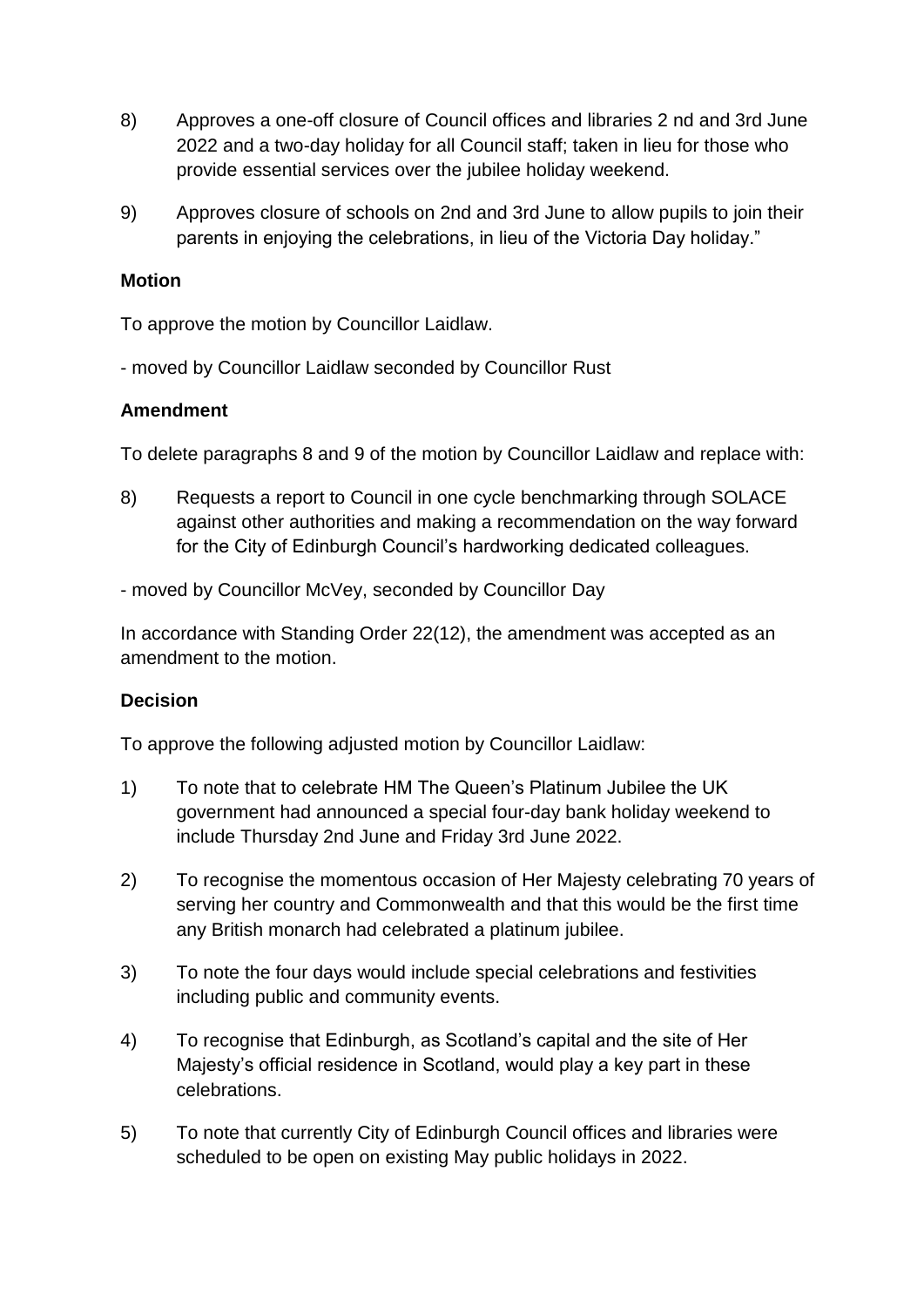8) Approves a one-off closure of Council offices and libraries 2 nd and 3rd June 2022 and a two-day holiday for all Council staff; taken in lieu for those who provide essential services over the jubilee holiday weekend.

9) Approves closure of schools on 2nd and 3rd June to allow pupils to join their parents in enjoying the celebrations, in lieu of the Victoria Day holiday."

**Motion**

To approve the motion by Councillor Laidlaw.

- moved by Councillor Laidlaw seconded by Councillor Rust

**Amendment**

To delete paragraphs 8 and 9 of the motion by Councillor Laidlaw and replace with:

8) Requests a report to Council in one cycle benchmarking through SOLACE against other authorities and making a recommendation on the way forward for the City of Edinburgh Council's hardworking dedicated colleagues.

- moved by Councillor McVey, seconded by Councillor Day

In accordance with Standing Order 22(12), the amendment was accepted as an amendment to the motion.

**Decision**

To approve the following adjusted motion by Councillor Laidlaw:

1) To note that to celebrate HM The Queen's Platinum Jubilee the UK government had announced a special four-day bank holiday weekend to include Thursday 2nd June and Friday 3rd June 2022.

2) To recognise the momentous occasion of Her Majesty celebrating 70 years of serving her country and Commonwealth and that this would be the first time any British monarch had celebrated a platinum jubilee.

3) To note the four days would include special celebrations and festivities including public and community events.

4) To recognise that Edinburgh, as Scotland's capital and the site of Her Majesty's official residence in Scotland, would play a key part in these celebrations.

5) To note that currently City of Edinburgh Council offices and libraries were scheduled to be open on existing May public holidays in 2022.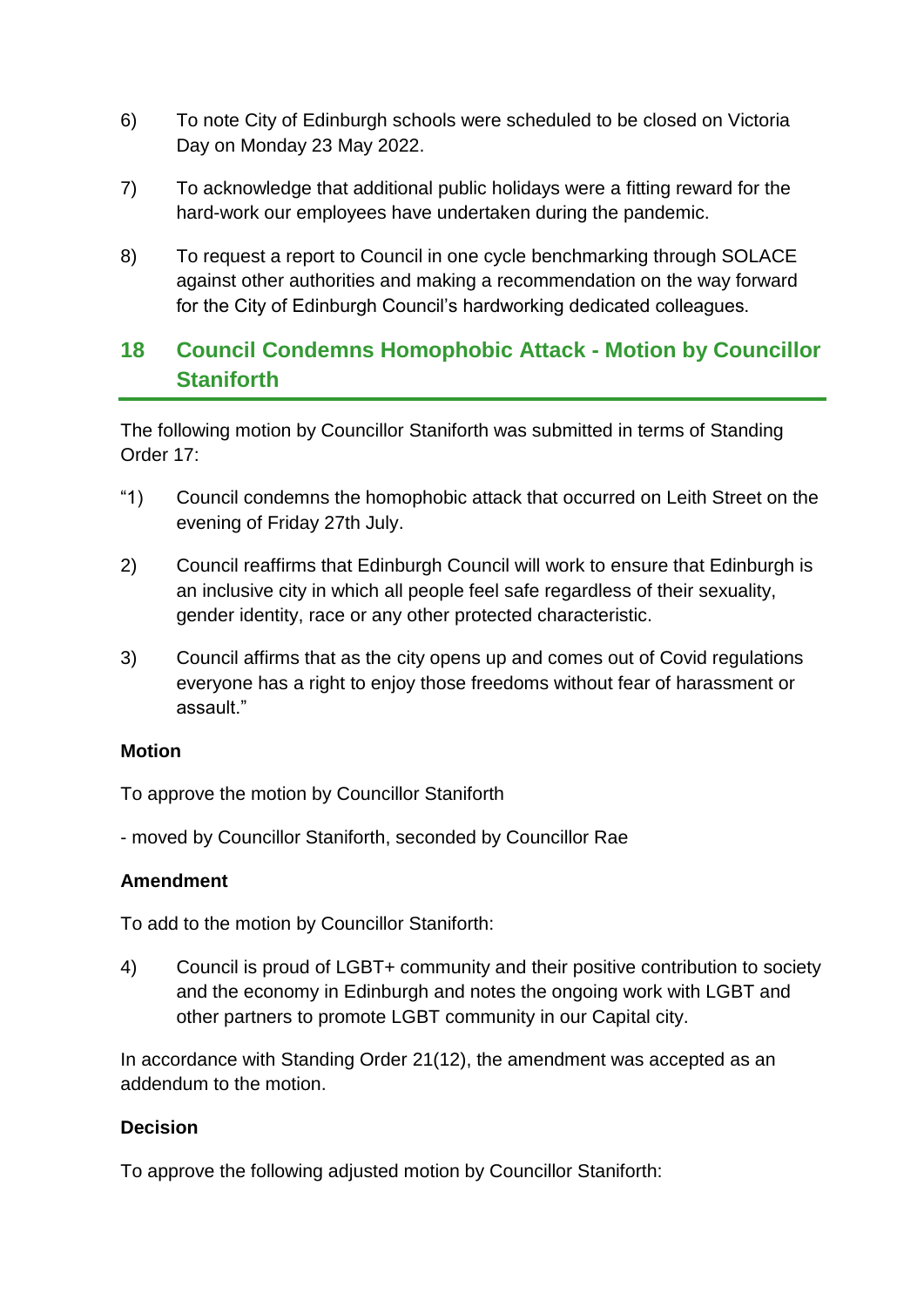6) To note City of Edinburgh schools were scheduled to be closed on Victoria Day on Monday 23 May 2022.

7) To acknowledge that additional public holidays were a fitting reward for the hard-work our employees have undertaken during the pandemic.

8) To request a report to Council in one cycle benchmarking through SOLACE against other authorities and making a recommendation on the way forward for the City of Edinburgh Council's hardworking dedicated colleagues.

## 18 Council Condemns Homophobic Attack - Motion by Councillor Staniforth

The following motion by Councillor Staniforth was submitted in terms of Standing Order 17:

"1) Council condemns the homophobic attack that occurred on Leith Street on the evening of Friday 27th July.

2) Council reaffirms that Edinburgh Council will work to ensure that Edinburgh is an inclusive city in which all people feel safe regardless of their sexuality, gender identity, race or any other protected characteristic.

3) Council affirms that as the city opens up and comes out of Covid regulations everyone has a right to enjoy those freedoms without fear of harassment or assault."

**Motion**

To approve the motion by Councillor Staniforth

- moved by Councillor Staniforth, seconded by Councillor Rae

**Amendment**

To add to the motion by Councillor Staniforth:

4) Council is proud of LGBT+ community and their positive contribution to society and the economy in Edinburgh and notes the ongoing work with LGBT and other partners to promote LGBT community in our Capital city.

In accordance with Standing Order 21(12), the amendment was accepted as an addendum to the motion.

**Decision**

To approve the following adjusted motion by Councillor Staniforth: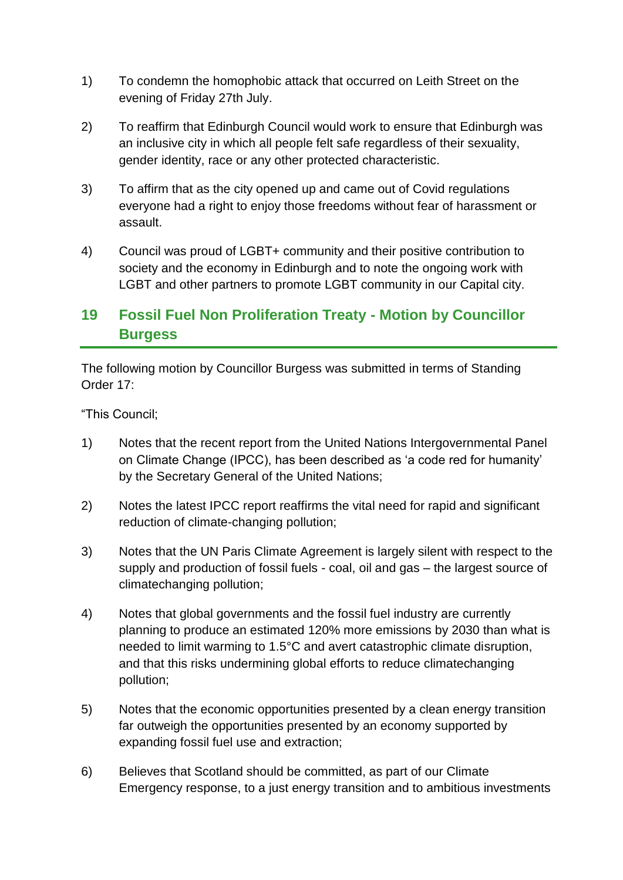1) To condemn the homophobic attack that occurred on Leith Street on the evening of Friday 27th July.

2) To reaffirm that Edinburgh Council would work to ensure that Edinburgh was an inclusive city in which all people felt safe regardless of their sexuality, gender identity, race or any other protected characteristic.

3) To affirm that as the city opened up and came out of Covid regulations everyone had a right to enjoy those freedoms without fear of harassment or assault.

4) Council was proud of LGBT+ community and their positive contribution to society and the economy in Edinburgh and to note the ongoing work with LGBT and other partners to promote LGBT community in our Capital city.

## 19 Fossil Fuel Non Proliferation Treaty - Motion by Councillor Burgess

The following motion by Councillor Burgess was submitted in terms of Standing Order 17:

"This Council;

1) Notes that the recent report from the United Nations Intergovernmental Panel on Climate Change (IPCC), has been described as 'a code red for humanity' by the Secretary General of the United Nations;

2) Notes the latest IPCC report reaffirms the vital need for rapid and significant reduction of climate-changing pollution;

3) Notes that the UN Paris Climate Agreement is largely silent with respect to the supply and production of fossil fuels - coal, oil and gas – the largest source of climatechanging pollution;

4) Notes that global governments and the fossil fuel industry are currently planning to produce an estimated 120% more emissions by 2030 than what is needed to limit warming to 1.5°C and avert catastrophic climate disruption, and that this risks undermining global efforts to reduce climatechanging pollution;

5) Notes that the economic opportunities presented by a clean energy transition far outweigh the opportunities presented by an economy supported by expanding fossil fuel use and extraction;

6) Believes that Scotland should be committed, as part of our Climate Emergency response, to a just energy transition and to ambitious investments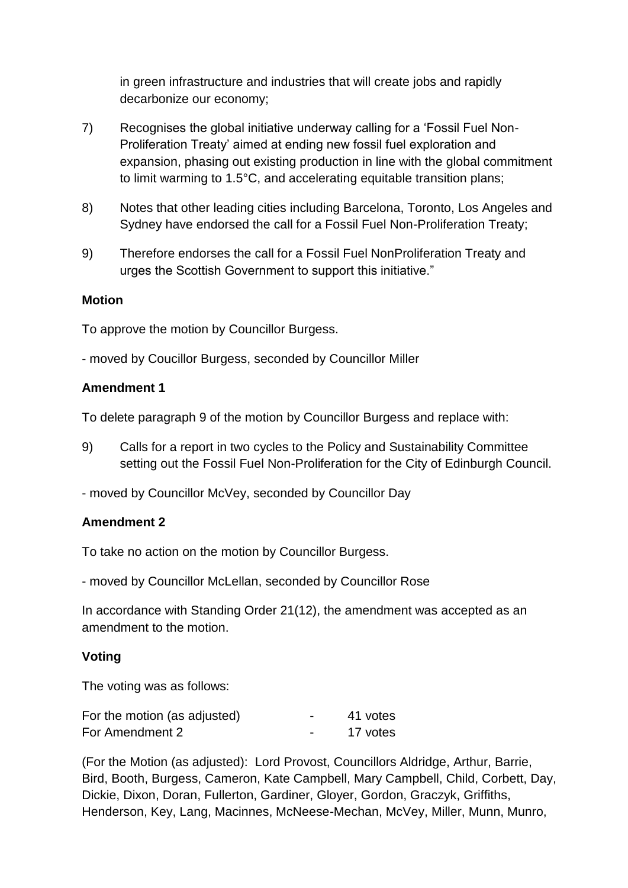in green infrastructure and industries that will create jobs and rapidly decarbonize our economy;

7) Recognises the global initiative underway calling for a 'Fossil Fuel Non-Proliferation Treaty' aimed at ending new fossil fuel exploration and expansion, phasing out existing production in line with the global commitment to limit warming to 1.5°C, and accelerating equitable transition plans;

8) Notes that other leading cities including Barcelona, Toronto, Los Angeles and Sydney have endorsed the call for a Fossil Fuel Non-Proliferation Treaty;

9) Therefore endorses the call for a Fossil Fuel NonProliferation Treaty and urges the Scottish Government to support this initiative."

**Motion**

To approve the motion by Councillor Burgess.

- moved by Coucillor Burgess, seconded by Councillor Miller

**Amendment 1**

To delete paragraph 9 of the motion by Councillor Burgess and replace with:

9) Calls for a report in two cycles to the Policy and Sustainability Committee setting out the Fossil Fuel Non-Proliferation for the City of Edinburgh Council.

- moved by Councillor McVey, seconded by Councillor Day

**Amendment 2**

To take no action on the motion by Councillor Burgess.

- moved by Councillor McLellan, seconded by Councillor Rose

In accordance with Standing Order 21(12), the amendment was accepted as an amendment to the motion.

**Voting**

The voting was as follows:

| | | |
|---|---|---|
| For the motion (as adjusted) | - | 41 votes |
| For Amendment 2 | - | 17 votes |

(For the Motion (as adjusted): Lord Provost, Councillors Aldridge, Arthur, Barrie, Bird, Booth, Burgess, Cameron, Kate Campbell, Mary Campbell, Child, Corbett, Day, Dickie, Dixon, Doran, Fullerton, Gardiner, Gloyer, Gordon, Graczyk, Griffiths, Henderson, Key, Lang, Macinnes, McNeese-Mechan, McVey, Miller, Munn, Munro,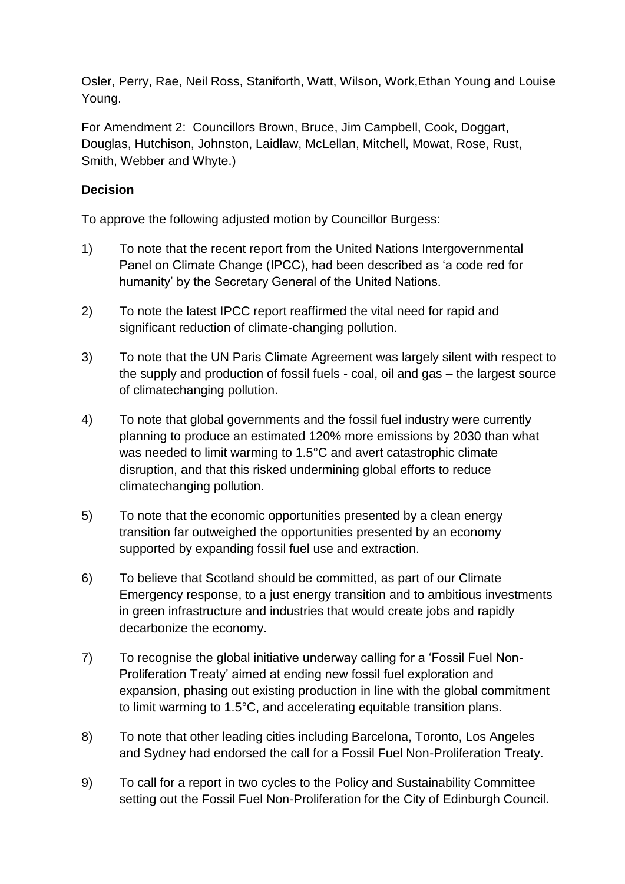Osler, Perry, Rae, Neil Ross, Staniforth, Watt, Wilson, Work,Ethan Young and Louise Young.

For Amendment 2: Councillors Brown, Bruce, Jim Campbell, Cook, Doggart, Douglas, Hutchison, Johnston, Laidlaw, McLellan, Mitchell, Mowat, Rose, Rust, Smith, Webber and Whyte.)

**Decision**

To approve the following adjusted motion by Councillor Burgess:

1) To note that the recent report from the United Nations Intergovernmental Panel on Climate Change (IPCC), had been described as 'a code red for humanity' by the Secretary General of the United Nations.

2) To note the latest IPCC report reaffirmed the vital need for rapid and significant reduction of climate-changing pollution.

3) To note that the UN Paris Climate Agreement was largely silent with respect to the supply and production of fossil fuels - coal, oil and gas – the largest source of climatechanging pollution.

4) To note that global governments and the fossil fuel industry were currently planning to produce an estimated 120% more emissions by 2030 than what was needed to limit warming to 1.5°C and avert catastrophic climate disruption, and that this risked undermining global efforts to reduce climatechanging pollution.

5) To note that the economic opportunities presented by a clean energy transition far outweighed the opportunities presented by an economy supported by expanding fossil fuel use and extraction.

6) To believe that Scotland should be committed, as part of our Climate Emergency response, to a just energy transition and to ambitious investments in green infrastructure and industries that would create jobs and rapidly decarbonize the economy.

7) To recognise the global initiative underway calling for a 'Fossil Fuel Non-Proliferation Treaty' aimed at ending new fossil fuel exploration and expansion, phasing out existing production in line with the global commitment to limit warming to 1.5°C, and accelerating equitable transition plans.

8) To note that other leading cities including Barcelona, Toronto, Los Angeles and Sydney had endorsed the call for a Fossil Fuel Non-Proliferation Treaty.

9) To call for a report in two cycles to the Policy and Sustainability Committee setting out the Fossil Fuel Non-Proliferation for the City of Edinburgh Council.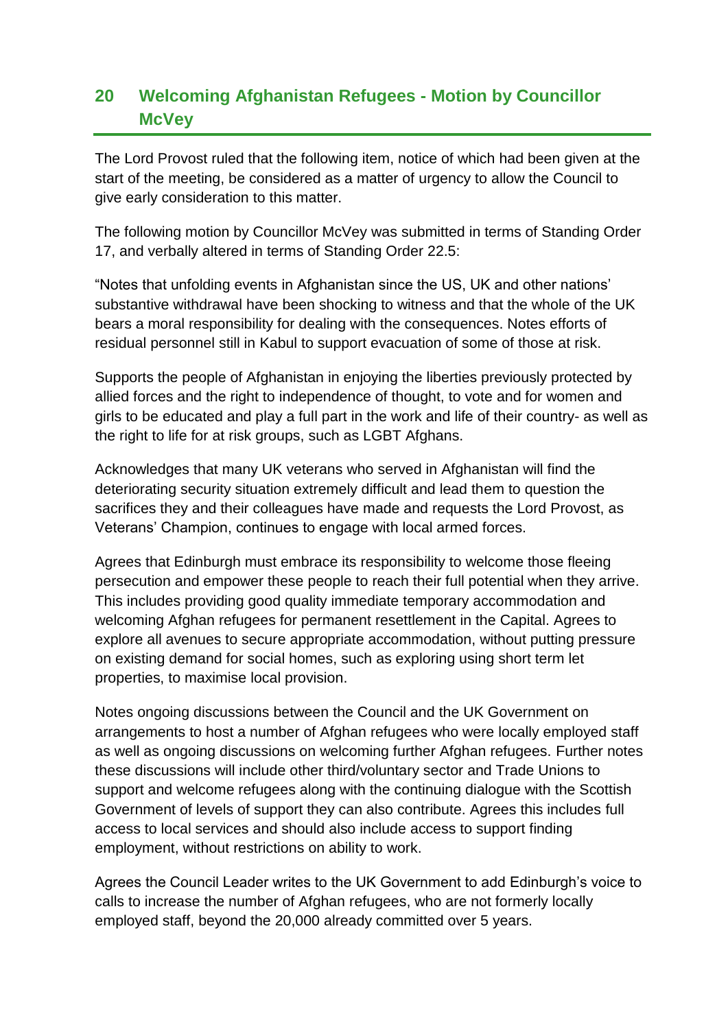## 20 Welcoming Afghanistan Refugees - Motion by Councillor McVey

The Lord Provost ruled that the following item, notice of which had been given at the start of the meeting, be considered as a matter of urgency to allow the Council to give early consideration to this matter.

The following motion by Councillor McVey was submitted in terms of Standing Order 17, and verbally altered in terms of Standing Order 22.5:

"Notes that unfolding events in Afghanistan since the US, UK and other nations' substantive withdrawal have been shocking to witness and that the whole of the UK bears a moral responsibility for dealing with the consequences. Notes efforts of residual personnel still in Kabul to support evacuation of some of those at risk.

Supports the people of Afghanistan in enjoying the liberties previously protected by allied forces and the right to independence of thought, to vote and for women and girls to be educated and play a full part in the work and life of their country- as well as the right to life for at risk groups, such as LGBT Afghans.

Acknowledges that many UK veterans who served in Afghanistan will find the deteriorating security situation extremely difficult and lead them to question the sacrifices they and their colleagues have made and requests the Lord Provost, as Veterans' Champion, continues to engage with local armed forces.

Agrees that Edinburgh must embrace its responsibility to welcome those fleeing persecution and empower these people to reach their full potential when they arrive. This includes providing good quality immediate temporary accommodation and welcoming Afghan refugees for permanent resettlement in the Capital. Agrees to explore all avenues to secure appropriate accommodation, without putting pressure on existing demand for social homes, such as exploring using short term let properties, to maximise local provision.

Notes ongoing discussions between the Council and the UK Government on arrangements to host a number of Afghan refugees who were locally employed staff as well as ongoing discussions on welcoming further Afghan refugees. Further notes these discussions will include other third/voluntary sector and Trade Unions to support and welcome refugees along with the continuing dialogue with the Scottish Government of levels of support they can also contribute. Agrees this includes full access to local services and should also include access to support finding employment, without restrictions on ability to work.

Agrees the Council Leader writes to the UK Government to add Edinburgh's voice to calls to increase the number of Afghan refugees, who are not formerly locally employed staff, beyond the 20,000 already committed over 5 years.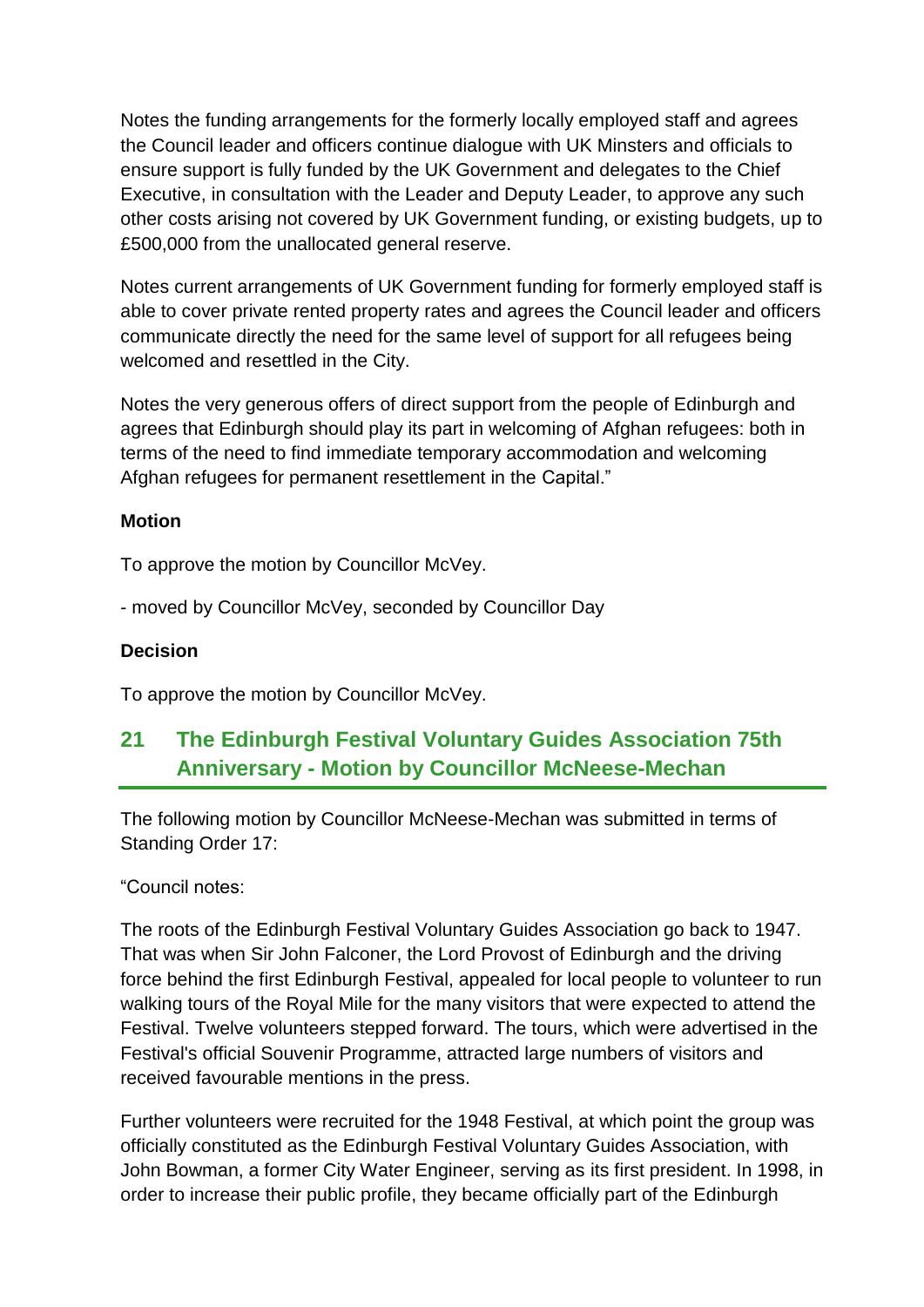Notes the funding arrangements for the formerly locally employed staff and agrees the Council leader and officers continue dialogue with UK Minsters and officials to ensure support is fully funded by the UK Government and delegates to the Chief Executive, in consultation with the Leader and Deputy Leader, to approve any such other costs arising not covered by UK Government funding, or existing budgets, up to £500,000 from the unallocated general reserve.

Notes current arrangements of UK Government funding for formerly employed staff is able to cover private rented property rates and agrees the Council leader and officers communicate directly the need for the same level of support for all refugees being welcomed and resettled in the City.

Notes the very generous offers of direct support from the people of Edinburgh and agrees that Edinburgh should play its part in welcoming of Afghan refugees: both in terms of the need to find immediate temporary accommodation and welcoming Afghan refugees for permanent resettlement in the Capital."

**Motion**

To approve the motion by Councillor McVey.

- moved by Councillor McVey, seconded by Councillor Day

**Decision**

To approve the motion by Councillor McVey.

## 21 The Edinburgh Festival Voluntary Guides Association 75th Anniversary - Motion by Councillor McNeese-Mechan

The following motion by Councillor McNeese-Mechan was submitted in terms of Standing Order 17:

"Council notes:

The roots of the Edinburgh Festival Voluntary Guides Association go back to 1947. That was when Sir John Falconer, the Lord Provost of Edinburgh and the driving force behind the first Edinburgh Festival, appealed for local people to volunteer to run walking tours of the Royal Mile for the many visitors that were expected to attend the Festival. Twelve volunteers stepped forward. The tours, which were advertised in the Festival's official Souvenir Programme, attracted large numbers of visitors and received favourable mentions in the press.

Further volunteers were recruited for the 1948 Festival, at which point the group was officially constituted as the Edinburgh Festival Voluntary Guides Association, with John Bowman, a former City Water Engineer, serving as its first president. In 1998, in order to increase their public profile, they became officially part of the Edinburgh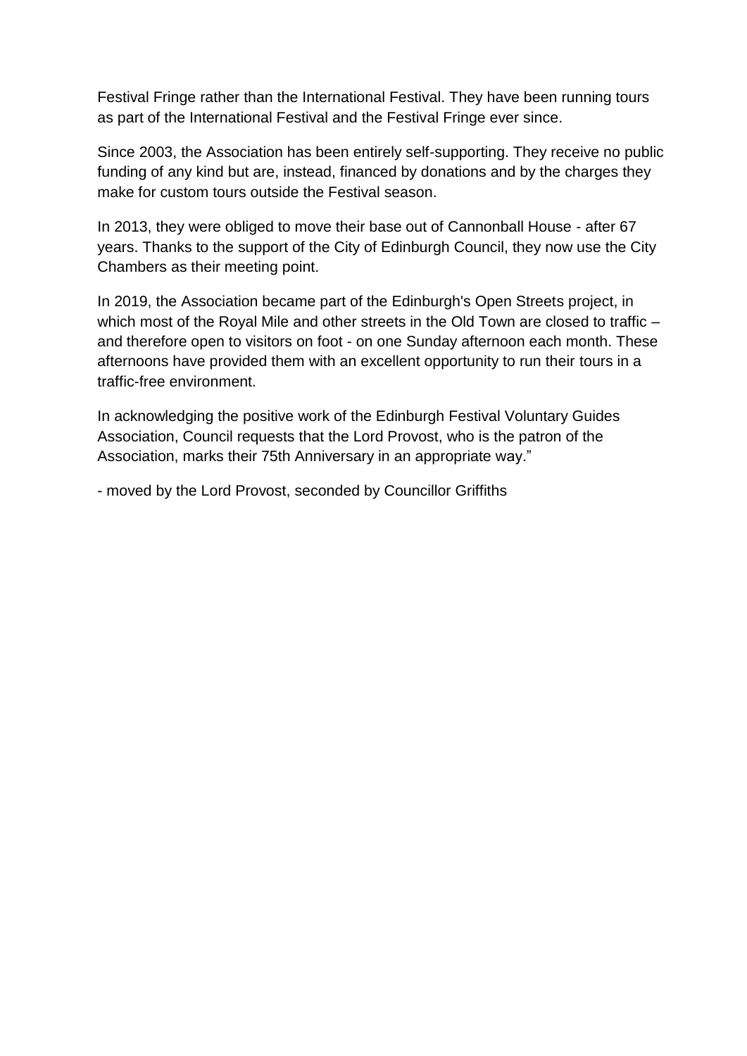Festival Fringe rather than the International Festival. They have been running tours as part of the International Festival and the Festival Fringe ever since.

Since 2003, the Association has been entirely self-supporting. They receive no public funding of any kind but are, instead, financed by donations and by the charges they make for custom tours outside the Festival season.

In 2013, they were obliged to move their base out of Cannonball House - after 67 years. Thanks to the support of the City of Edinburgh Council, they now use the City Chambers as their meeting point.

In 2019, the Association became part of the Edinburgh's Open Streets project, in which most of the Royal Mile and other streets in the Old Town are closed to traffic – and therefore open to visitors on foot - on one Sunday afternoon each month. These afternoons have provided them with an excellent opportunity to run their tours in a traffic-free environment.

In acknowledging the positive work of the Edinburgh Festival Voluntary Guides Association, Council requests that the Lord Provost, who is the patron of the Association, marks their 75th Anniversary in an appropriate way."

- moved by the Lord Provost, seconded by Councillor Griffiths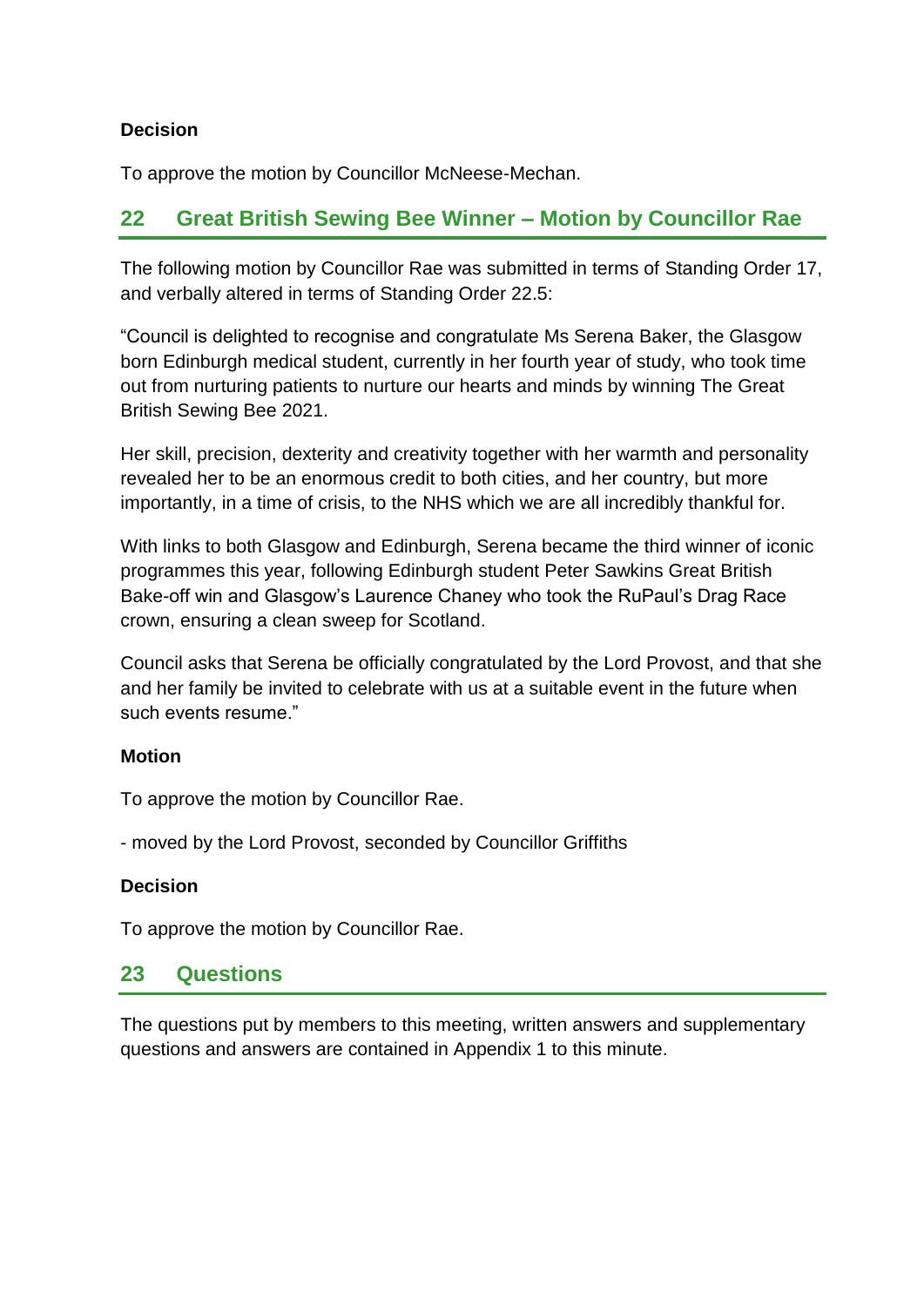**Decision**

To approve the motion by Councillor McNeese-Mechan.

## 22 Great British Sewing Bee Winner – Motion by Councillor Rae

The following motion by Councillor Rae was submitted in terms of Standing Order 17, and verbally altered in terms of Standing Order 22.5:

"Council is delighted to recognise and congratulate Ms Serena Baker, the Glasgow born Edinburgh medical student, currently in her fourth year of study, who took time out from nurturing patients to nurture our hearts and minds by winning The Great British Sewing Bee 2021.

Her skill, precision, dexterity and creativity together with her warmth and personality revealed her to be an enormous credit to both cities, and her country, but more importantly, in a time of crisis, to the NHS which we are all incredibly thankful for.

With links to both Glasgow and Edinburgh, Serena became the third winner of iconic programmes this year, following Edinburgh student Peter Sawkins Great British Bake-off win and Glasgow's Laurence Chaney who took the RuPaul's Drag Race crown, ensuring a clean sweep for Scotland.

Council asks that Serena be officially congratulated by the Lord Provost, and that she and her family be invited to celebrate with us at a suitable event in the future when such events resume."

**Motion**

To approve the motion by Councillor Rae.

- moved by the Lord Provost, seconded by Councillor Griffiths

**Decision**

To approve the motion by Councillor Rae.

## 23 Questions

The questions put by members to this meeting, written answers and supplementary questions and answers are contained in Appendix 1 to this minute.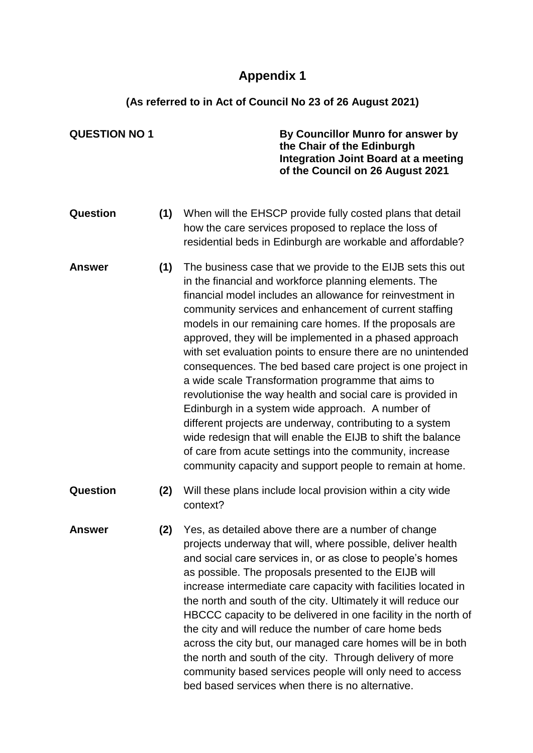# Appendix 1

**(As referred to in Act of Council No 23 of 26 August 2021)**

**QUESTION NO 1**

**By Councillor Munro for answer by the Chair of the Edinburgh Integration Joint Board at a meeting of the Council on 26 August 2021**

**Question (1)** When will the EHSCP provide fully costed plans that detail how the care services proposed to replace the loss of residential beds in Edinburgh are workable and affordable?

**Answer (1)** The business case that we provide to the EIJB sets this out in the financial and workforce planning elements. The financial model includes an allowance for reinvestment in community services and enhancement of current staffing models in our remaining care homes. If the proposals are approved, they will be implemented in a phased approach with set evaluation points to ensure there are no unintended consequences. The bed based care project is one project in a wide scale Transformation programme that aims to revolutionise the way health and social care is provided in Edinburgh in a system wide approach. A number of different projects are underway, contributing to a system wide redesign that will enable the EIJB to shift the balance of care from acute settings into the community, increase community capacity and support people to remain at home.

**Question (2)** Will these plans include local provision within a city wide context?

**Answer (2)** Yes, as detailed above there are a number of change projects underway that will, where possible, deliver health and social care services in, or as close to people's homes as possible. The proposals presented to the EIJB will increase intermediate care capacity with facilities located in the north and south of the city. Ultimately it will reduce our HBCCC capacity to be delivered in one facility in the north of the city and will reduce the number of care home beds across the city but, our managed care homes will be in both the north and south of the city. Through delivery of more community based services people will only need to access bed based services when there is no alternative.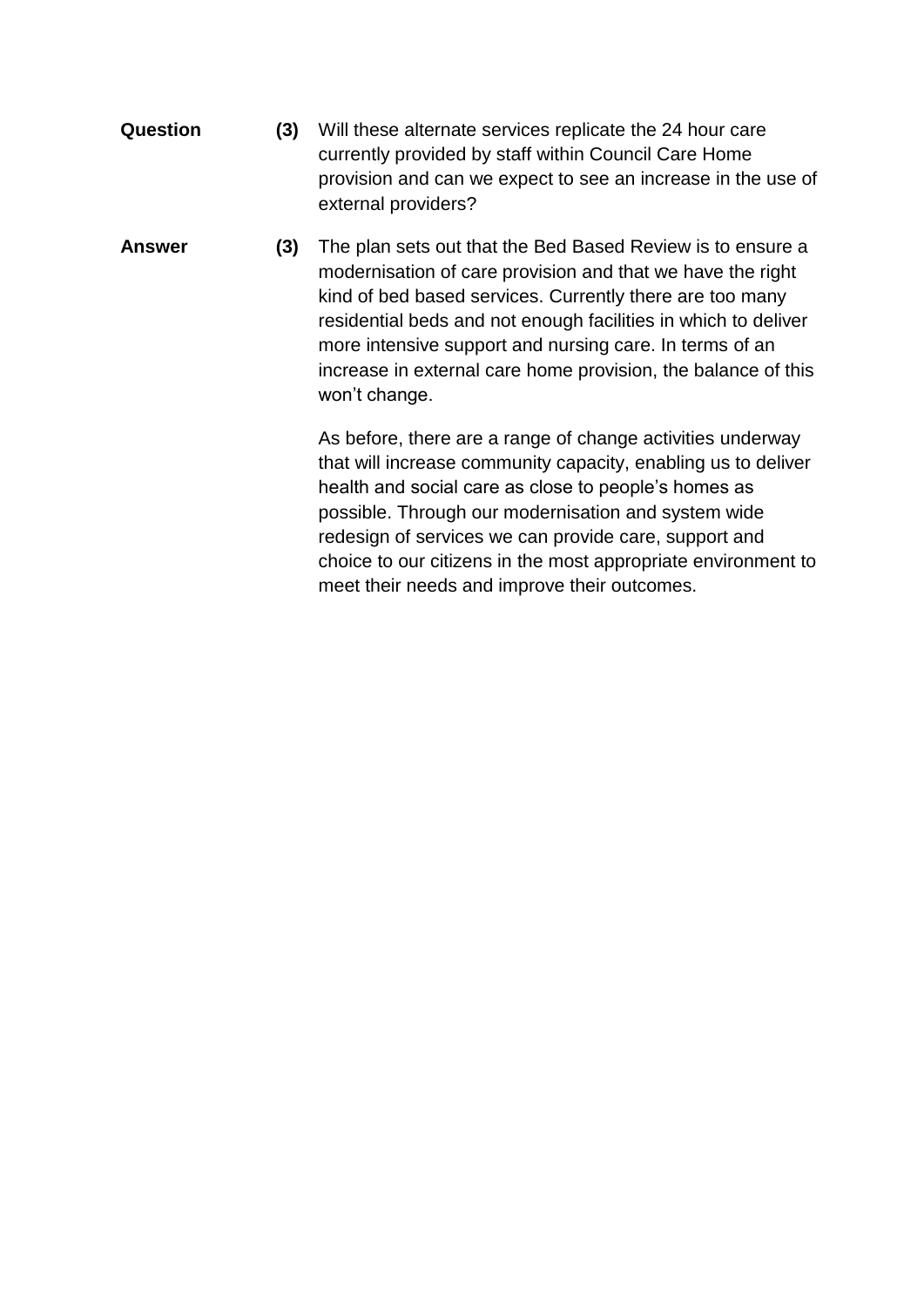**Question** **(3)** Will these alternate services replicate the 24 hour care currently provided by staff within Council Care Home provision and can we expect to see an increase in the use of external providers?

**Answer** **(3)** The plan sets out that the Bed Based Review is to ensure a modernisation of care provision and that we have the right kind of bed based services. Currently there are too many residential beds and not enough facilities in which to deliver more intensive support and nursing care. In terms of an increase in external care home provision, the balance of this won't change.

As before, there are a range of change activities underway that will increase community capacity, enabling us to deliver health and social care as close to people's homes as possible. Through our modernisation and system wide redesign of services we can provide care, support and choice to our citizens in the most appropriate environment to meet their needs and improve their outcomes.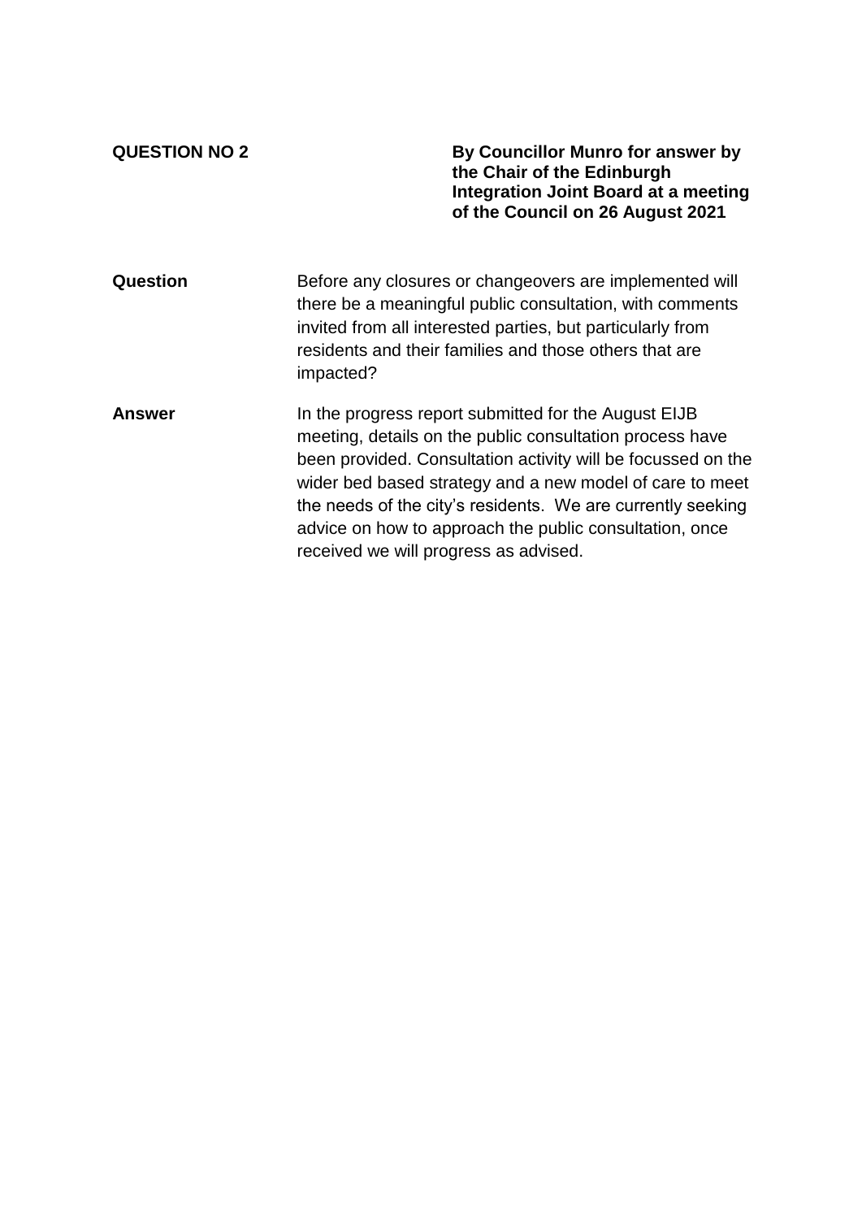**QUESTION NO 2**

**By Councillor Munro for answer by the Chair of the Edinburgh Integration Joint Board at a meeting of the Council on 26 August 2021**

**Question**

Before any closures or changeovers are implemented will there be a meaningful public consultation, with comments invited from all interested parties, but particularly from residents and their families and those others that are impacted?

**Answer**

In the progress report submitted for the August EIJB meeting, details on the public consultation process have been provided. Consultation activity will be focussed on the wider bed based strategy and a new model of care to meet the needs of the city's residents. We are currently seeking advice on how to approach the public consultation, once received we will progress as advised.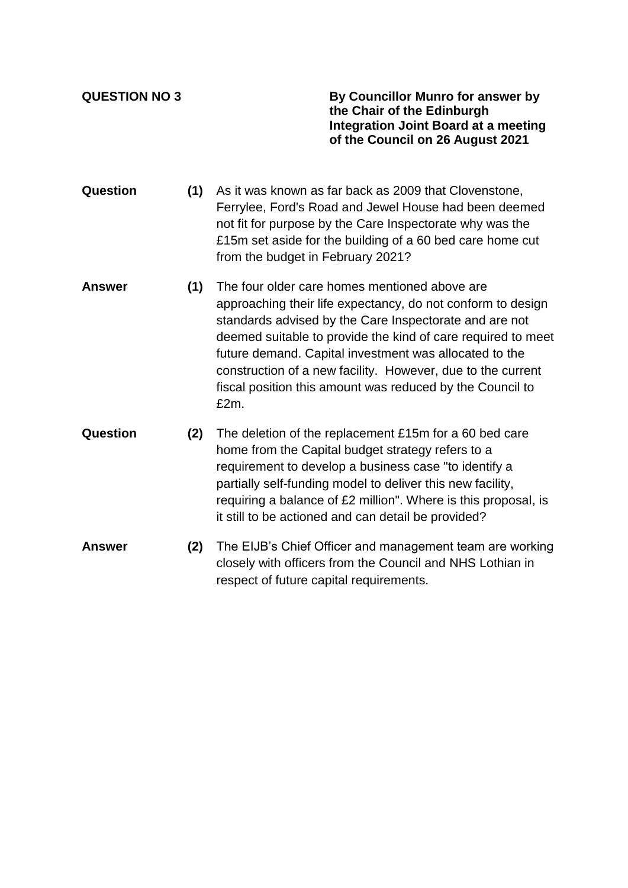**QUESTION NO 3**

**By Councillor Munro for answer by the Chair of the Edinburgh Integration Joint Board at a meeting of the Council on 26 August 2021**

**Question** **(1)** As it was known as far back as 2009 that Clovenstone, Ferrylee, Ford's Road and Jewel House had been deemed not fit for purpose by the Care Inspectorate why was the £15m set aside for the building of a 60 bed care home cut from the budget in February 2021?

**Answer** **(1)** The four older care homes mentioned above are approaching their life expectancy, do not conform to design standards advised by the Care Inspectorate and are not deemed suitable to provide the kind of care required to meet future demand. Capital investment was allocated to the construction of a new facility. However, due to the current fiscal position this amount was reduced by the Council to £2m.

**Question** **(2)** The deletion of the replacement £15m for a 60 bed care home from the Capital budget strategy refers to a requirement to develop a business case "to identify a partially self-funding model to deliver this new facility, requiring a balance of £2 million". Where is this proposal, is it still to be actioned and can detail be provided?

**Answer** **(2)** The EIJB's Chief Officer and management team are working closely with officers from the Council and NHS Lothian in respect of future capital requirements.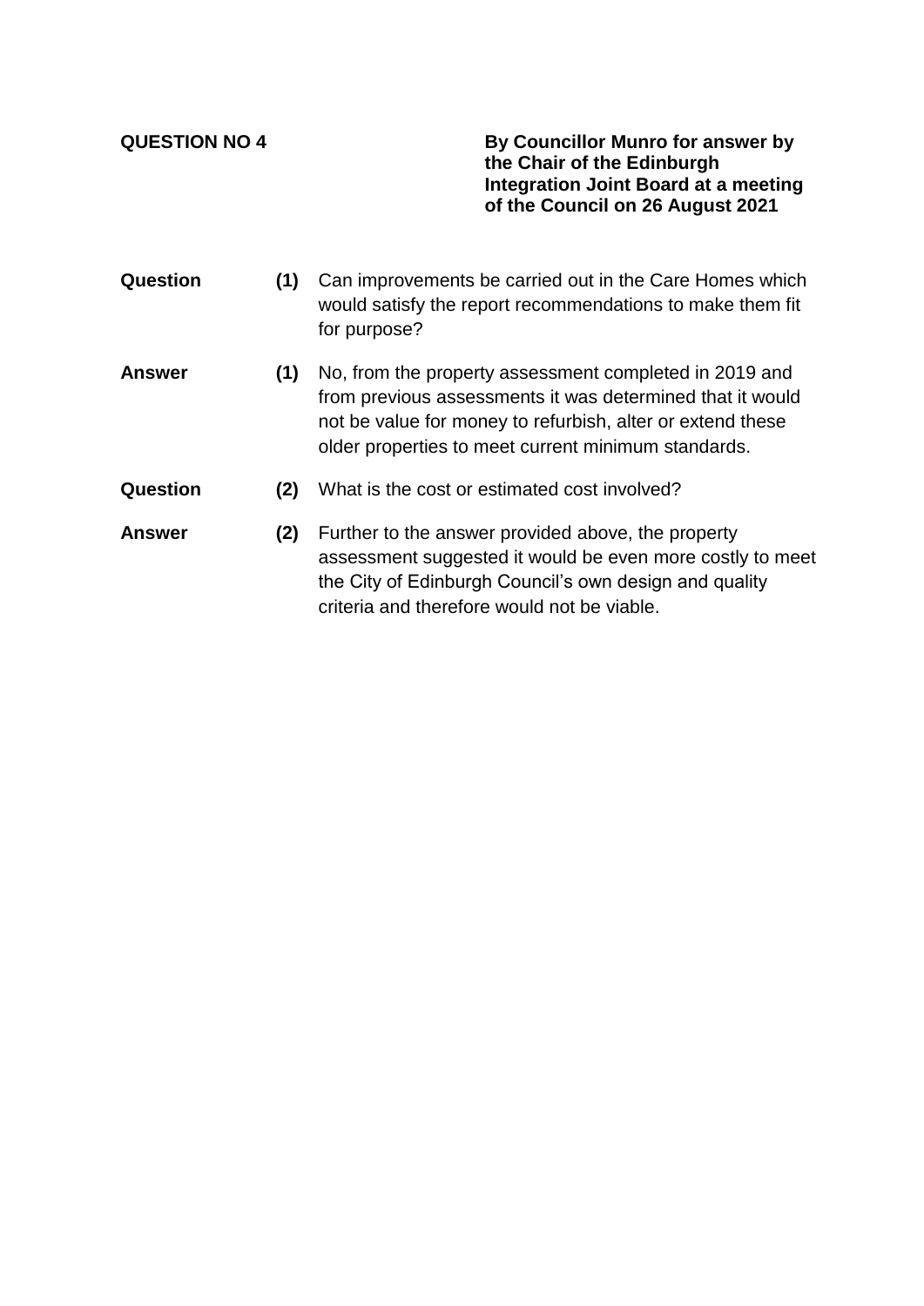**QUESTION NO 4**

**By Councillor Munro for answer by the Chair of the Edinburgh Integration Joint Board at a meeting of the Council on 26 August 2021**

| | | |
|---|---|---|
| **Question** | **(1)** | Can improvements be carried out in the Care Homes which would satisfy the report recommendations to make them fit for purpose? |
| **Answer** | **(1)** | No, from the property assessment completed in 2019 and from previous assessments it was determined that it would not be value for money to refurbish, alter or extend these older properties to meet current minimum standards. |
| **Question** | **(2)** | What is the cost or estimated cost involved? |
| **Answer** | **(2)** | Further to the answer provided above, the property assessment suggested it would be even more costly to meet the City of Edinburgh Council's own design and quality criteria and therefore would not be viable. |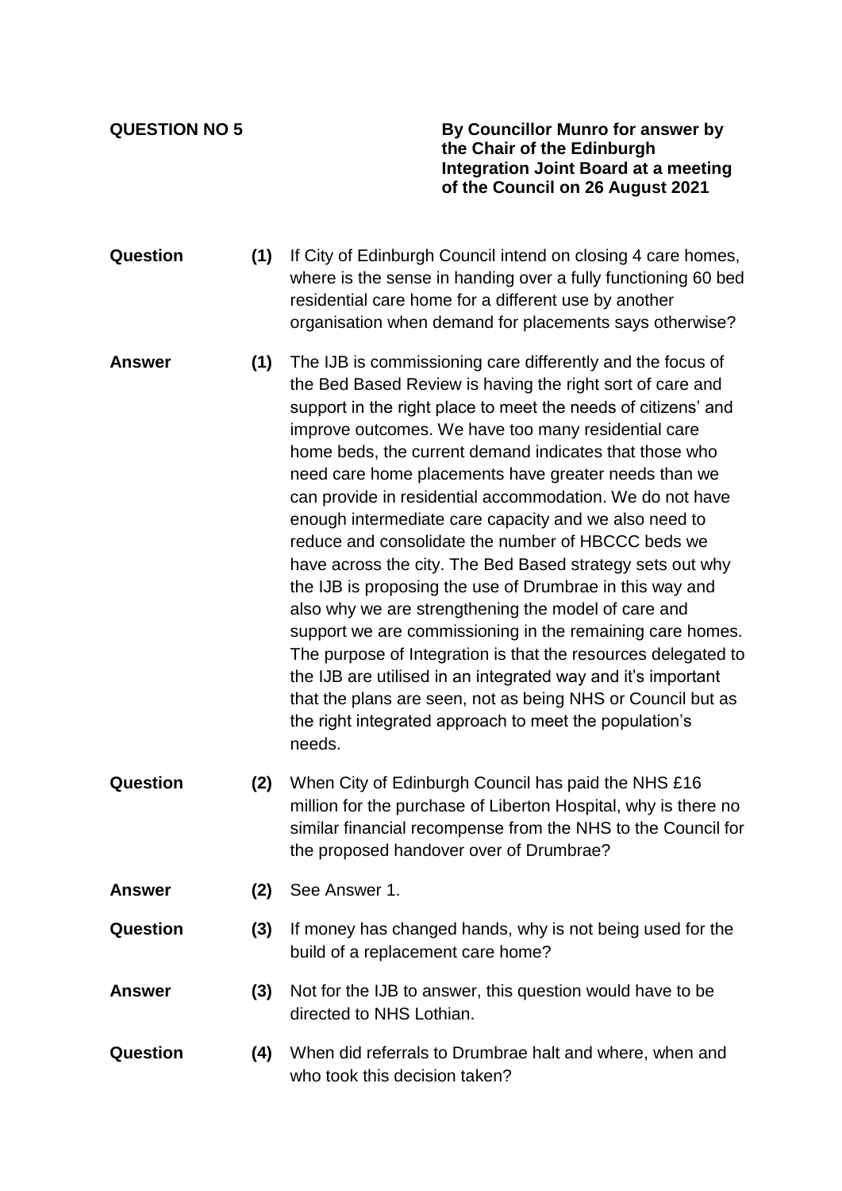**QUESTION NO 5** | **By Councillor Munro for answer by the Chair of the Edinburgh Integration Joint Board at a meeting of the Council on 26 August 2021**

**Question** **(1)** If City of Edinburgh Council intend on closing 4 care homes, where is the sense in handing over a fully functioning 60 bed residential care home for a different use by another organisation when demand for placements says otherwise?

**Answer** **(1)** The IJB is commissioning care differently and the focus of the Bed Based Review is having the right sort of care and support in the right place to meet the needs of citizens' and improve outcomes. We have too many residential care home beds, the current demand indicates that those who need care home placements have greater needs than we can provide in residential accommodation. We do not have enough intermediate care capacity and we also need to reduce and consolidate the number of HBCCC beds we have across the city. The Bed Based strategy sets out why the IJB is proposing the use of Drumbrae in this way and also why we are strengthening the model of care and support we are commissioning in the remaining care homes. The purpose of Integration is that the resources delegated to the IJB are utilised in an integrated way and it's important that the plans are seen, not as being NHS or Council but as the right integrated approach to meet the population's needs.

**Question** **(2)** When City of Edinburgh Council has paid the NHS £16 million for the purchase of Liberton Hospital, why is there no similar financial recompense from the NHS to the Council for the proposed handover over of Drumbrae?

**Answer** **(2)** See Answer 1.

**Question** **(3)** If money has changed hands, why is not being used for the build of a replacement care home?

**Answer** **(3)** Not for the IJB to answer, this question would have to be directed to NHS Lothian.

**Question** **(4)** When did referrals to Drumbrae halt and where, when and who took this decision taken?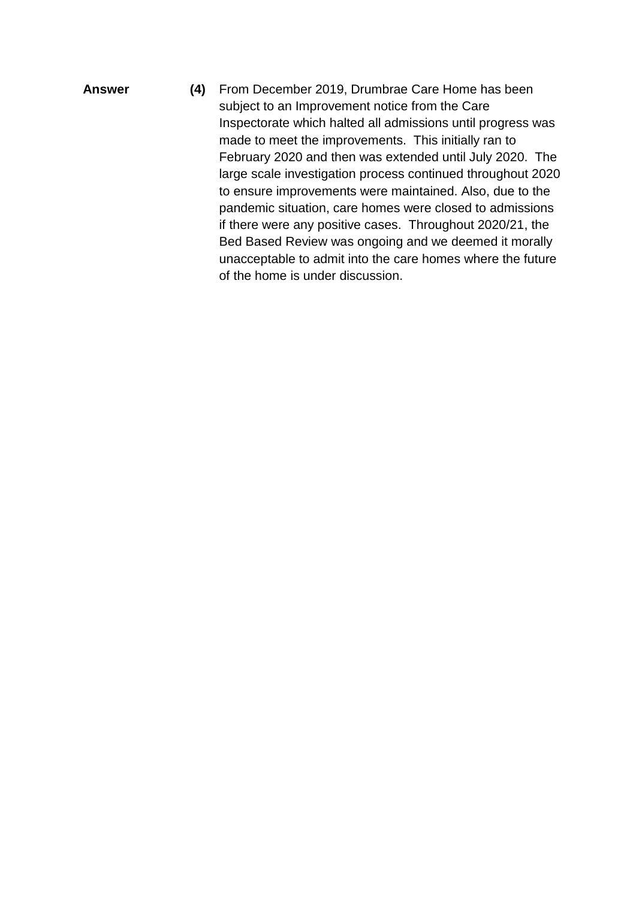**Answer** **(4)** From December 2019, Drumbrae Care Home has been subject to an Improvement notice from the Care Inspectorate which halted all admissions until progress was made to meet the improvements. This initially ran to February 2020 and then was extended until July 2020. The large scale investigation process continued throughout 2020 to ensure improvements were maintained. Also, due to the pandemic situation, care homes were closed to admissions if there were any positive cases. Throughout 2020/21, the Bed Based Review was ongoing and we deemed it morally unacceptable to admit into the care homes where the future of the home is under discussion.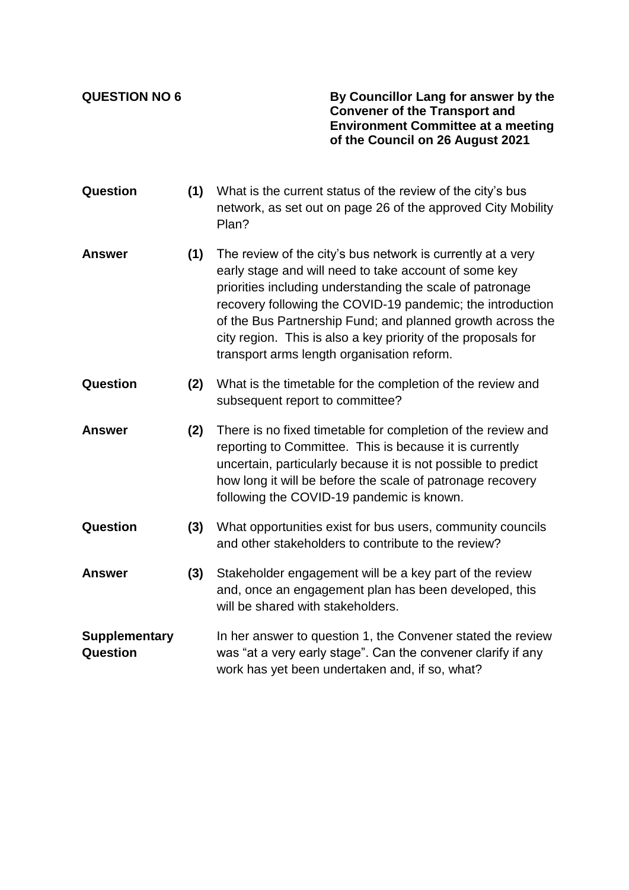**QUESTION NO 6**

**By Councillor Lang for answer by the Convener of the Transport and Environment Committee at a meeting of the Council on 26 August 2021**

**Question** **(1)** What is the current status of the review of the city's bus network, as set out on page 26 of the approved City Mobility Plan?

**Answer** **(1)** The review of the city's bus network is currently at a very early stage and will need to take account of some key priorities including understanding the scale of patronage recovery following the COVID-19 pandemic; the introduction of the Bus Partnership Fund; and planned growth across the city region. This is also a key priority of the proposals for transport arms length organisation reform.

**Question** **(2)** What is the timetable for the completion of the review and subsequent report to committee?

**Answer** **(2)** There is no fixed timetable for completion of the review and reporting to Committee. This is because it is currently uncertain, particularly because it is not possible to predict how long it will be before the scale of patronage recovery following the COVID-19 pandemic is known.

**Question** **(3)** What opportunities exist for bus users, community councils and other stakeholders to contribute to the review?

**Answer** **(3)** Stakeholder engagement will be a key part of the review and, once an engagement plan has been developed, this will be shared with stakeholders.

**Supplementary Question** In her answer to question 1, the Convener stated the review was "at a very early stage". Can the convener clarify if any work has yet been undertaken and, if so, what?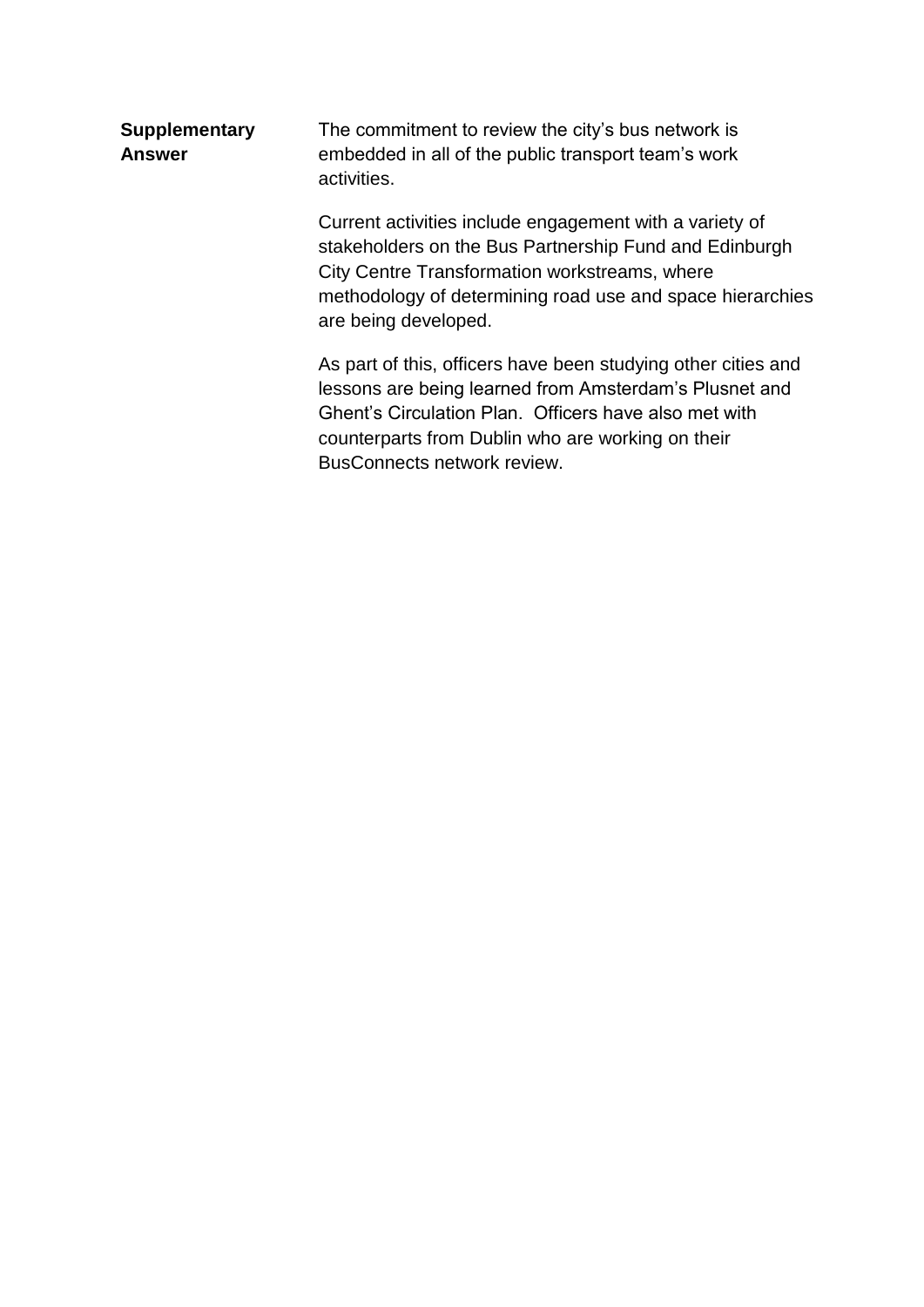**Supplementary Answer**

The commitment to review the city's bus network is embedded in all of the public transport team's work activities.

Current activities include engagement with a variety of stakeholders on the Bus Partnership Fund and Edinburgh City Centre Transformation workstreams, where methodology of determining road use and space hierarchies are being developed.

As part of this, officers have been studying other cities and lessons are being learned from Amsterdam's Plusnet and Ghent's Circulation Plan. Officers have also met with counterparts from Dublin who are working on their BusConnects network review.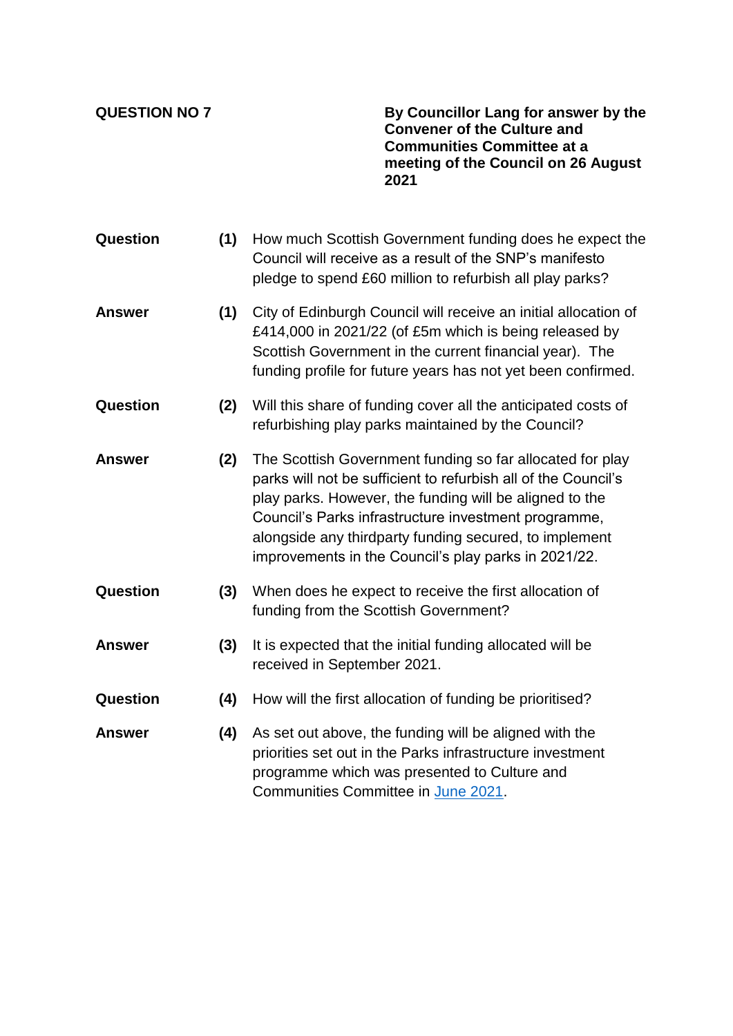**QUESTION NO 7**

**By Councillor Lang for answer by the Convener of the Culture and Communities Committee at a meeting of the Council on 26 August 2021**

**Question (1)** How much Scottish Government funding does he expect the Council will receive as a result of the SNP's manifesto pledge to spend £60 million to refurbish all play parks?

**Answer (1)** City of Edinburgh Council will receive an initial allocation of £414,000 in 2021/22 (of £5m which is being released by Scottish Government in the current financial year). The funding profile for future years has not yet been confirmed.

**Question (2)** Will this share of funding cover all the anticipated costs of refurbishing play parks maintained by the Council?

**Answer (2)** The Scottish Government funding so far allocated for play parks will not be sufficient to refurbish all of the Council's play parks. However, the funding will be aligned to the Council's Parks infrastructure investment programme, alongside any thirdparty funding secured, to implement improvements in the Council's play parks in 2021/22.

**Question (3)** When does he expect to receive the first allocation of funding from the Scottish Government?

**Answer (3)** It is expected that the initial funding allocated will be received in September 2021.

**Question (4)** How will the first allocation of funding be prioritised?

**Answer (4)** As set out above, the funding will be aligned with the priorities set out in the Parks infrastructure investment programme which was presented to Culture and Communities Committee in [June 2021](#).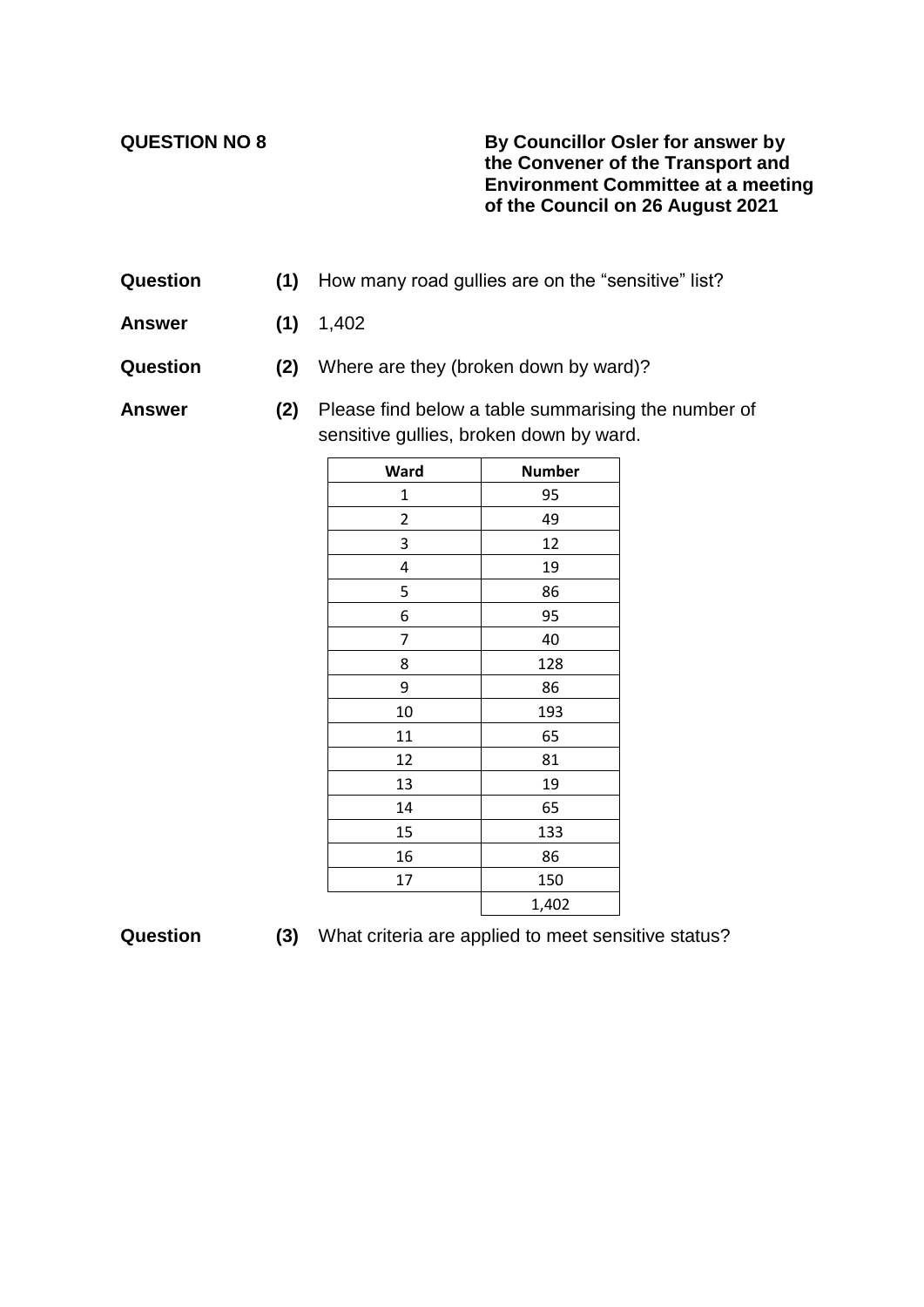**QUESTION NO 8**

**By Councillor Osler for answer by the Convener of the Transport and Environment Committee at a meeting of the Council on 26 August 2021**

**Question** **(1)** How many road gullies are on the "sensitive" list?

**Answer** **(1)** 1,402

**Question** **(2)** Where are they (broken down by ward)?

**Answer** **(2)** Please find below a table summarising the number of sensitive gullies, broken down by ward.

| Ward | Number |
|---|---|
| 1 | 95 |
| 2 | 49 |
| 3 | 12 |
| 4 | 19 |
| 5 | 86 |
| 6 | 95 |
| 7 | 40 |
| 8 | 128 |
| 9 | 86 |
| 10 | 193 |
| 11 | 65 |
| 12 | 81 |
| 13 | 19 |
| 14 | 65 |
| 15 | 133 |
| 16 | 86 |
| 17 | 150 |
| | 1,402 |

**Question** **(3)** What criteria are applied to meet sensitive status?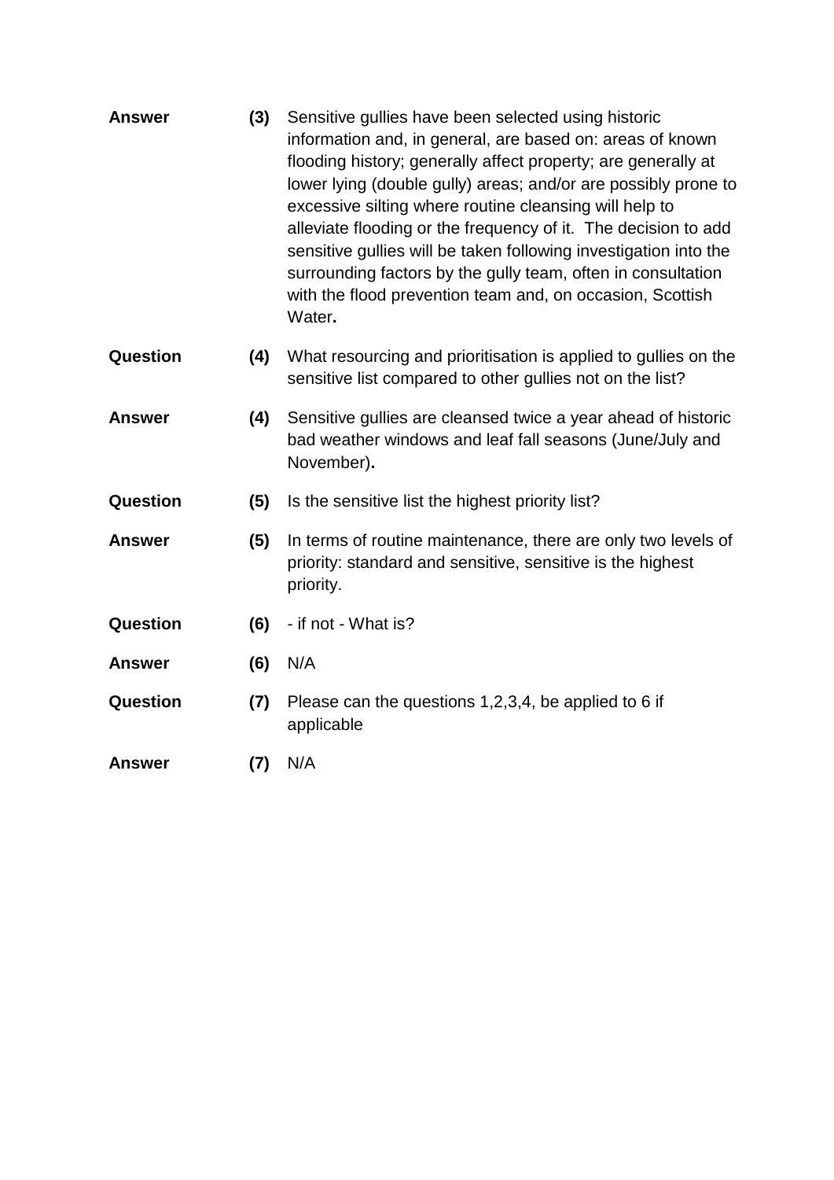**Answer** **(3)** Sensitive gullies have been selected using historic information and, in general, are based on: areas of known flooding history; generally affect property; are generally at lower lying (double gully) areas; and/or are possibly prone to excessive silting where routine cleansing will help to alleviate flooding or the frequency of it. The decision to add sensitive gullies will be taken following investigation into the surrounding factors by the gully team, often in consultation with the flood prevention team and, on occasion, Scottish Water**.**

**Question** **(4)** What resourcing and prioritisation is applied to gullies on the sensitive list compared to other gullies not on the list?

**Answer** **(4)** Sensitive gullies are cleansed twice a year ahead of historic bad weather windows and leaf fall seasons (June/July and November)**.**

**Question** **(5)** Is the sensitive list the highest priority list?

**Answer** **(5)** In terms of routine maintenance, there are only two levels of priority: standard and sensitive, sensitive is the highest priority.

**Question** **(6)** - if not - What is?

**Answer** **(6)** N/A

**Question** **(7)** Please can the questions 1,2,3,4, be applied to 6 if applicable

**Answer** **(7)** N/A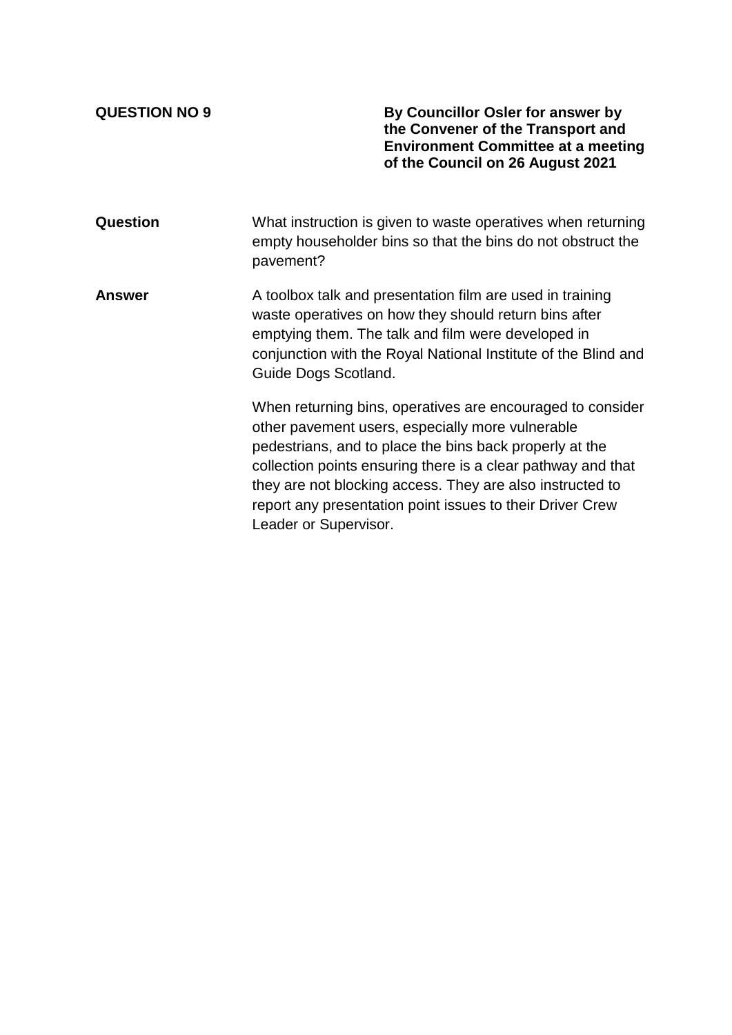**QUESTION NO 9**

**By Councillor Osler for answer by the Convener of the Transport and Environment Committee at a meeting of the Council on 26 August 2021**

**Question**

What instruction is given to waste operatives when returning empty householder bins so that the bins do not obstruct the pavement?

**Answer**

A toolbox talk and presentation film are used in training waste operatives on how they should return bins after emptying them. The talk and film were developed in conjunction with the Royal National Institute of the Blind and Guide Dogs Scotland.

When returning bins, operatives are encouraged to consider other pavement users, especially more vulnerable pedestrians, and to place the bins back properly at the collection points ensuring there is a clear pathway and that they are not blocking access. They are also instructed to report any presentation point issues to their Driver Crew Leader or Supervisor.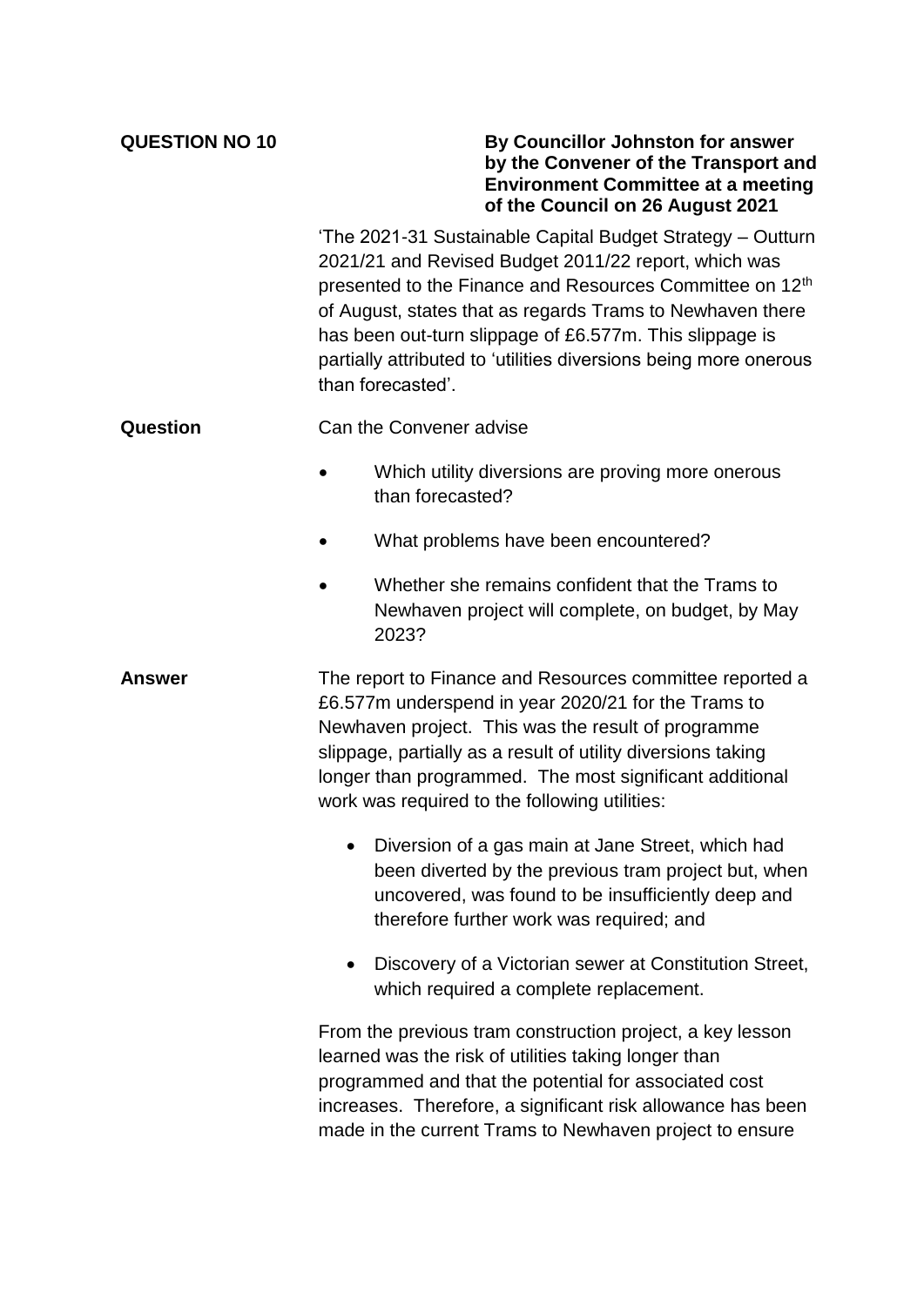**QUESTION NO 10**

**By Councillor Johnston for answer by the Convener of the Transport and Environment Committee at a meeting of the Council on 26 August 2021**

'The 2021-31 Sustainable Capital Budget Strategy – Outturn 2021/21 and Revised Budget 2011/22 report, which was presented to the Finance and Resources Committee on 12th of August, states that as regards Trams to Newhaven there has been out-turn slippage of £6.577m. This slippage is partially attributed to 'utilities diversions being more onerous than forecasted'.

**Question**

Can the Convener advise

- Which utility diversions are proving more onerous than forecasted?
- What problems have been encountered?
- Whether she remains confident that the Trams to Newhaven project will complete, on budget, by May 2023?

**Answer**

The report to Finance and Resources committee reported a £6.577m underspend in year 2020/21 for the Trams to Newhaven project. This was the result of programme slippage, partially as a result of utility diversions taking longer than programmed. The most significant additional work was required to the following utilities:

- Diversion of a gas main at Jane Street, which had been diverted by the previous tram project but, when uncovered, was found to be insufficiently deep and therefore further work was required; and
- Discovery of a Victorian sewer at Constitution Street, which required a complete replacement.

From the previous tram construction project, a key lesson learned was the risk of utilities taking longer than programmed and that the potential for associated cost increases. Therefore, a significant risk allowance has been made in the current Trams to Newhaven project to ensure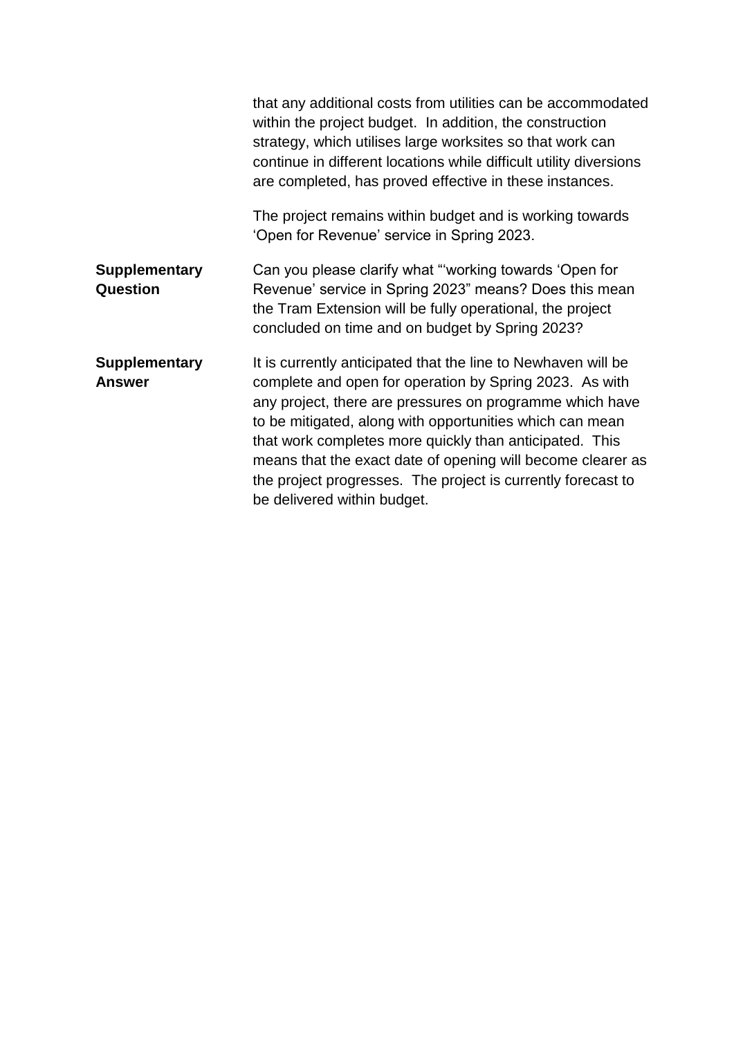that any additional costs from utilities can be accommodated within the project budget. In addition, the construction strategy, which utilises large worksites so that work can continue in different locations while difficult utility diversions are completed, has proved effective in these instances.

The project remains within budget and is working towards 'Open for Revenue' service in Spring 2023.

| | |
|---|---|
| **Supplementary Question** | Can you please clarify what "'working towards 'Open for Revenue' service in Spring 2023" means? Does this mean the Tram Extension will be fully operational, the project concluded on time and on budget by Spring 2023? |
| **Supplementary Answer** | It is currently anticipated that the line to Newhaven will be complete and open for operation by Spring 2023. As with any project, there are pressures on programme which have to be mitigated, along with opportunities which can mean that work completes more quickly than anticipated. This means that the exact date of opening will become clearer as the project progresses. The project is currently forecast to be delivered within budget. |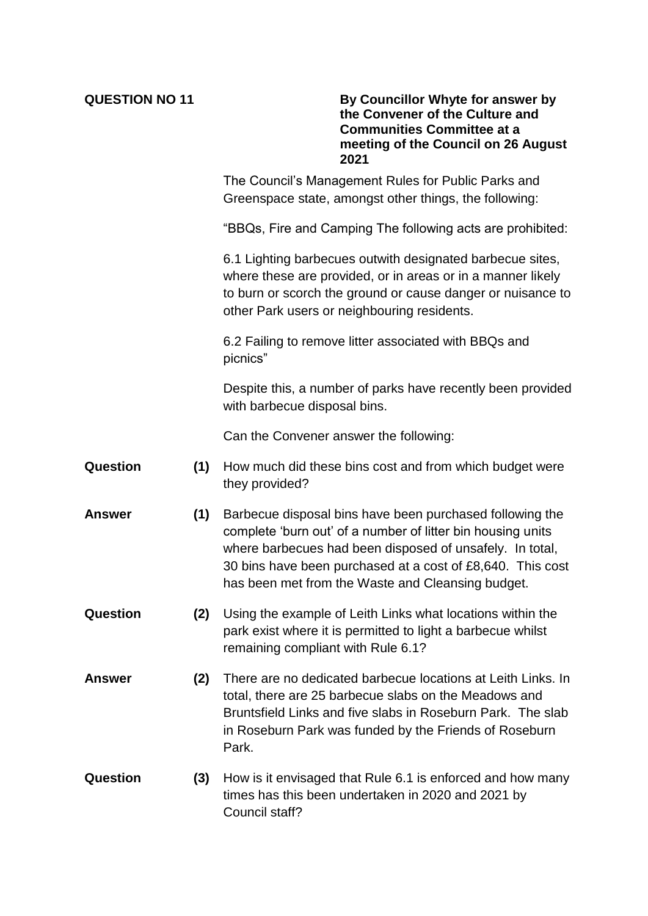**QUESTION NO 11**

**By Councillor Whyte for answer by the Convener of the Culture and Communities Committee at a meeting of the Council on 26 August 2021**

The Council's Management Rules for Public Parks and Greenspace state, amongst other things, the following:

"BBQs, Fire and Camping The following acts are prohibited:

6.1 Lighting barbecues outwith designated barbecue sites, where these are provided, or in areas or in a manner likely to burn or scorch the ground or cause danger or nuisance to other Park users or neighbouring residents.

6.2 Failing to remove litter associated with BBQs and picnics"

Despite this, a number of parks have recently been provided with barbecue disposal bins.

Can the Convener answer the following:

**Question (1)** How much did these bins cost and from which budget were they provided?

**Answer (1)** Barbecue disposal bins have been purchased following the complete 'burn out' of a number of litter bin housing units where barbecues had been disposed of unsafely. In total, 30 bins have been purchased at a cost of £8,640. This cost has been met from the Waste and Cleansing budget.

**Question (2)** Using the example of Leith Links what locations within the park exist where it is permitted to light a barbecue whilst remaining compliant with Rule 6.1?

**Answer (2)** There are no dedicated barbecue locations at Leith Links. In total, there are 25 barbecue slabs on the Meadows and Bruntsfield Links and five slabs in Roseburn Park. The slab in Roseburn Park was funded by the Friends of Roseburn Park.

**Question (3)** How is it envisaged that Rule 6.1 is enforced and how many times has this been undertaken in 2020 and 2021 by Council staff?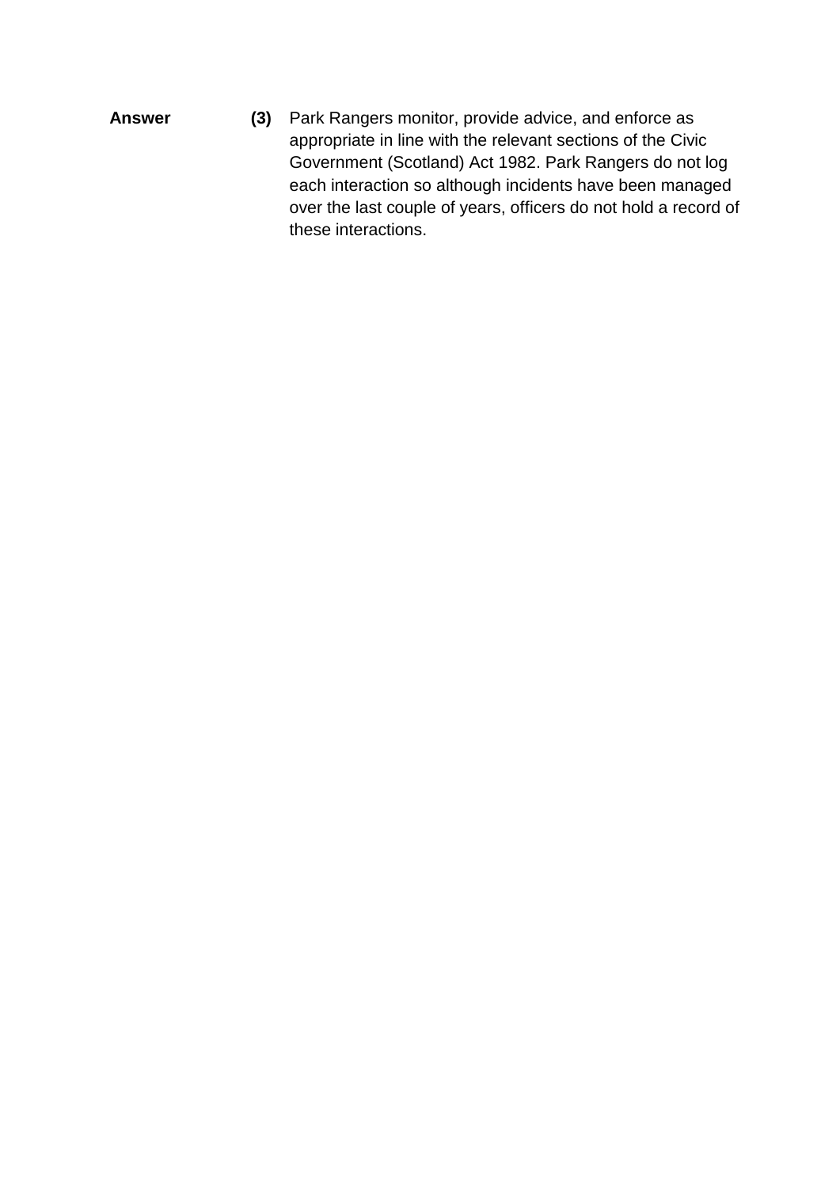**Answer** **(3)** Park Rangers monitor, provide advice, and enforce as appropriate in line with the relevant sections of the Civic Government (Scotland) Act 1982. Park Rangers do not log each interaction so although incidents have been managed over the last couple of years, officers do not hold a record of these interactions.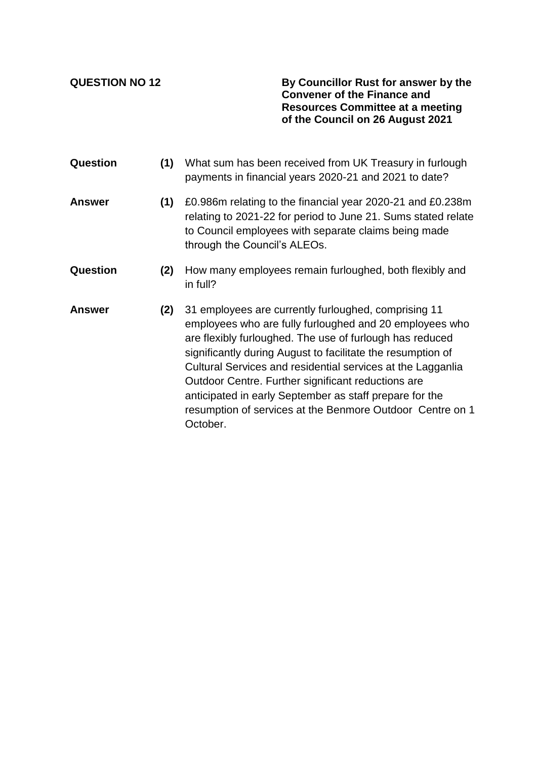**QUESTION NO 12**

**By Councillor Rust for answer by the Convener of the Finance and Resources Committee at a meeting of the Council on 26 August 2021**

**Question (1)** What sum has been received from UK Treasury in furlough payments in financial years 2020-21 and 2021 to date?

**Answer (1)** £0.986m relating to the financial year 2020-21 and £0.238m relating to 2021-22 for period to June 21. Sums stated relate to Council employees with separate claims being made through the Council's ALEOs.

**Question (2)** How many employees remain furloughed, both flexibly and in full?

**Answer (2)** 31 employees are currently furloughed, comprising 11 employees who are fully furloughed and 20 employees who are flexibly furloughed. The use of furlough has reduced significantly during August to facilitate the resumption of Cultural Services and residential services at the Lagganlia Outdoor Centre. Further significant reductions are anticipated in early September as staff prepare for the resumption of services at the Benmore Outdoor Centre on 1 October.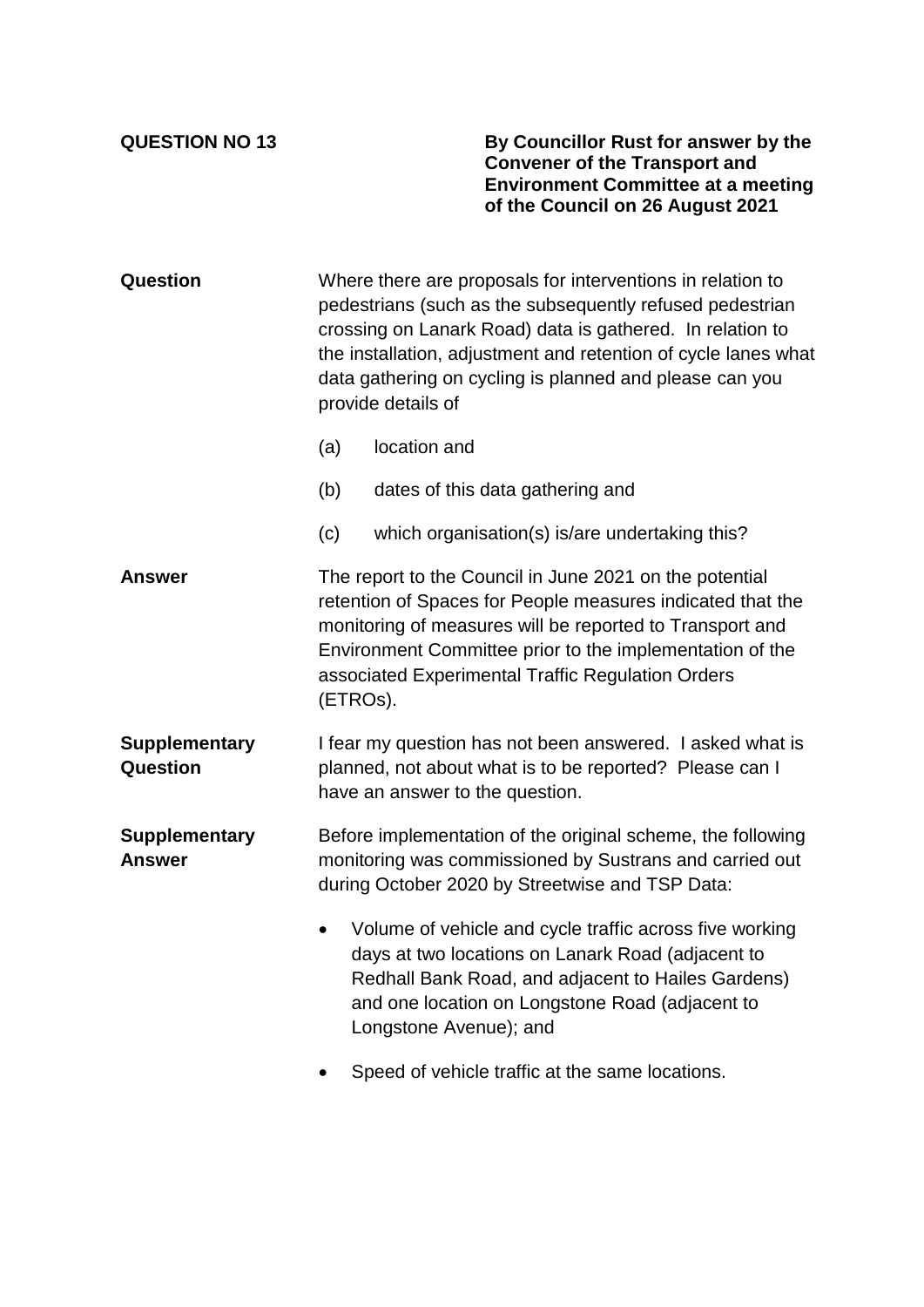**QUESTION NO 13**

**By Councillor Rust for answer by the Convener of the Transport and Environment Committee at a meeting of the Council on 26 August 2021**

**Question**

Where there are proposals for interventions in relation to pedestrians (such as the subsequently refused pedestrian crossing on Lanark Road) data is gathered. In relation to the installation, adjustment and retention of cycle lanes what data gathering on cycling is planned and please can you provide details of

(a) location and

(b) dates of this data gathering and

(c) which organisation(s) is/are undertaking this?

**Answer**

The report to the Council in June 2021 on the potential retention of Spaces for People measures indicated that the monitoring of measures will be reported to Transport and Environment Committee prior to the implementation of the associated Experimental Traffic Regulation Orders (ETROs).

**Supplementary Question**

I fear my question has not been answered. I asked what is planned, not about what is to be reported? Please can I have an answer to the question.

**Supplementary Answer**

Before implementation of the original scheme, the following monitoring was commissioned by Sustrans and carried out during October 2020 by Streetwise and TSP Data:

- Volume of vehicle and cycle traffic across five working days at two locations on Lanark Road (adjacent to Redhall Bank Road, and adjacent to Hailes Gardens) and one location on Longstone Road (adjacent to Longstone Avenue); and
- Speed of vehicle traffic at the same locations.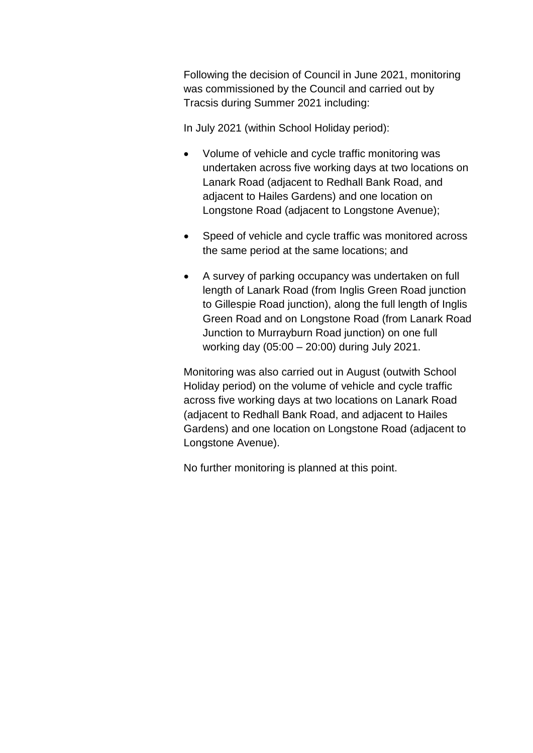Following the decision of Council in June 2021, monitoring was commissioned by the Council and carried out by Tracsis during Summer 2021 including:

In July 2021 (within School Holiday period):

- Volume of vehicle and cycle traffic monitoring was undertaken across five working days at two locations on Lanark Road (adjacent to Redhall Bank Road, and adjacent to Hailes Gardens) and one location on Longstone Road (adjacent to Longstone Avenue);
- Speed of vehicle and cycle traffic was monitored across the same period at the same locations; and
- A survey of parking occupancy was undertaken on full length of Lanark Road (from Inglis Green Road junction to Gillespie Road junction), along the full length of Inglis Green Road and on Longstone Road (from Lanark Road Junction to Murrayburn Road junction) on one full working day (05:00 – 20:00) during July 2021.

Monitoring was also carried out in August (outwith School Holiday period) on the volume of vehicle and cycle traffic across five working days at two locations on Lanark Road (adjacent to Redhall Bank Road, and adjacent to Hailes Gardens) and one location on Longstone Road (adjacent to Longstone Avenue).

No further monitoring is planned at this point.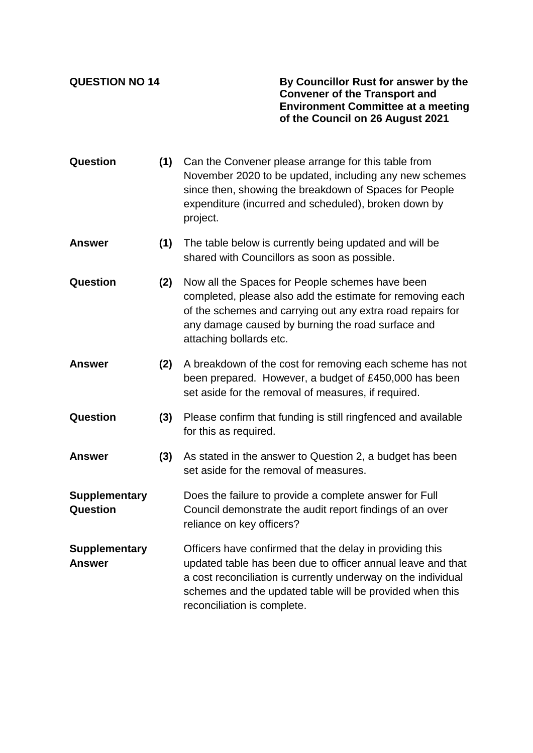**QUESTION NO 14**

**By Councillor Rust for answer by the Convener of the Transport and Environment Committee at a meeting of the Council on 26 August 2021**

**Question (1)** Can the Convener please arrange for this table from November 2020 to be updated, including any new schemes since then, showing the breakdown of Spaces for People expenditure (incurred and scheduled), broken down by project.

**Answer (1)** The table below is currently being updated and will be shared with Councillors as soon as possible.

**Question (2)** Now all the Spaces for People schemes have been completed, please also add the estimate for removing each of the schemes and carrying out any extra road repairs for any damage caused by burning the road surface and attaching bollards etc.

**Answer (2)** A breakdown of the cost for removing each scheme has not been prepared. However, a budget of £450,000 has been set aside for the removal of measures, if required.

**Question (3)** Please confirm that funding is still ringfenced and available for this as required.

**Answer (3)** As stated in the answer to Question 2, a budget has been set aside for the removal of measures.

**Supplementary Question** Does the failure to provide a complete answer for Full Council demonstrate the audit report findings of an over reliance on key officers?

**Supplementary Answer** Officers have confirmed that the delay in providing this updated table has been due to officer annual leave and that a cost reconciliation is currently underway on the individual schemes and the updated table will be provided when this reconciliation is complete.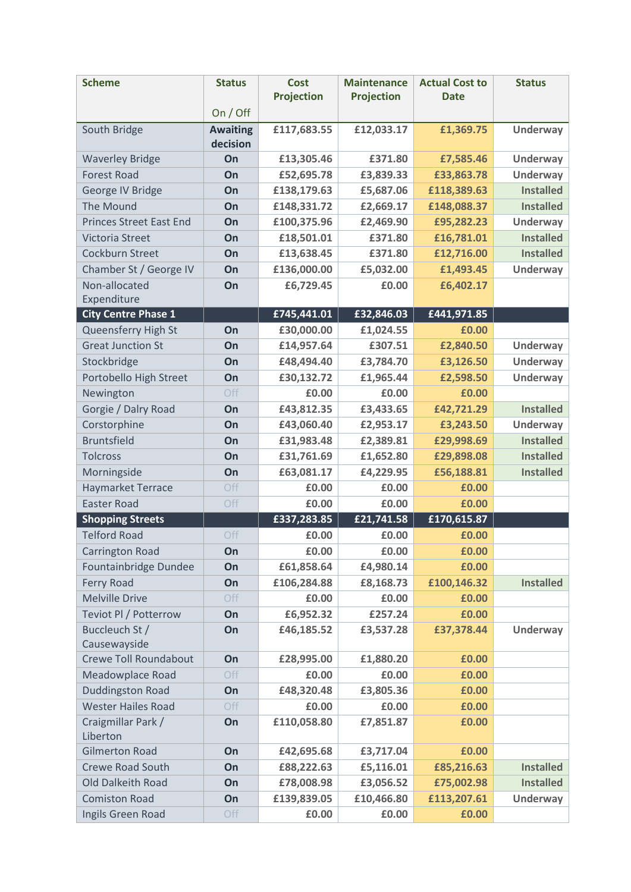| Scheme | Status<br>On / Off | Cost Projection | Maintenance Projection | Actual Cost to Date | Status |
|---|---|---|---|---|---|
| South Bridge | **Awaiting decision** | **£117,683.55** | **£12,033.17** | **£1,369.75** | **Underway** |
| Waverley Bridge | **On** | **£13,305.46** | **£371.80** | **£7,585.46** | **Underway** |
| Forest Road | **On** | **£52,695.78** | **£3,839.33** | **£33,863.78** | **Underway** |
| George IV Bridge | **On** | **£138,179.63** | **£5,687.06** | **£118,389.63** | **Installed** |
| The Mound | **On** | **£148,331.72** | **£2,669.17** | **£148,088.37** | **Installed** |
| Princes Street East End | **On** | **£100,375.96** | **£2,469.90** | **£95,282.23** | **Underway** |
| Victoria Street | **On** | **£18,501.01** | **£371.80** | **£16,781.01** | **Installed** |
| Cockburn Street | **On** | **£13,638.45** | **£371.80** | **£12,716.00** | **Installed** |
| Chamber St / George IV | **On** | **£136,000.00** | **£5,032.00** | **£1,493.45** | **Underway** |
| Non-allocated Expenditure | **On** | **£6,729.45** | **£0.00** | **£6,402.17** | |
| **City Centre Phase 1** | | **£745,441.01** | **£32,846.03** | **£441,971.85** | |
| Queensferry High St | **On** | **£30,000.00** | **£1,024.55** | **£0.00** | |
| Great Junction St | **On** | **£14,957.64** | **£307.51** | **£2,840.50** | **Underway** |
| Stockbridge | **On** | **£48,494.40** | **£3,784.70** | **£3,126.50** | **Underway** |
| Portobello High Street | **On** | **£30,132.72** | **£1,965.44** | **£2,598.50** | **Underway** |
| Newington | Off | **£0.00** | **£0.00** | **£0.00** | |
| Gorgie / Dalry Road | **On** | **£43,812.35** | **£3,433.65** | **£42,721.29** | **Installed** |
| Corstorphine | **On** | **£43,060.40** | **£2,953.17** | **£3,243.50** | **Underway** |
| Bruntsfield | **On** | **£31,983.48** | **£2,389.81** | **£29,998.69** | **Installed** |
| Tolcross | **On** | **£31,761.69** | **£1,652.80** | **£29,898.08** | **Installed** |
| Morningside | **On** | **£63,081.17** | **£4,229.95** | **£56,188.81** | **Installed** |
| Haymarket Terrace | Off | **£0.00** | **£0.00** | **£0.00** | |
| Easter Road | Off | **£0.00** | **£0.00** | **£0.00** | |
| **Shopping Streets** | | **£337,283.85** | **£21,741.58** | **£170,615.87** | |
| Telford Road | Off | **£0.00** | **£0.00** | **£0.00** | |
| Carrington Road | **On** | **£0.00** | **£0.00** | **£0.00** | |
| Fountainbridge Dundee | **On** | **£61,858.64** | **£4,980.14** | **£0.00** | |
| Ferry Road | **On** | **£106,284.88** | **£8,168.73** | **£100,146.32** | **Installed** |
| Melville Drive | Off | **£0.00** | **£0.00** | **£0.00** | |
| Teviot Pl / Potterrow | **On** | **£6,952.32** | **£257.24** | **£0.00** | |
| Buccleuch St / Causewayside | **On** | **£46,185.52** | **£3,537.28** | **£37,378.44** | **Underway** |
| Crewe Toll Roundabout | **On** | **£28,995.00** | **£1,880.20** | **£0.00** | |
| Meadowplace Road | Off | **£0.00** | **£0.00** | **£0.00** | |
| Duddingston Road | **On** | **£48,320.48** | **£3,805.36** | **£0.00** | |
| Wester Hailes Road | Off | **£0.00** | **£0.00** | **£0.00** | |
| Craigmillar Park / Liberton | **On** | **£110,058.80** | **£7,851.87** | **£0.00** | |
| Gilmerton Road | **On** | **£42,695.68** | **£3,717.04** | **£0.00** | |
| Crewe Road South | **On** | **£88,222.63** | **£5,116.01** | **£85,216.63** | **Installed** |
| Old Dalkeith Road | **On** | **£78,008.98** | **£3,056.52** | **£75,002.98** | **Installed** |
| Comiston Road | **On** | **£139,839.05** | **£10,466.80** | **£113,207.61** | **Underway** |
| Ingils Green Road | Off | **£0.00** | **£0.00** | **£0.00** | |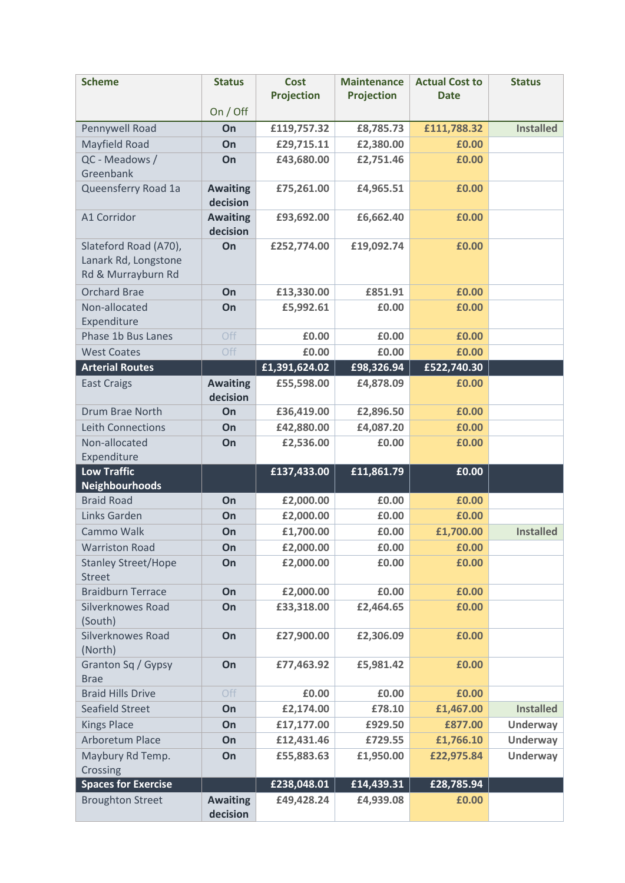| Scheme | Status<br>On / Off | Cost Projection | Maintenance Projection | Actual Cost to Date | Status |
|---|---|---|---|---|---|
| Pennywell Road | On | £119,757.32 | £8,785.73 | £111,788.32 | Installed |
| Mayfield Road | On | £29,715.11 | £2,380.00 | £0.00 | |
| QC - Meadows / Greenbank | On | £43,680.00 | £2,751.46 | £0.00 | |
| Queensferry Road 1a | Awaiting decision | £75,261.00 | £4,965.51 | £0.00 | |
| A1 Corridor | Awaiting decision | £93,692.00 | £6,662.40 | £0.00 | |
| Slateford Road (A70), Lanark Rd, Longstone Rd & Murrayburn Rd | On | £252,774.00 | £19,092.74 | £0.00 | |
| Orchard Brae | On | £13,330.00 | £851.91 | £0.00 | |
| Non-allocated Expenditure | On | £5,992.61 | £0.00 | £0.00 | |
| Phase 1b Bus Lanes | Off | £0.00 | £0.00 | £0.00 | |
| West Coates | Off | £0.00 | £0.00 | £0.00 | |
| **Arterial Routes** | | **£1,391,624.02** | **£98,326.94** | **£522,740.30** | |
| East Craigs | Awaiting decision | £55,598.00 | £4,878.09 | £0.00 | |
| Drum Brae North | On | £36,419.00 | £2,896.50 | £0.00 | |
| Leith Connections | On | £42,880.00 | £4,087.20 | £0.00 | |
| Non-allocated Expenditure | On | £2,536.00 | £0.00 | £0.00 | |
| **Low Traffic Neighbourhoods** | | **£137,433.00** | **£11,861.79** | **£0.00** | |
| Braid Road | On | £2,000.00 | £0.00 | £0.00 | |
| Links Garden | On | £2,000.00 | £0.00 | £0.00 | |
| Cammo Walk | On | £1,700.00 | £0.00 | £1,700.00 | Installed |
| Warriston Road | On | £2,000.00 | £0.00 | £0.00 | |
| Stanley Street/Hope Street | On | £2,000.00 | £0.00 | £0.00 | |
| Braidburn Terrace | On | £2,000.00 | £0.00 | £0.00 | |
| Silverknowes Road (South) | On | £33,318.00 | £2,464.65 | £0.00 | |
| Silverknowes Road (North) | On | £27,900.00 | £2,306.09 | £0.00 | |
| Granton Sq / Gypsy Brae | On | £77,463.92 | £5,981.42 | £0.00 | |
| Braid Hills Drive | Off | £0.00 | £0.00 | £0.00 | |
| Seafield Street | On | £2,174.00 | £78.10 | £1,467.00 | Installed |
| Kings Place | On | £17,177.00 | £929.50 | £877.00 | Underway |
| Arboretum Place | On | £12,431.46 | £729.55 | £1,766.10 | Underway |
| Maybury Rd Temp. Crossing | On | £55,883.63 | £1,950.00 | £22,975.84 | Underway |
| **Spaces for Exercise** | | **£238,048.01** | **£14,439.31** | **£28,785.94** | |
| Broughton Street | Awaiting decision | £49,428.24 | £4,939.08 | £0.00 | |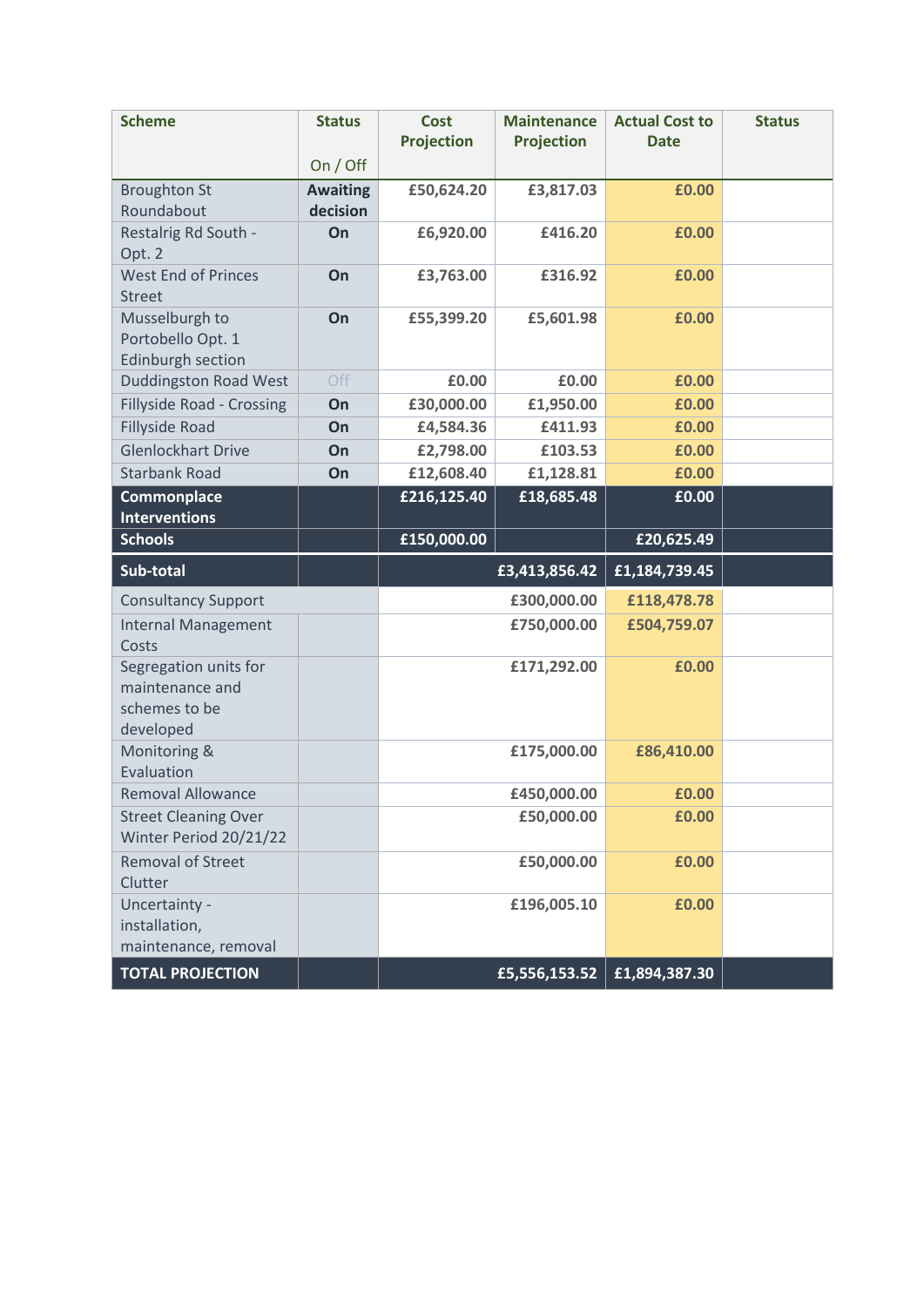| Scheme | Status<br><br>On / Off | Cost Projection | Maintenance Projection | Actual Cost to Date | Status |
|---|---|---|---|---|---|
| Broughton St Roundabout | **Awaiting decision** | **£50,624.20** | **£3,817.03** | **£0.00** | |
| Restalrig Rd South - Opt. 2 | **On** | **£6,920.00** | **£416.20** | **£0.00** | |
| West End of Princes Street | **On** | **£3,763.00** | **£316.92** | **£0.00** | |
| Musselburgh to Portobello Opt. 1 Edinburgh section | **On** | **£55,399.20** | **£5,601.98** | **£0.00** | |
| Duddingston Road West | Off | **£0.00** | **£0.00** | **£0.00** | |
| Fillyside Road - Crossing | **On** | **£30,000.00** | **£1,950.00** | **£0.00** | |
| Fillyside Road | **On** | **£4,584.36** | **£411.93** | **£0.00** | |
| Glenlockhart Drive | **On** | **£2,798.00** | **£103.53** | **£0.00** | |
| Starbank Road | **On** | **£12,608.40** | **£1,128.81** | **£0.00** | |
| **Commonplace Interventions** | | **£216,125.40** | **£18,685.48** | **£0.00** | |
| **Schools** | | **£150,000.00** | | **£20,625.49** | |
| **Sub-total** | | | **£3,413,856.42** | **£1,184,739.45** | |
| Consultancy Support | | | **£300,000.00** | **£118,478.78** | |
| Internal Management Costs | | | **£750,000.00** | **£504,759.07** | |
| Segregation units for maintenance and schemes to be developed | | | **£171,292.00** | **£0.00** | |
| Monitoring & Evaluation | | | **£175,000.00** | **£86,410.00** | |
| Removal Allowance | | | **£450,000.00** | **£0.00** | |
| Street Cleaning Over Winter Period 20/21/22 | | | **£50,000.00** | **£0.00** | |
| Removal of Street Clutter | | | **£50,000.00** | **£0.00** | |
| Uncertainty - installation, maintenance, removal | | | **£196,005.10** | **£0.00** | |
| **TOTAL PROJECTION** | | | **£5,556,153.52** | **£1,894,387.30** | |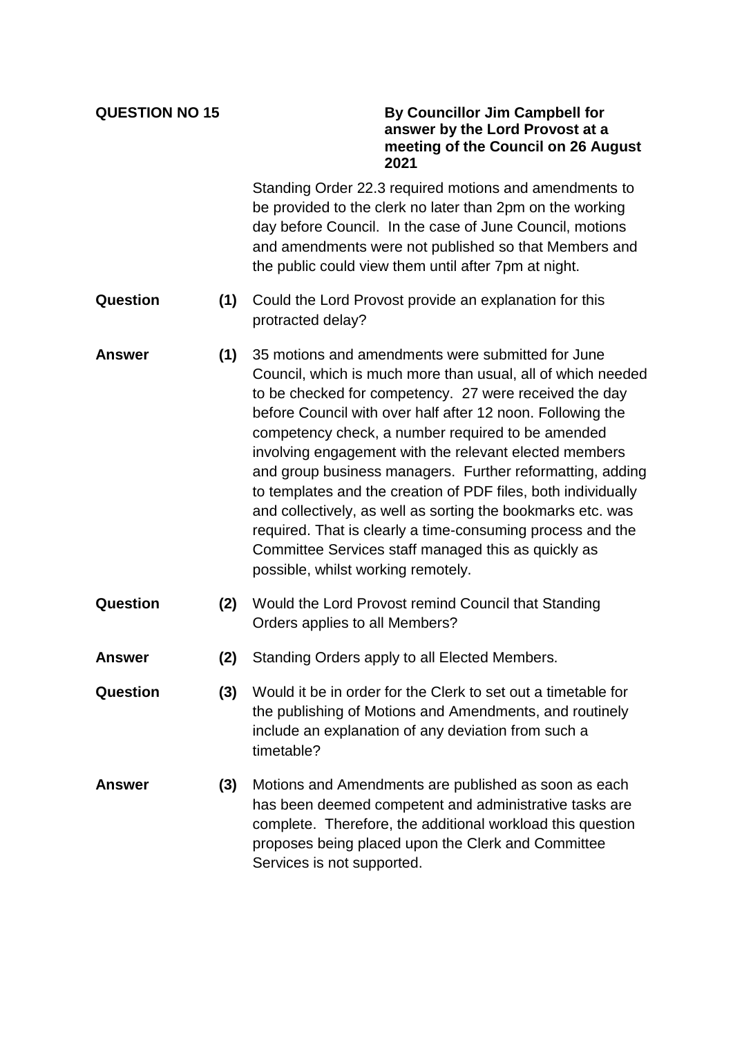**QUESTION NO 15**

**By Councillor Jim Campbell for answer by the Lord Provost at a meeting of the Council on 26 August 2021**

Standing Order 22.3 required motions and amendments to be provided to the clerk no later than 2pm on the working day before Council. In the case of June Council, motions and amendments were not published so that Members and the public could view them until after 7pm at night.

**Question** **(1)** Could the Lord Provost provide an explanation for this protracted delay?

**Answer** **(1)** 35 motions and amendments were submitted for June Council, which is much more than usual, all of which needed to be checked for competency. 27 were received the day before Council with over half after 12 noon. Following the competency check, a number required to be amended involving engagement with the relevant elected members and group business managers. Further reformatting, adding to templates and the creation of PDF files, both individually and collectively, as well as sorting the bookmarks etc. was required. That is clearly a time-consuming process and the Committee Services staff managed this as quickly as possible, whilst working remotely.

**Question** **(2)** Would the Lord Provost remind Council that Standing Orders applies to all Members?

**Answer** **(2)** Standing Orders apply to all Elected Members.

**Question** **(3)** Would it be in order for the Clerk to set out a timetable for the publishing of Motions and Amendments, and routinely include an explanation of any deviation from such a timetable?

**Answer** **(3)** Motions and Amendments are published as soon as each has been deemed competent and administrative tasks are complete. Therefore, the additional workload this question proposes being placed upon the Clerk and Committee Services is not supported.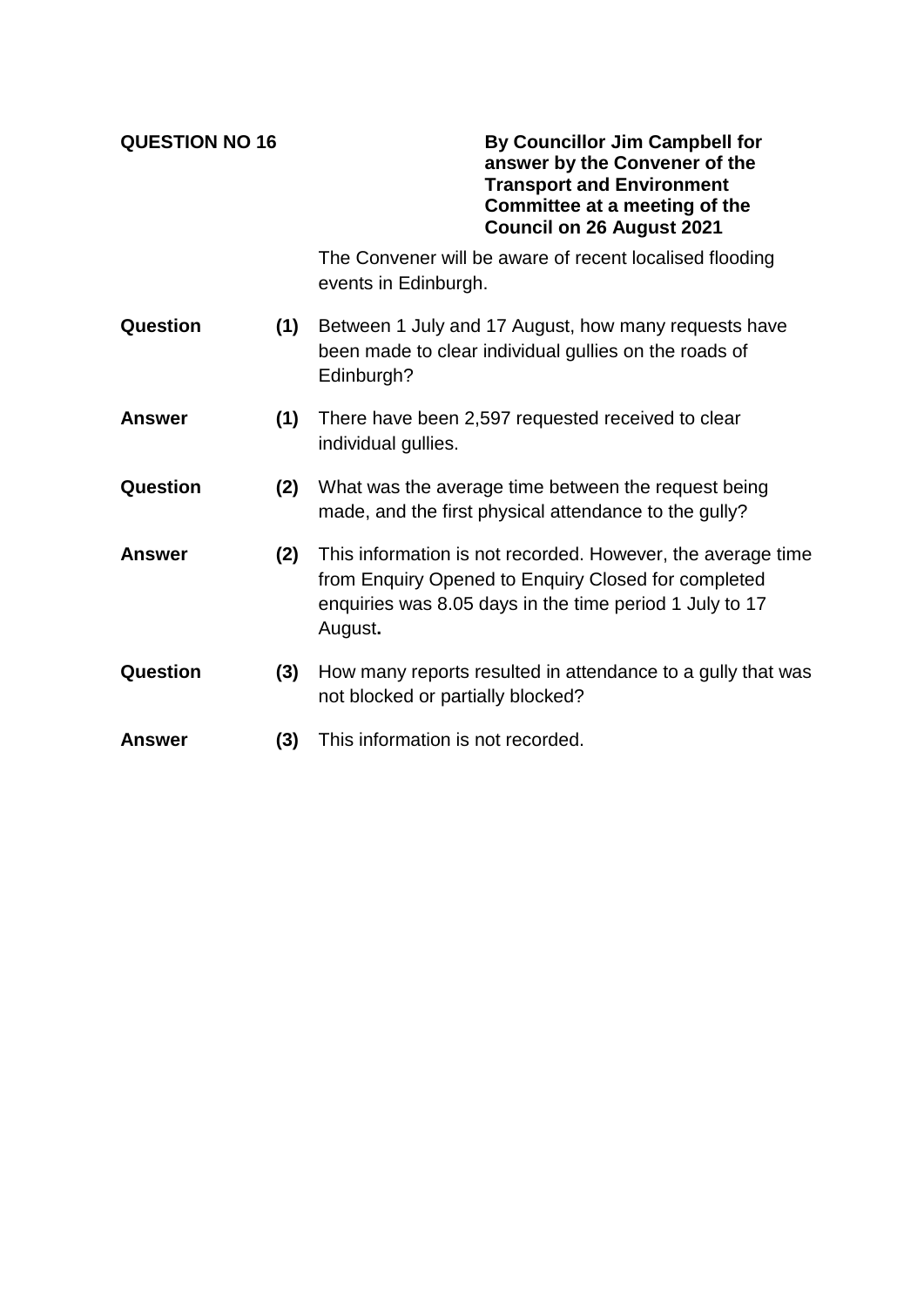**QUESTION NO 16**

**By Councillor Jim Campbell for answer by the Convener of the Transport and Environment Committee at a meeting of the Council on 26 August 2021**

The Convener will be aware of recent localised flooding events in Edinburgh.

**Question (1)** Between 1 July and 17 August, how many requests have been made to clear individual gullies on the roads of Edinburgh?

**Answer (1)** There have been 2,597 requested received to clear individual gullies.

**Question (2)** What was the average time between the request being made, and the first physical attendance to the gully?

**Answer (2)** This information is not recorded. However, the average time from Enquiry Opened to Enquiry Closed for completed enquiries was 8.05 days in the time period 1 July to 17 August**.**

**Question (3)** How many reports resulted in attendance to a gully that was not blocked or partially blocked?

**Answer (3)** This information is not recorded.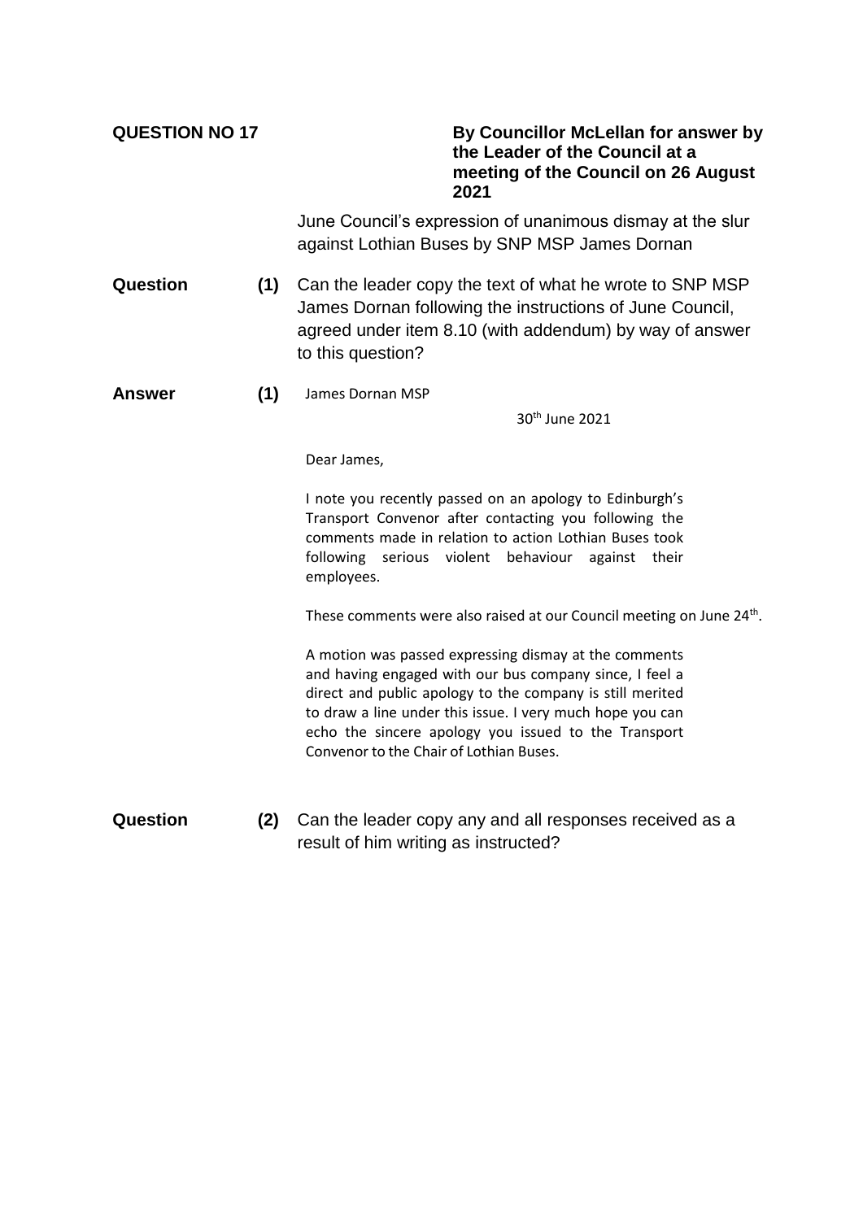**QUESTION NO 17**

**By Councillor McLellan for answer by the Leader of the Council at a meeting of the Council on 26 August 2021**

June Council's expression of unanimous dismay at the slur against Lothian Buses by SNP MSP James Dornan

**Question (1)** Can the leader copy the text of what he wrote to SNP MSP James Dornan following the instructions of June Council, agreed under item 8.10 (with addendum) by way of answer to this question?

**Answer (1)**

James Dornan MSP

30th June 2021

Dear James,

I note you recently passed on an apology to Edinburgh's Transport Convenor after contacting you following the comments made in relation to action Lothian Buses took following serious violent behaviour against their employees.

These comments were also raised at our Council meeting on June 24th.

A motion was passed expressing dismay at the comments and having engaged with our bus company since, I feel a direct and public apology to the company is still merited to draw a line under this issue. I very much hope you can echo the sincere apology you issued to the Transport Convenor to the Chair of Lothian Buses.

**Question (2)** Can the leader copy any and all responses received as a result of him writing as instructed?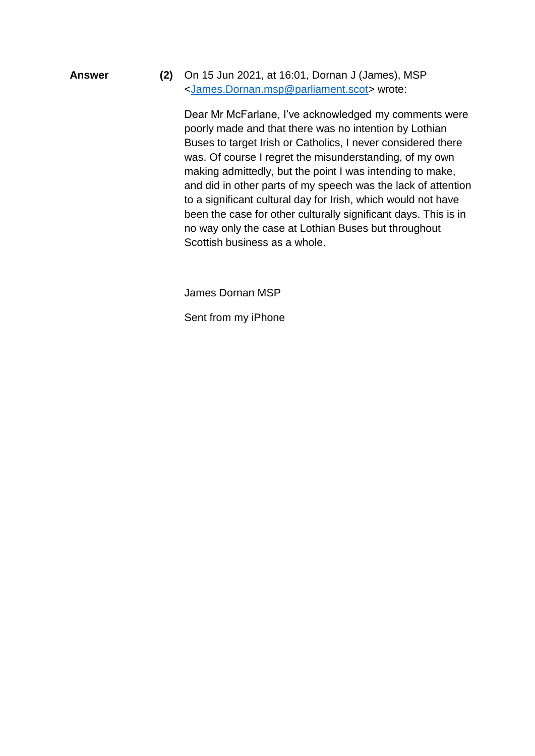**Answer** **(2)** On 15 Jun 2021, at 16:01, Dornan J (James), MSP <James.Dornan.msp@parliament.scot> wrote:

Dear Mr McFarlane, I've acknowledged my comments were poorly made and that there was no intention by Lothian Buses to target Irish or Catholics, I never considered there was. Of course I regret the misunderstanding, of my own making admittedly, but the point I was intending to make, and did in other parts of my speech was the lack of attention to a significant cultural day for Irish, which would not have been the case for other culturally significant days. This is in no way only the case at Lothian Buses but throughout Scottish business as a whole.

James Dornan MSP

Sent from my iPhone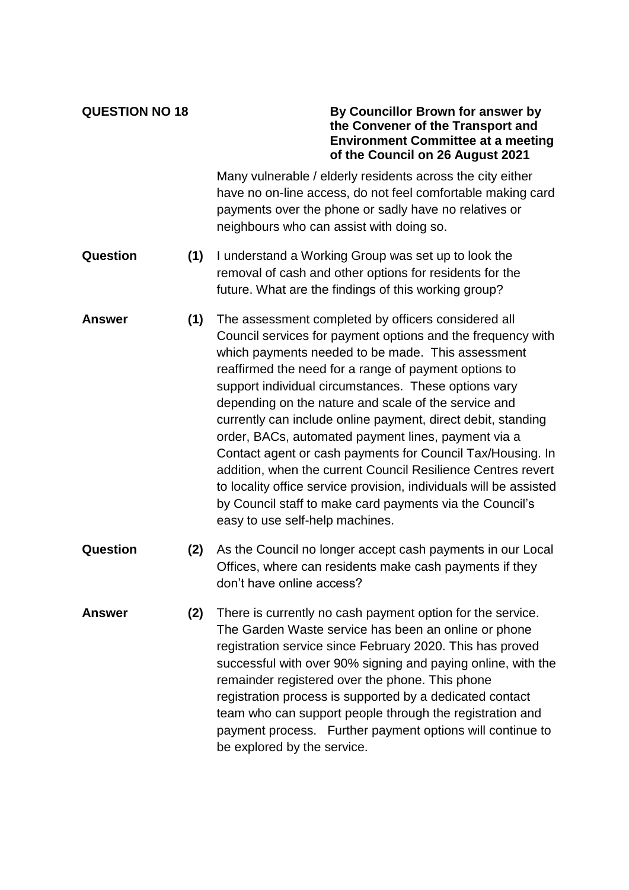**QUESTION NO 18**

**By Councillor Brown for answer by the Convener of the Transport and Environment Committee at a meeting of the Council on 26 August 2021**

Many vulnerable / elderly residents across the city either have no on-line access, do not feel comfortable making card payments over the phone or sadly have no relatives or neighbours who can assist with doing so.

**Question (1)** I understand a Working Group was set up to look the removal of cash and other options for residents for the future. What are the findings of this working group?

**Answer (1)** The assessment completed by officers considered all Council services for payment options and the frequency with which payments needed to be made. This assessment reaffirmed the need for a range of payment options to support individual circumstances. These options vary depending on the nature and scale of the service and currently can include online payment, direct debit, standing order, BACs, automated payment lines, payment via a Contact agent or cash payments for Council Tax/Housing. In addition, when the current Council Resilience Centres revert to locality office service provision, individuals will be assisted by Council staff to make card payments via the Council's easy to use self-help machines.

**Question (2)** As the Council no longer accept cash payments in our Local Offices, where can residents make cash payments if they don't have online access?

**Answer (2)** There is currently no cash payment option for the service. The Garden Waste service has been an online or phone registration service since February 2020. This has proved successful with over 90% signing and paying online, with the remainder registered over the phone. This phone registration process is supported by a dedicated contact team who can support people through the registration and payment process. Further payment options will continue to be explored by the service.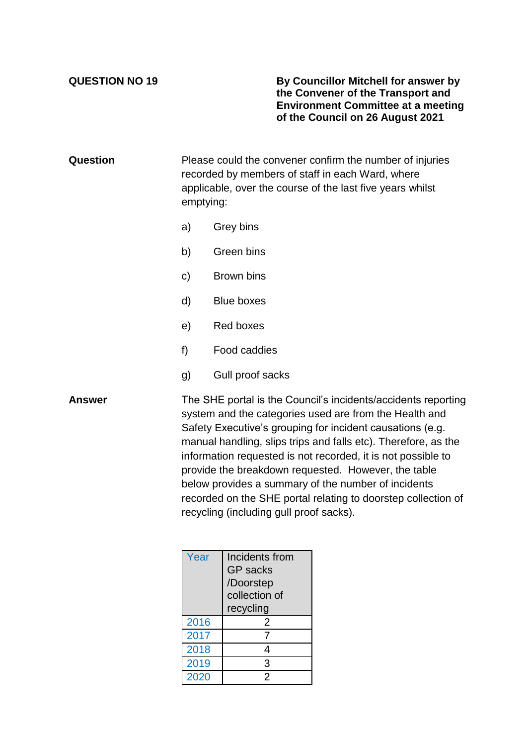**QUESTION NO 19**

**By Councillor Mitchell for answer by the Convener of the Transport and Environment Committee at a meeting of the Council on 26 August 2021**

**Question**

Please could the convener confirm the number of injuries recorded by members of staff in each Ward, where applicable, over the course of the last five years whilst emptying:

a) Grey bins

b) Green bins

c) Brown bins

d) Blue boxes

e) Red boxes

f) Food caddies

g) Gull proof sacks

**Answer**

The SHE portal is the Council's incidents/accidents reporting system and the categories used are from the Health and Safety Executive's grouping for incident causations (e.g. manual handling, slips trips and falls etc). Therefore, as the information requested is not recorded, it is not possible to provide the breakdown requested. However, the table below provides a summary of the number of incidents recorded on the SHE portal relating to doorstep collection of recycling (including gull proof sacks).

| Year | Incidents from GP sacks /Doorstep collection of recycling |
|---|---|
| 2016 | 2 |
| 2017 | 7 |
| 2018 | 4 |
| 2019 | 3 |
| 2020 | 2 |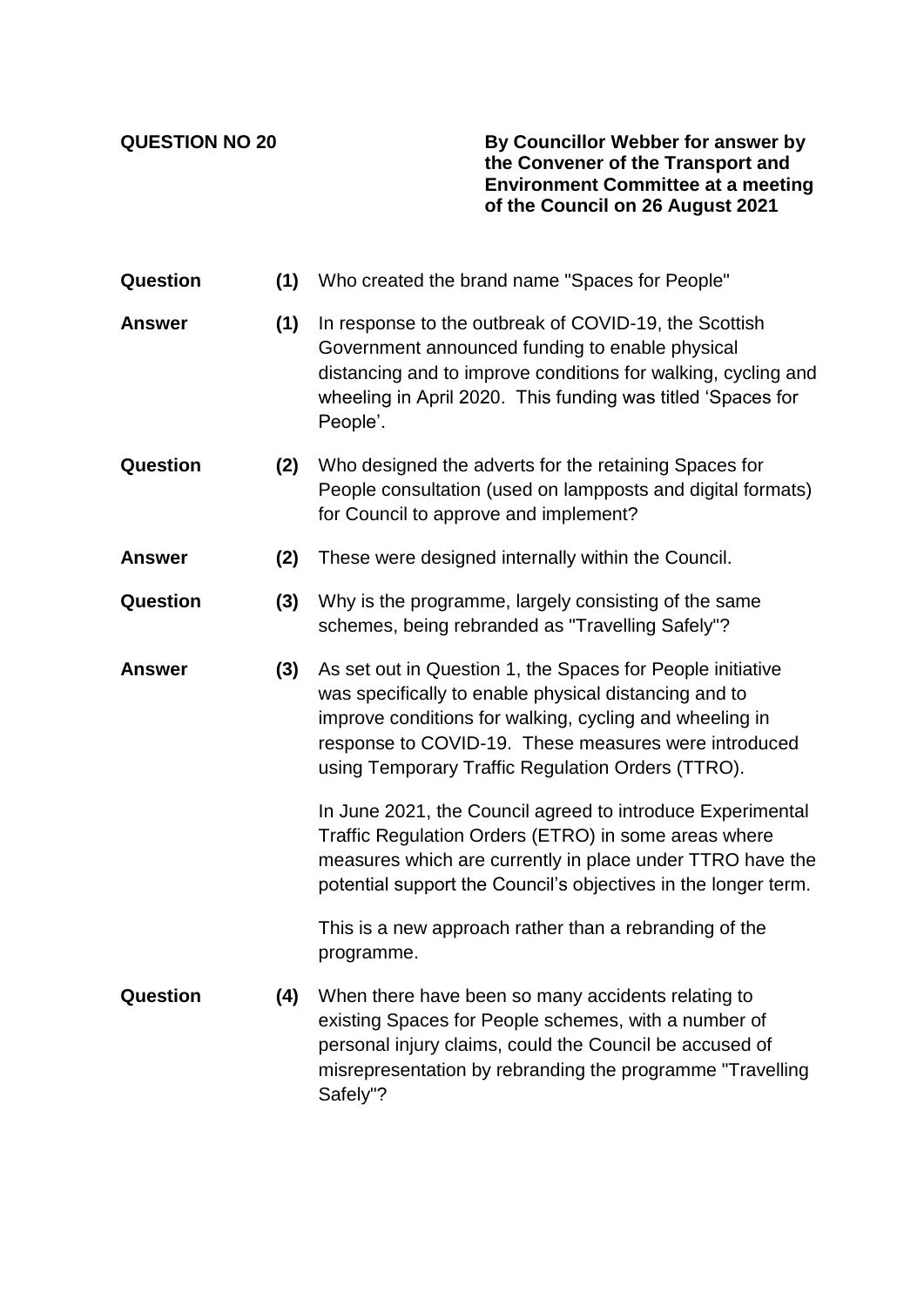**QUESTION NO 20**

**By Councillor Webber for answer by the Convener of the Transport and Environment Committee at a meeting of the Council on 26 August 2021**

**Question (1)** Who created the brand name "Spaces for People"

**Answer (1)** In response to the outbreak of COVID-19, the Scottish Government announced funding to enable physical distancing and to improve conditions for walking, cycling and wheeling in April 2020. This funding was titled 'Spaces for People'.

**Question (2)** Who designed the adverts for the retaining Spaces for People consultation (used on lampposts and digital formats) for Council to approve and implement?

**Answer (2)** These were designed internally within the Council.

**Question (3)** Why is the programme, largely consisting of the same schemes, being rebranded as "Travelling Safely"?

**Answer (3)** As set out in Question 1, the Spaces for People initiative was specifically to enable physical distancing and to improve conditions for walking, cycling and wheeling in response to COVID-19. These measures were introduced using Temporary Traffic Regulation Orders (TTRO).

In June 2021, the Council agreed to introduce Experimental Traffic Regulation Orders (ETRO) in some areas where measures which are currently in place under TTRO have the potential support the Council's objectives in the longer term.

This is a new approach rather than a rebranding of the programme.

**Question (4)** When there have been so many accidents relating to existing Spaces for People schemes, with a number of personal injury claims, could the Council be accused of misrepresentation by rebranding the programme "Travelling Safely"?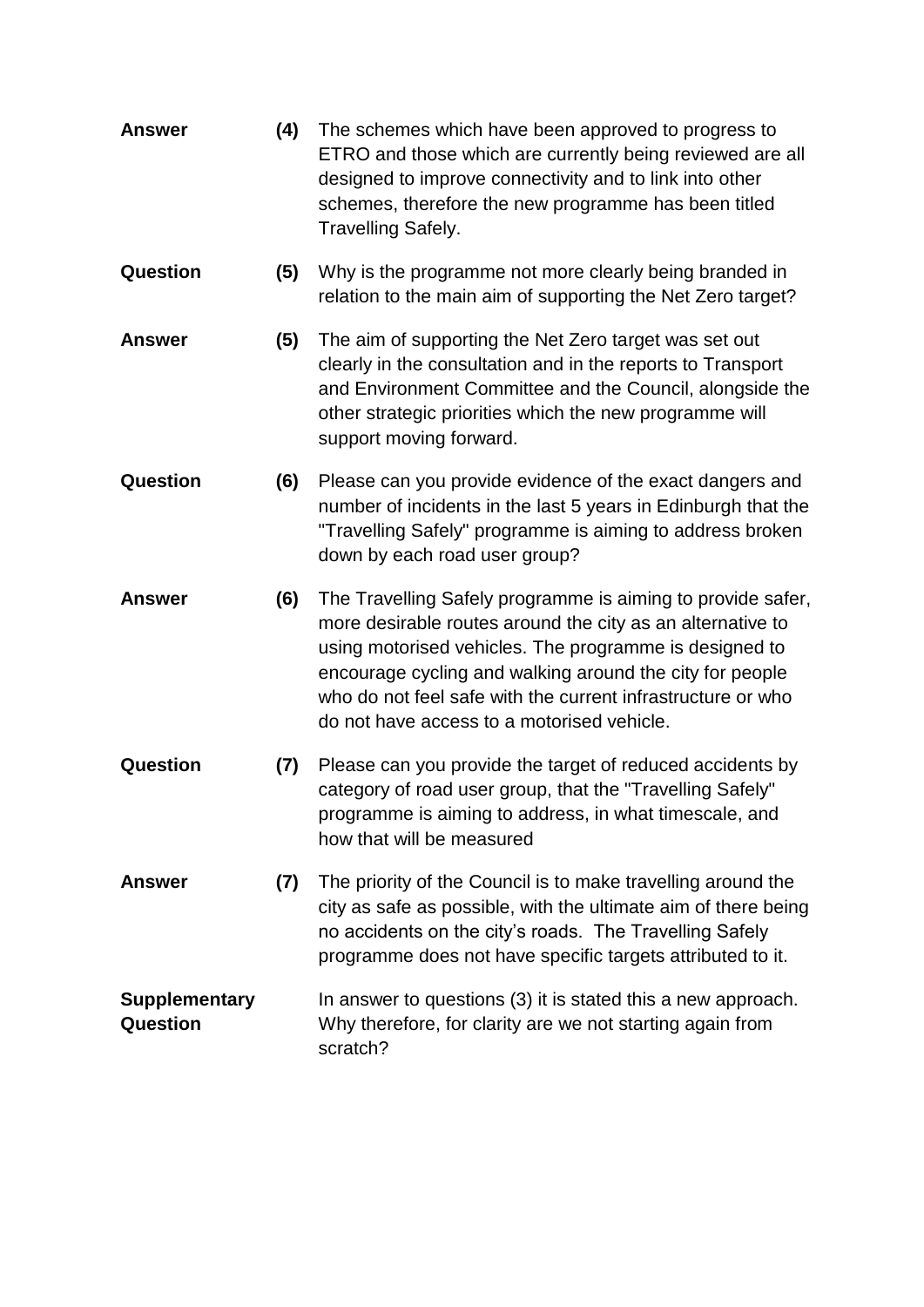**Answer** **(4)** The schemes which have been approved to progress to ETRO and those which are currently being reviewed are all designed to improve connectivity and to link into other schemes, therefore the new programme has been titled Travelling Safely.

**Question** **(5)** Why is the programme not more clearly being branded in relation to the main aim of supporting the Net Zero target?

**Answer** **(5)** The aim of supporting the Net Zero target was set out clearly in the consultation and in the reports to Transport and Environment Committee and the Council, alongside the other strategic priorities which the new programme will support moving forward.

**Question** **(6)** Please can you provide evidence of the exact dangers and number of incidents in the last 5 years in Edinburgh that the "Travelling Safely" programme is aiming to address broken down by each road user group?

**Answer** **(6)** The Travelling Safely programme is aiming to provide safer, more desirable routes around the city as an alternative to using motorised vehicles. The programme is designed to encourage cycling and walking around the city for people who do not feel safe with the current infrastructure or who do not have access to a motorised vehicle.

**Question** **(7)** Please can you provide the target of reduced accidents by category of road user group, that the "Travelling Safely" programme is aiming to address, in what timescale, and how that will be measured

**Answer** **(7)** The priority of the Council is to make travelling around the city as safe as possible, with the ultimate aim of there being no accidents on the city's roads. The Travelling Safely programme does not have specific targets attributed to it.

**Supplementary Question** In answer to questions (3) it is stated this a new approach. Why therefore, for clarity are we not starting again from scratch?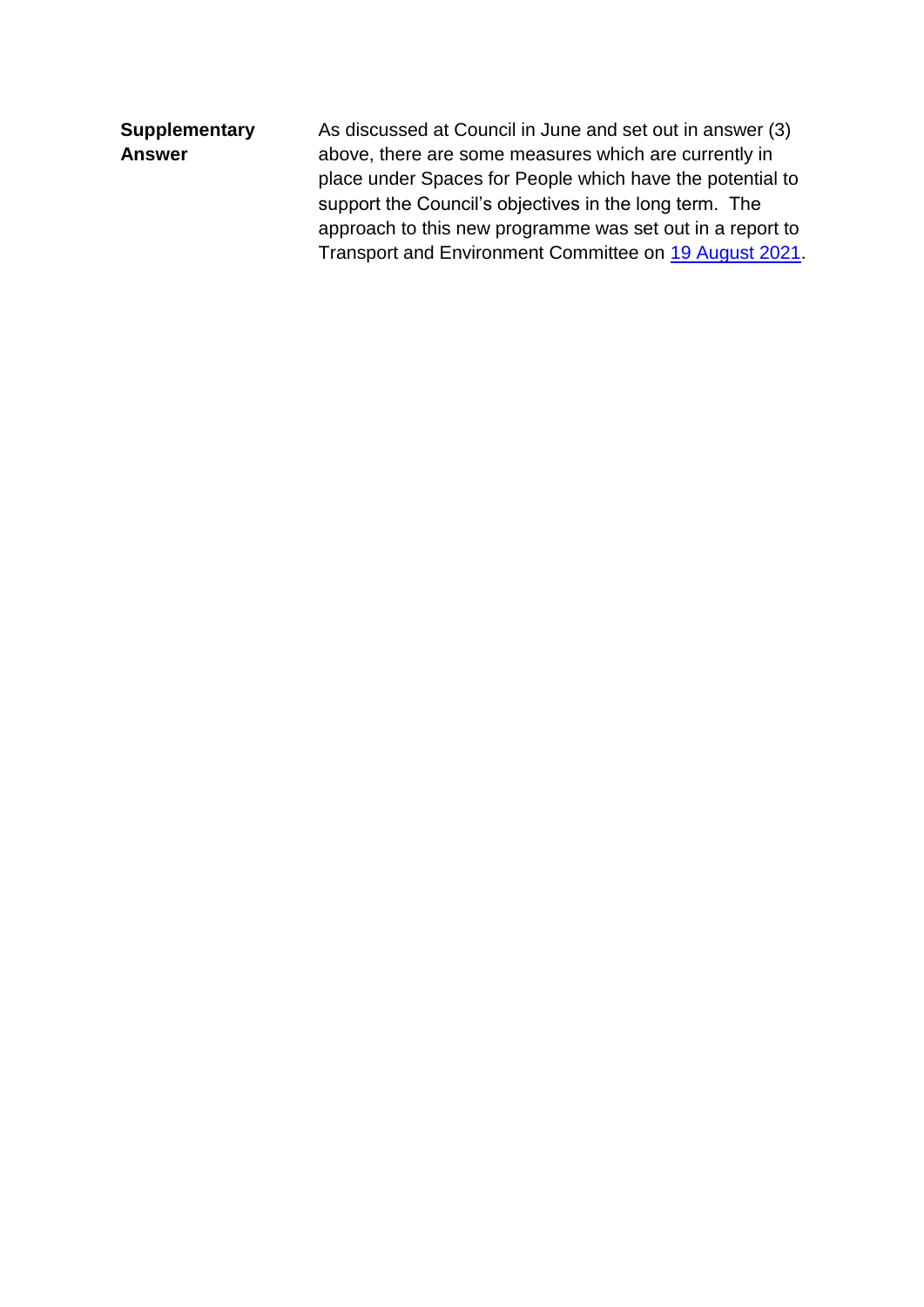| | |
|---|---|
| **Supplementary Answer** | As discussed at Council in June and set out in answer (3) above, there are some measures which are currently in place under Spaces for People which have the potential to support the Council's objectives in the long term. The approach to this new programme was set out in a report to Transport and Environment Committee on 19 August 2021. |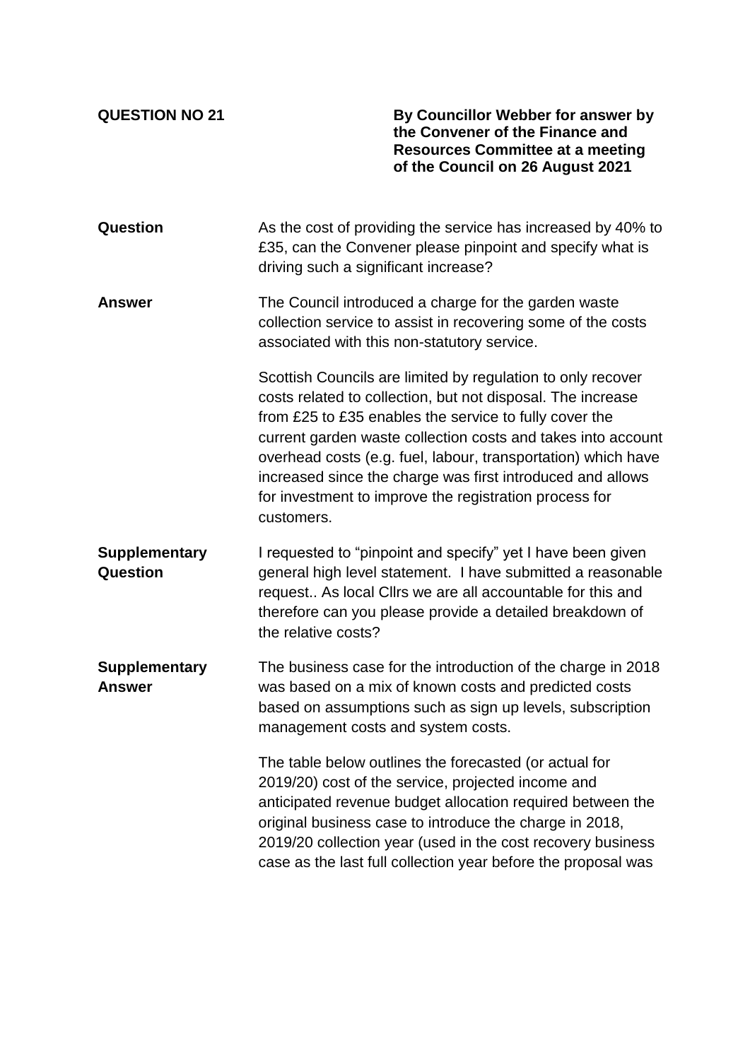**QUESTION NO 21** | **By Councillor Webber for answer by the Convener of the Finance and Resources Committee at a meeting of the Council on 26 August 2021**

**Question**

As the cost of providing the service has increased by 40% to £35, can the Convener please pinpoint and specify what is driving such a significant increase?

**Answer**

The Council introduced a charge for the garden waste collection service to assist in recovering some of the costs associated with this non-statutory service.

Scottish Councils are limited by regulation to only recover costs related to collection, but not disposal. The increase from £25 to £35 enables the service to fully cover the current garden waste collection costs and takes into account overhead costs (e.g. fuel, labour, transportation) which have increased since the charge was first introduced and allows for investment to improve the registration process for customers.

**Supplementary Question**

I requested to "pinpoint and specify" yet I have been given general high level statement. I have submitted a reasonable request.. As local Cllrs we are all accountable for this and therefore can you please provide a detailed breakdown of the relative costs?

**Supplementary Answer**

The business case for the introduction of the charge in 2018 was based on a mix of known costs and predicted costs based on assumptions such as sign up levels, subscription management costs and system costs.

The table below outlines the forecasted (or actual for 2019/20) cost of the service, projected income and anticipated revenue budget allocation required between the original business case to introduce the charge in 2018, 2019/20 collection year (used in the cost recovery business case as the last full collection year before the proposal was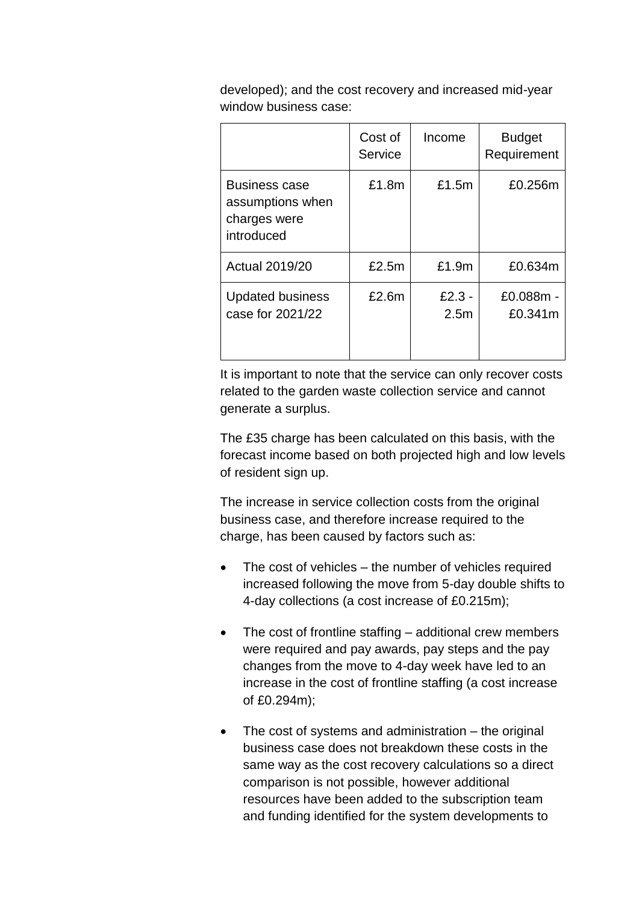developed); and the cost recovery and increased mid-year window business case:

| | Cost of Service | Income | Budget Requirement |
|---|---|---|---|
| Business case assumptions when charges were introduced | £1.8m | £1.5m | £0.256m |
| Actual 2019/20 | £2.5m | £1.9m | £0.634m |
| Updated business case for 2021/22 | £2.6m | £2.3 - 2.5m | £0.088m - £0.341m |

It is important to note that the service can only recover costs related to the garden waste collection service and cannot generate a surplus.

The £35 charge has been calculated on this basis, with the forecast income based on both projected high and low levels of resident sign up.

The increase in service collection costs from the original business case, and therefore increase required to the charge, has been caused by factors such as:

- The cost of vehicles – the number of vehicles required increased following the move from 5-day double shifts to 4-day collections (a cost increase of £0.215m);
- The cost of frontline staffing – additional crew members were required and pay awards, pay steps and the pay changes from the move to 4-day week have led to an increase in the cost of frontline staffing (a cost increase of £0.294m);
- The cost of systems and administration – the original business case does not breakdown these costs in the same way as the cost recovery calculations so a direct comparison is not possible, however additional resources have been added to the subscription team and funding identified for the system developments to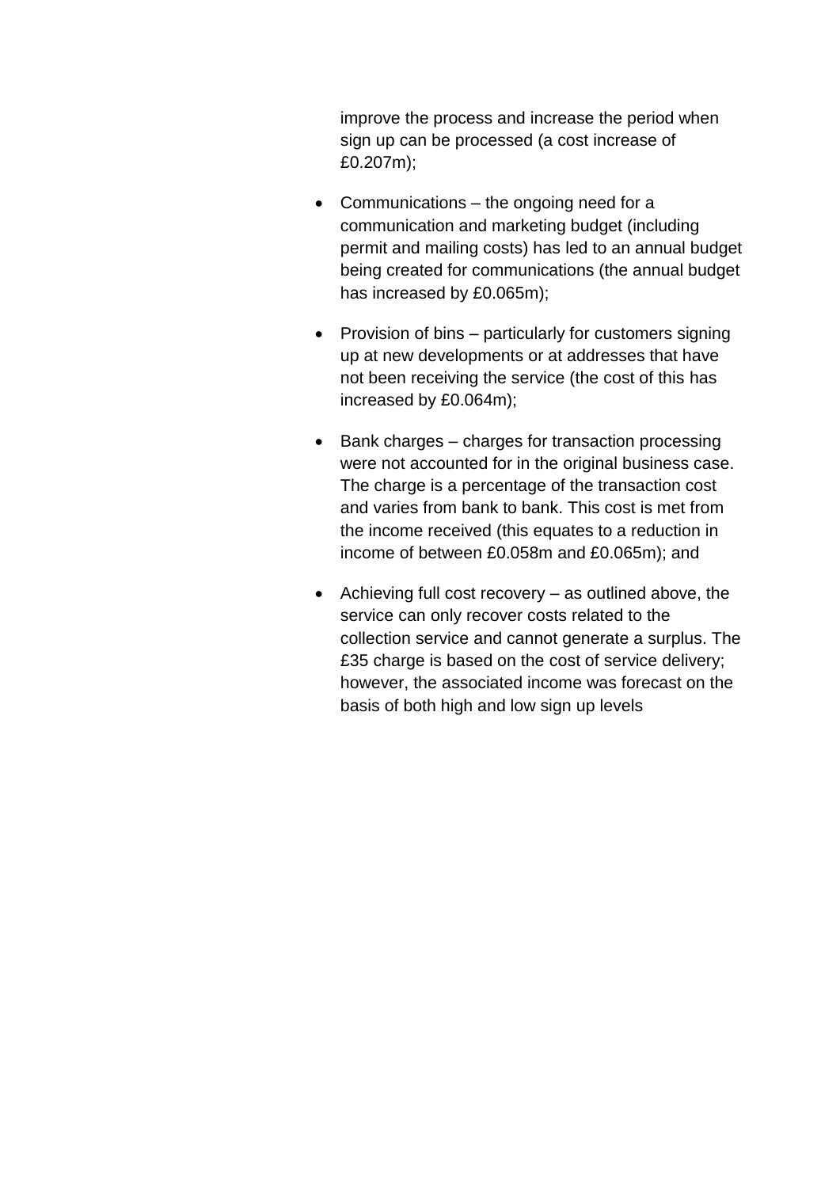improve the process and increase the period when sign up can be processed (a cost increase of £0.207m);

- Communications – the ongoing need for a communication and marketing budget (including permit and mailing costs) has led to an annual budget being created for communications (the annual budget has increased by £0.065m);
- Provision of bins – particularly for customers signing up at new developments or at addresses that have not been receiving the service (the cost of this has increased by £0.064m);
- Bank charges – charges for transaction processing were not accounted for in the original business case. The charge is a percentage of the transaction cost and varies from bank to bank. This cost is met from the income received (this equates to a reduction in income of between £0.058m and £0.065m); and
- Achieving full cost recovery – as outlined above, the service can only recover costs related to the collection service and cannot generate a surplus. The £35 charge is based on the cost of service delivery; however, the associated income was forecast on the basis of both high and low sign up levels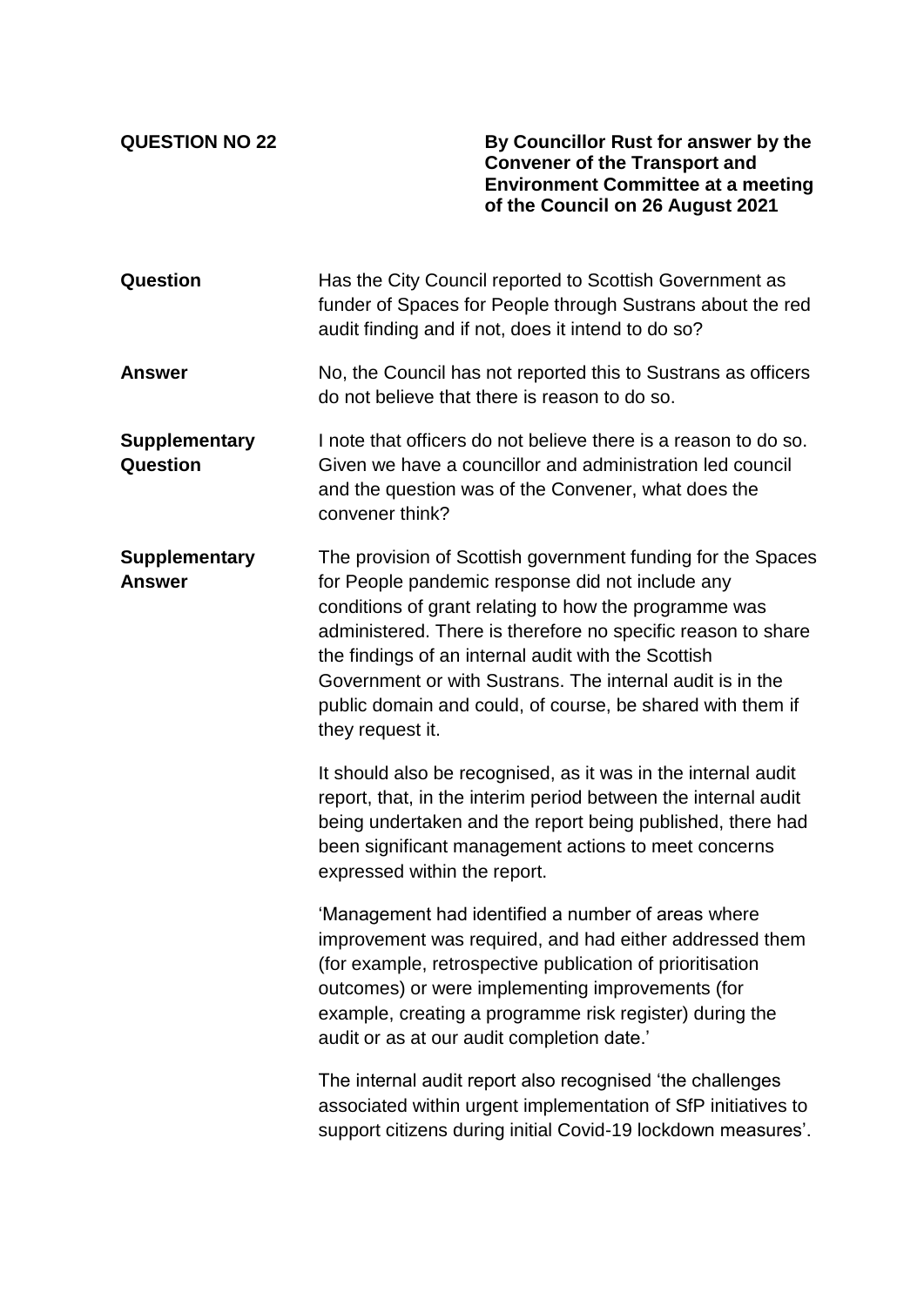**QUESTION NO 22**

**By Councillor Rust for answer by the Convener of the Transport and Environment Committee at a meeting of the Council on 26 August 2021**

| | |
|---|---|
| **Question** | Has the City Council reported to Scottish Government as funder of Spaces for People through Sustrans about the red audit finding and if not, does it intend to do so? |
| **Answer** | No, the Council has not reported this to Sustrans as officers do not believe that there is reason to do so. |
| **Supplementary Question** | I note that officers do not believe there is a reason to do so. Given we have a councillor and administration led council and the question was of the Convener, what does the convener think? |
| **Supplementary Answer** | The provision of Scottish government funding for the Spaces for People pandemic response did not include any conditions of grant relating to how the programme was administered. There is therefore no specific reason to share the findings of an internal audit with the Scottish Government or with Sustrans. The internal audit is in the public domain and could, of course, be shared with them if they request it.<br><br>It should also be recognised, as it was in the internal audit report, that, in the interim period between the internal audit being undertaken and the report being published, there had been significant management actions to meet concerns expressed within the report.<br><br>'Management had identified a number of areas where improvement was required, and had either addressed them (for example, retrospective publication of prioritisation outcomes) or were implementing improvements (for example, creating a programme risk register) during the audit or as at our audit completion date.'<br><br>The internal audit report also recognised 'the challenges associated within urgent implementation of SfP initiatives to support citizens during initial Covid-19 lockdown measures'. |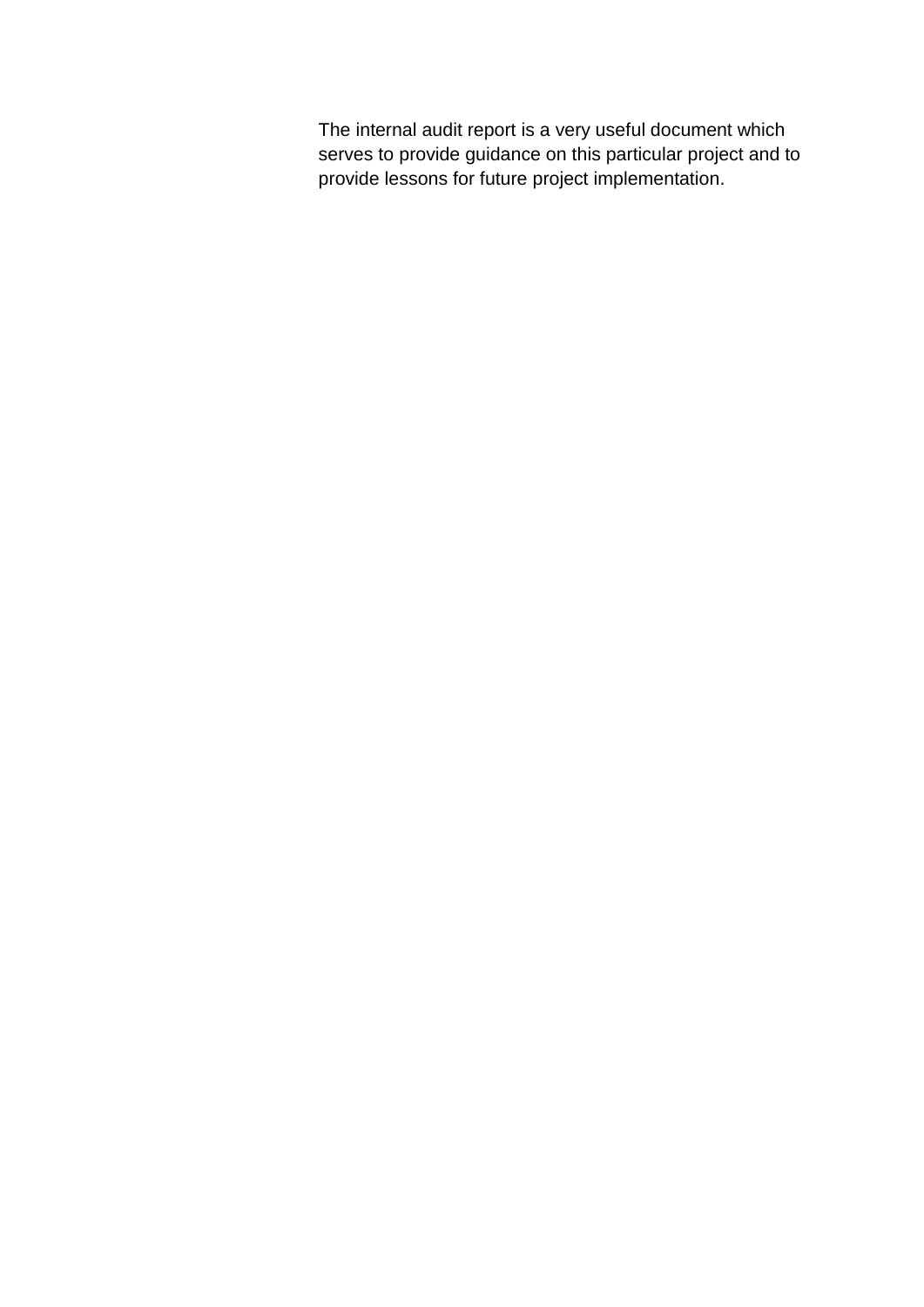The internal audit report is a very useful document which serves to provide guidance on this particular project and to provide lessons for future project implementation.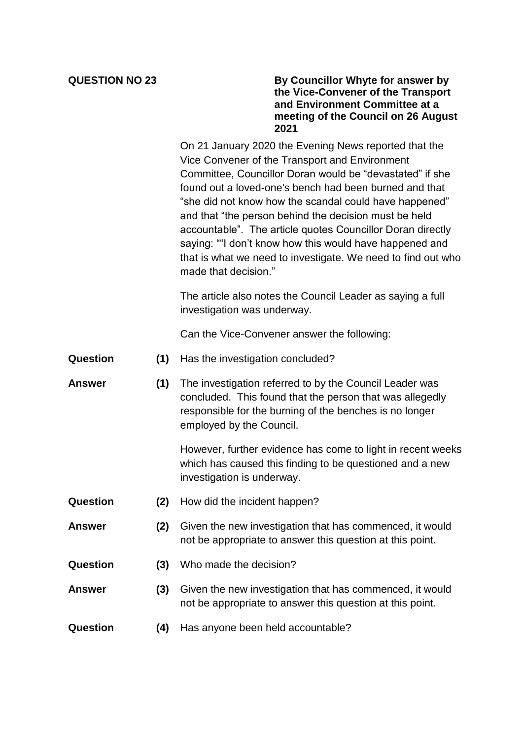**QUESTION NO 23**

**By Councillor Whyte for answer by the Vice-Convener of the Transport and Environment Committee at a meeting of the Council on 26 August 2021**

On 21 January 2020 the Evening News reported that the Vice Convener of the Transport and Environment Committee, Councillor Doran would be "devastated" if she found out a loved-one's bench had been burned and that "she did not know how the scandal could have happened" and that "the person behind the decision must be held accountable". The article quotes Councillor Doran directly saying: ""I don't know how this would have happened and that is what we need to investigate. We need to find out who made that decision."

The article also notes the Council Leader as saying a full investigation was underway.

Can the Vice-Convener answer the following:

**Question (1)** Has the investigation concluded?

**Answer (1)** The investigation referred to by the Council Leader was concluded. This found that the person that was allegedly responsible for the burning of the benches is no longer employed by the Council.

However, further evidence has come to light in recent weeks which has caused this finding to be questioned and a new investigation is underway.

**Question (2)** How did the incident happen?

**Answer (2)** Given the new investigation that has commenced, it would not be appropriate to answer this question at this point.

**Question (3)** Who made the decision?

**Answer (3)** Given the new investigation that has commenced, it would not be appropriate to answer this question at this point.

**Question (4)** Has anyone been held accountable?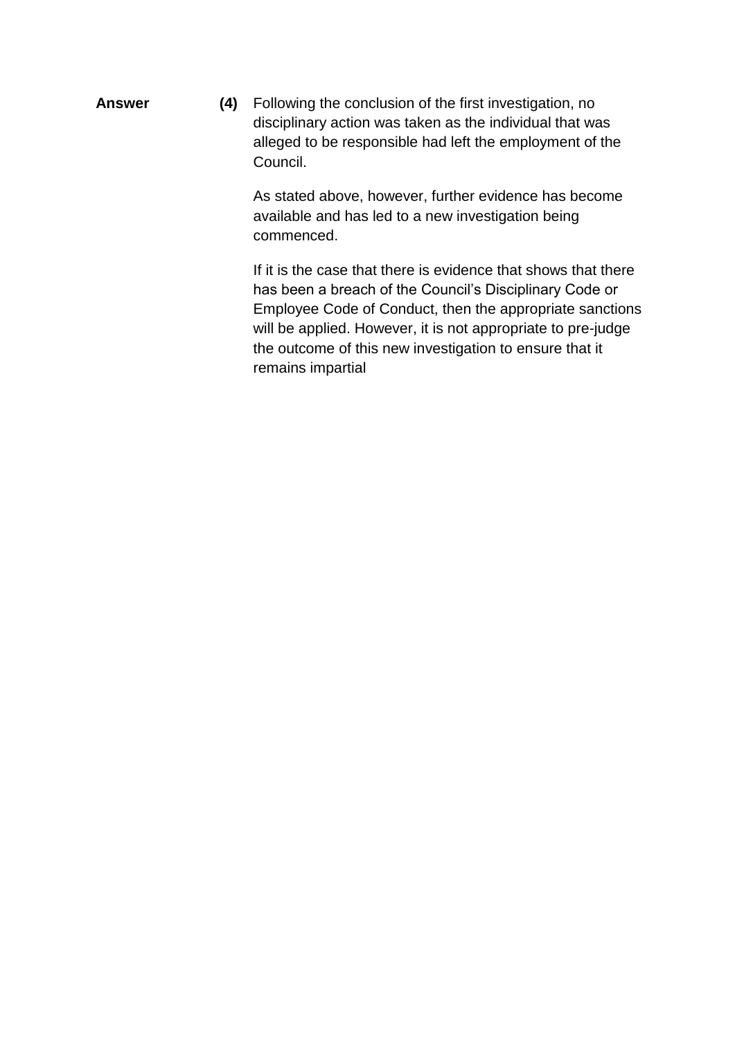**Answer** **(4)** Following the conclusion of the first investigation, no disciplinary action was taken as the individual that was alleged to be responsible had left the employment of the Council.

As stated above, however, further evidence has become available and has led to a new investigation being commenced.

If it is the case that there is evidence that shows that there has been a breach of the Council's Disciplinary Code or Employee Code of Conduct, then the appropriate sanctions will be applied. However, it is not appropriate to pre-judge the outcome of this new investigation to ensure that it remains impartial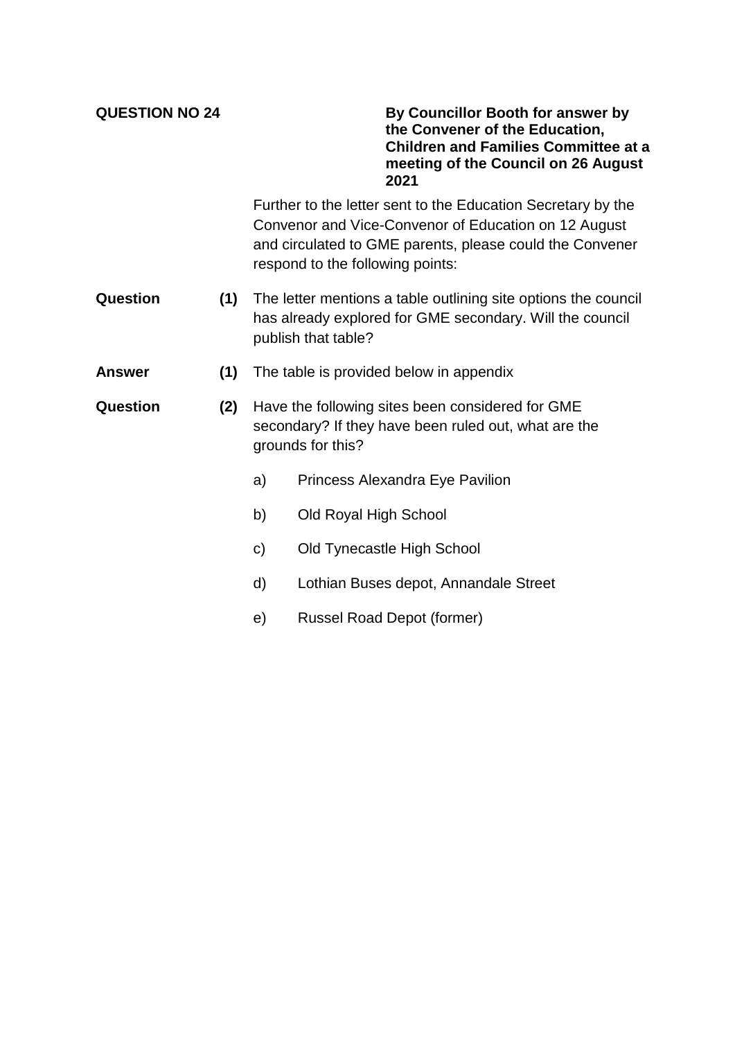**QUESTION NO 24**

**By Councillor Booth for answer by the Convener of the Education, Children and Families Committee at a meeting of the Council on 26 August 2021**

Further to the letter sent to the Education Secretary by the Convenor and Vice-Convenor of Education on 12 August and circulated to GME parents, please could the Convener respond to the following points:

**Question** **(1)** The letter mentions a table outlining site options the council has already explored for GME secondary. Will the council publish that table?

**Answer** **(1)** The table is provided below in appendix

**Question** **(2)** Have the following sites been considered for GME secondary? If they have been ruled out, what are the grounds for this?

a) Princess Alexandra Eye Pavilion

b) Old Royal High School

c) Old Tynecastle High School

d) Lothian Buses depot, Annandale Street

e) Russel Road Depot (former)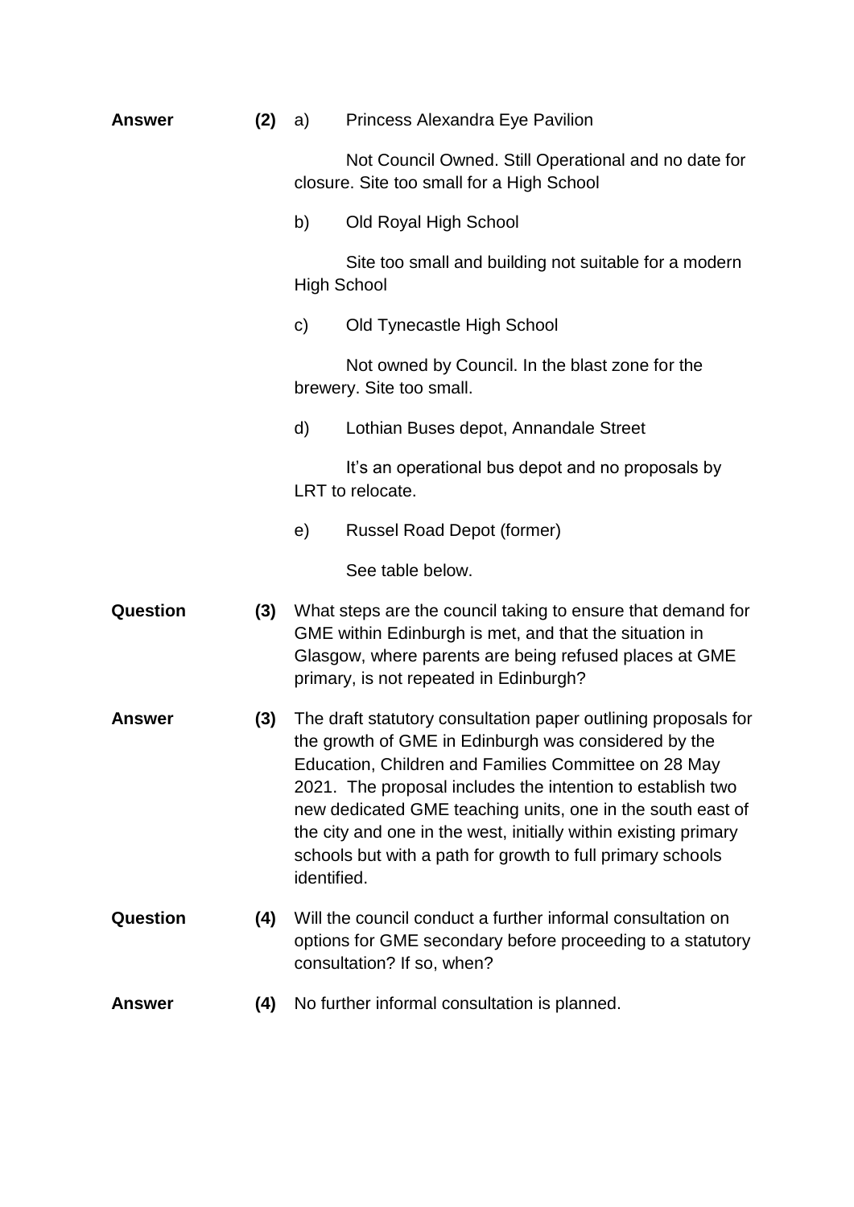**Answer** **(2)** a) Princess Alexandra Eye Pavilion

Not Council Owned. Still Operational and no date for closure. Site too small for a High School

b) Old Royal High School

Site too small and building not suitable for a modern High School

c) Old Tynecastle High School

Not owned by Council. In the blast zone for the brewery. Site too small.

d) Lothian Buses depot, Annandale Street

It's an operational bus depot and no proposals by LRT to relocate.

e) Russel Road Depot (former)

See table below.

**Question** **(3)** What steps are the council taking to ensure that demand for GME within Edinburgh is met, and that the situation in Glasgow, where parents are being refused places at GME primary, is not repeated in Edinburgh?

**Answer** **(3)** The draft statutory consultation paper outlining proposals for the growth of GME in Edinburgh was considered by the Education, Children and Families Committee on 28 May 2021. The proposal includes the intention to establish two new dedicated GME teaching units, one in the south east of the city and one in the west, initially within existing primary schools but with a path for growth to full primary schools identified.

**Question** **(4)** Will the council conduct a further informal consultation on options for GME secondary before proceeding to a statutory consultation? If so, when?

**Answer** **(4)** No further informal consultation is planned.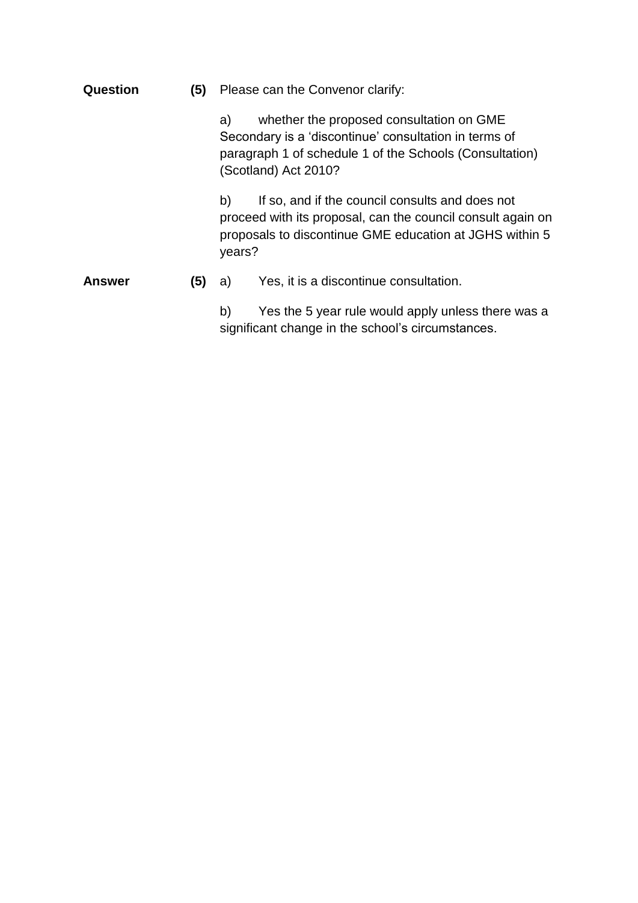**Question** **(5)** Please can the Convenor clarify:

a) whether the proposed consultation on GME Secondary is a 'discontinue' consultation in terms of paragraph 1 of schedule 1 of the Schools (Consultation) (Scotland) Act 2010?

b) If so, and if the council consults and does not proceed with its proposal, can the council consult again on proposals to discontinue GME education at JGHS within 5 years?

**Answer** **(5)** a) Yes, it is a discontinue consultation.

b) Yes the 5 year rule would apply unless there was a significant change in the school's circumstances.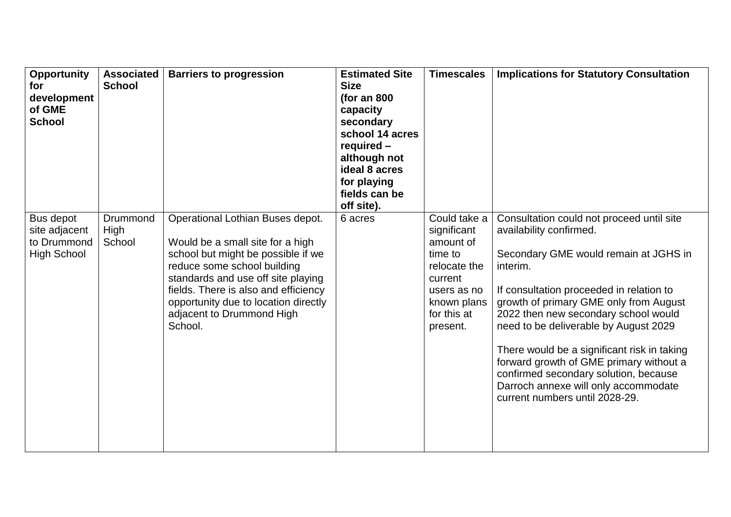| **Opportunity for development of GME School** | **Associated School** | **Barriers to progression** | **Estimated Site Size (for an 800 capacity secondary school 14 acres required – although not ideal 8 acres for playing fields can be off site).** | **Timescales** | **Implications for Statutory Consultation** |
|---|---|---|---|---|---|
| Bus depot site adjacent to Drummond High School | Drummond High School | Operational Lothian Buses depot.<br><br>Would be a small site for a high school but might be possible if we reduce some school building standards and use off site playing fields. There is also and efficiency opportunity due to location directly adjacent to Drummond High School. | 6 acres | Could take a significant amount of time to relocate the current users as no known plans for this at present. | Consultation could not proceed until site availability confirmed.<br><br>Secondary GME would remain at JGHS in interim.<br><br>If consultation proceeded in relation to growth of primary GME only from August 2022 then new secondary school would need to be deliverable by August 2029<br><br>There would be a significant risk in taking forward growth of GME primary without a confirmed secondary solution, because Darroch annexe will only accommodate current numbers until 2028-29. |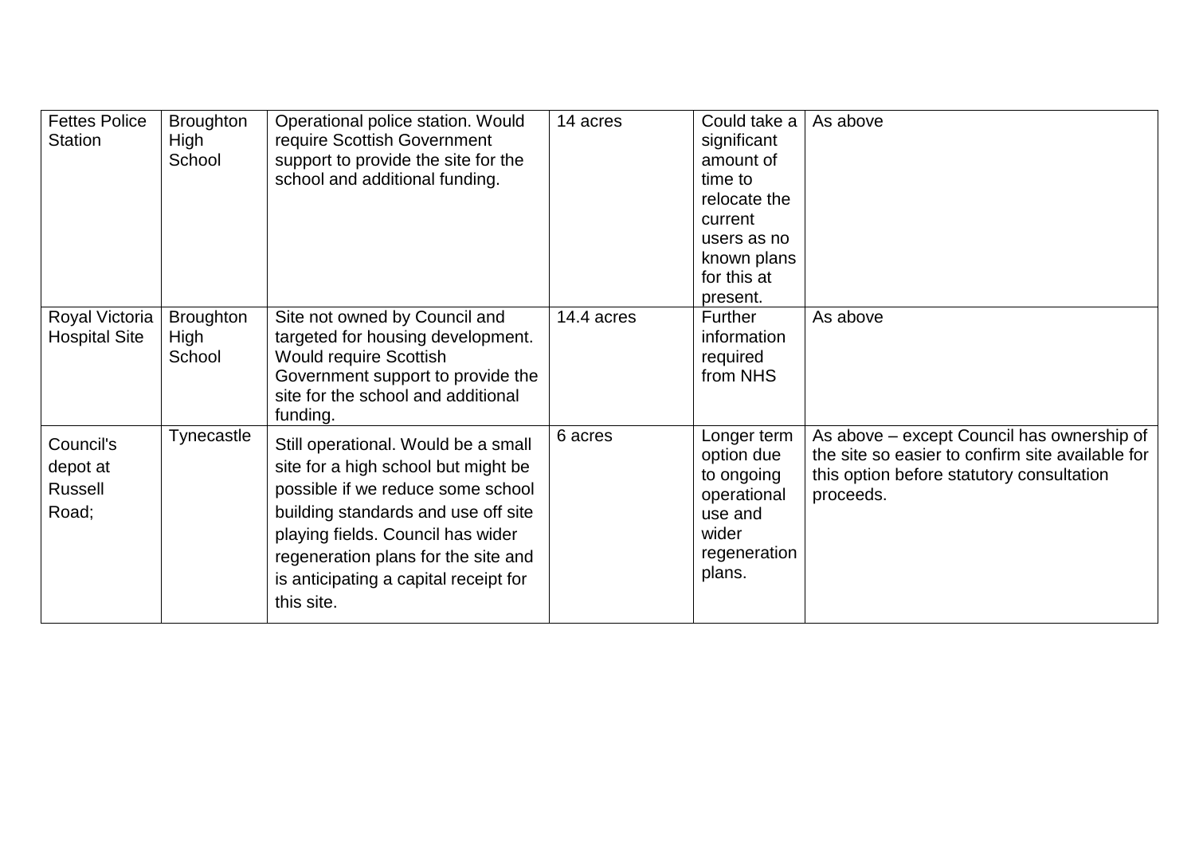| | | | | | |
|---|---|---|---|---|---|
| Fettes Police Station | Broughton High School | Operational police station. Would require Scottish Government support to provide the site for the school and additional funding. | 14 acres | Could take a significant amount of time to relocate the current users as no known plans for this at present. | As above |
| Royal Victoria Hospital Site | Broughton High School | Site not owned by Council and targeted for housing development. Would require Scottish Government support to provide the site for the school and additional funding. | 14.4 acres | Further information required from NHS | As above |
| Council's depot at Russell Road; | Tynecastle | Still operational. Would be a small site for a high school but might be possible if we reduce some school building standards and use off site playing fields. Council has wider regeneration plans for the site and is anticipating a capital receipt for this site. | 6 acres | Longer term option due to ongoing operational use and wider regeneration plans. | As above – except Council has ownership of the site so easier to confirm site available for this option before statutory consultation proceeds. |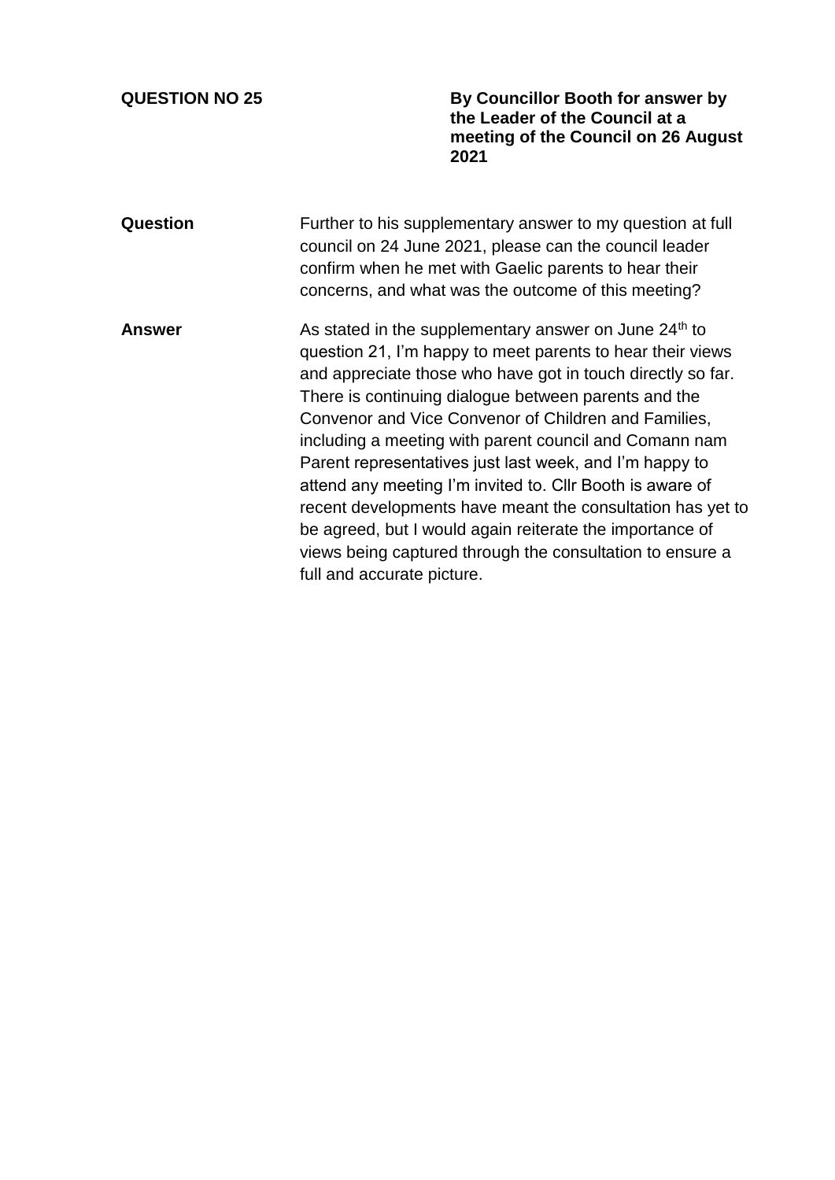**QUESTION NO 25**

**By Councillor Booth for answer by the Leader of the Council at a meeting of the Council on 26 August 2021**

**Question**

Further to his supplementary answer to my question at full council on 24 June 2021, please can the council leader confirm when he met with Gaelic parents to hear their concerns, and what was the outcome of this meeting?

**Answer**

As stated in the supplementary answer on June 24th to question 21, I'm happy to meet parents to hear their views and appreciate those who have got in touch directly so far. There is continuing dialogue between parents and the Convenor and Vice Convenor of Children and Families, including a meeting with parent council and Comann nam Parent representatives just last week, and I'm happy to attend any meeting I'm invited to. Cllr Booth is aware of recent developments have meant the consultation has yet to be agreed, but I would again reiterate the importance of views being captured through the consultation to ensure a full and accurate picture.